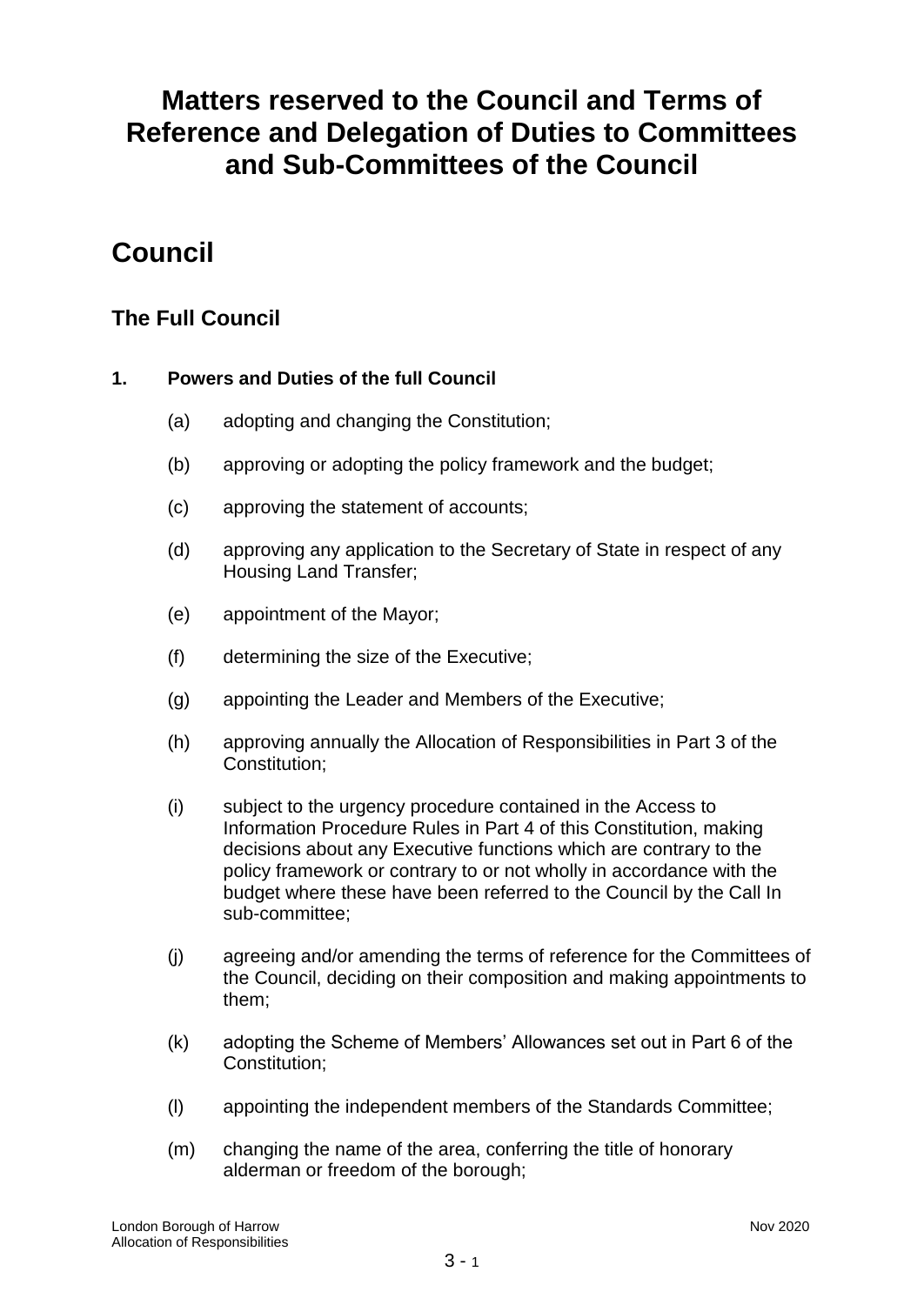# Matters reserved to the Council and Terms of Reference and Delegation of Duties to Committees and Sub-Committees of the Council

# Council

## The Full Council

### 1. Powers and Duties of the full Council

(a) adopting and changing the Constitution;

(b) approving or adopting the policy framework and the budget;

(c) approving the statement of accounts;

(d) approving any application to the Secretary of State in respect of any Housing Land Transfer;

(e) appointment of the Mayor;

(f) determining the size of the Executive;

(g) appointing the Leader and Members of the Executive;

(h) approving annually the Allocation of Responsibilities in Part 3 of the Constitution;

(i) subject to the urgency procedure contained in the Access to Information Procedure Rules in Part 4 of this Constitution, making decisions about any Executive functions which are contrary to the policy framework or contrary to or not wholly in accordance with the budget where these have been referred to the Council by the Call In sub-committee;

(j) agreeing and/or amending the terms of reference for the Committees of the Council, deciding on their composition and making appointments to them;

(k) adopting the Scheme of Members' Allowances set out in Part 6 of the Constitution;

(l) appointing the independent members of the Standards Committee;

(m) changing the name of the area, conferring the title of honorary alderman or freedom of the borough;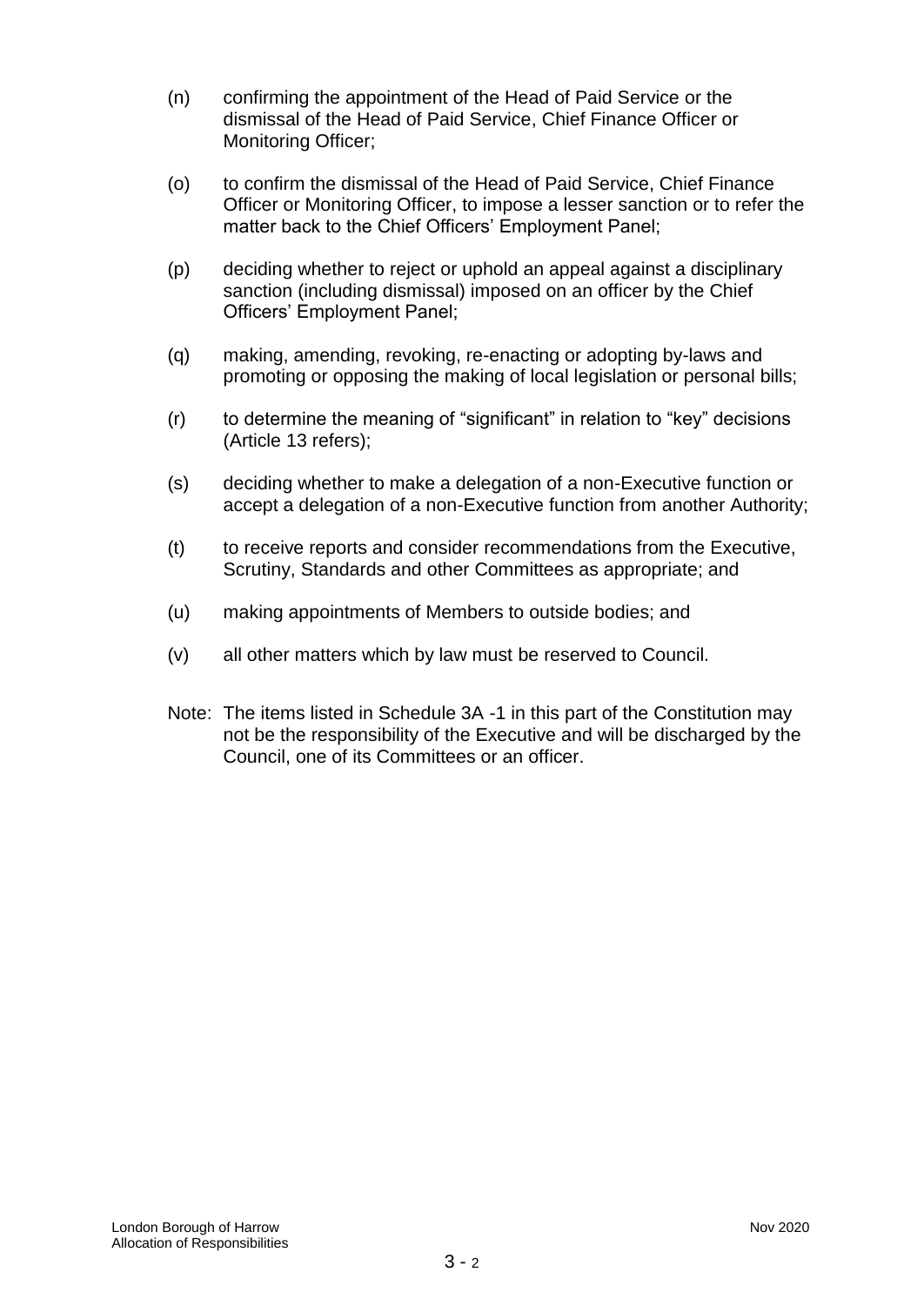(n) confirming the appointment of the Head of Paid Service or the dismissal of the Head of Paid Service, Chief Finance Officer or Monitoring Officer;

(o) to confirm the dismissal of the Head of Paid Service, Chief Finance Officer or Monitoring Officer, to impose a lesser sanction or to refer the matter back to the Chief Officers' Employment Panel;

(p) deciding whether to reject or uphold an appeal against a disciplinary sanction (including dismissal) imposed on an officer by the Chief Officers' Employment Panel;

(q) making, amending, revoking, re-enacting or adopting by-laws and promoting or opposing the making of local legislation or personal bills;

(r) to determine the meaning of "significant" in relation to "key" decisions (Article 13 refers);

(s) deciding whether to make a delegation of a non-Executive function or accept a delegation of a non-Executive function from another Authority;

(t) to receive reports and consider recommendations from the Executive, Scrutiny, Standards and other Committees as appropriate; and

(u) making appointments of Members to outside bodies; and

(v) all other matters which by law must be reserved to Council.

Note: The items listed in Schedule 3A -1 in this part of the Constitution may not be the responsibility of the Executive and will be discharged by the Council, one of its Committees or an officer.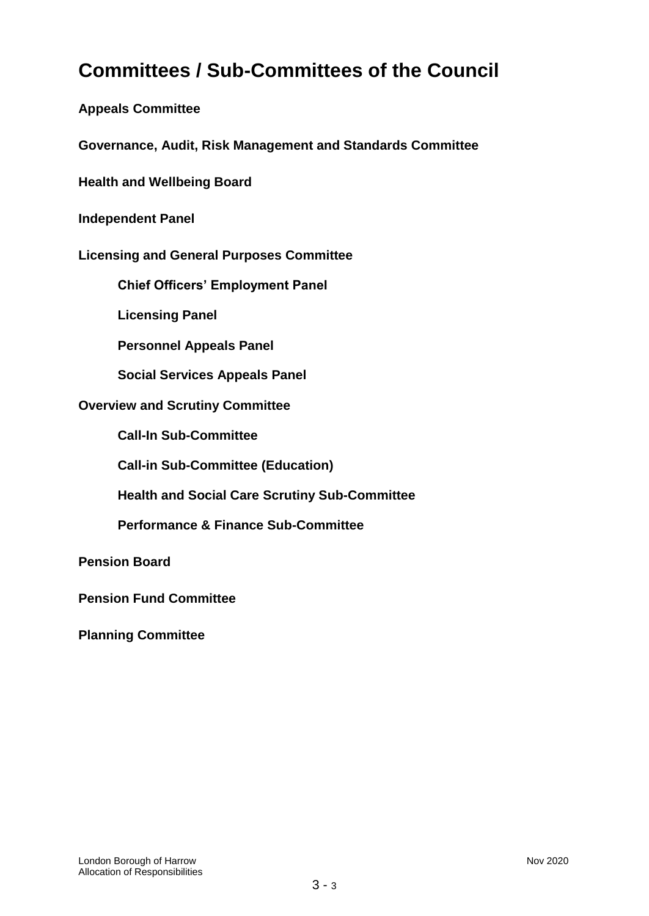# Committees / Sub-Committees of the Council

**Appeals Committee**

**Governance, Audit, Risk Management and Standards Committee**

**Health and Wellbeing Board**

**Independent Panel**

**Licensing and General Purposes Committee**

- **Chief Officers' Employment Panel**
- **Licensing Panel**
- **Personnel Appeals Panel**
- **Social Services Appeals Panel**

**Overview and Scrutiny Committee**

- **Call-In Sub-Committee**
- **Call-in Sub-Committee (Education)**
- **Health and Social Care Scrutiny Sub-Committee**
- **Performance & Finance Sub-Committee**

**Pension Board**

**Pension Fund Committee**

**Planning Committee**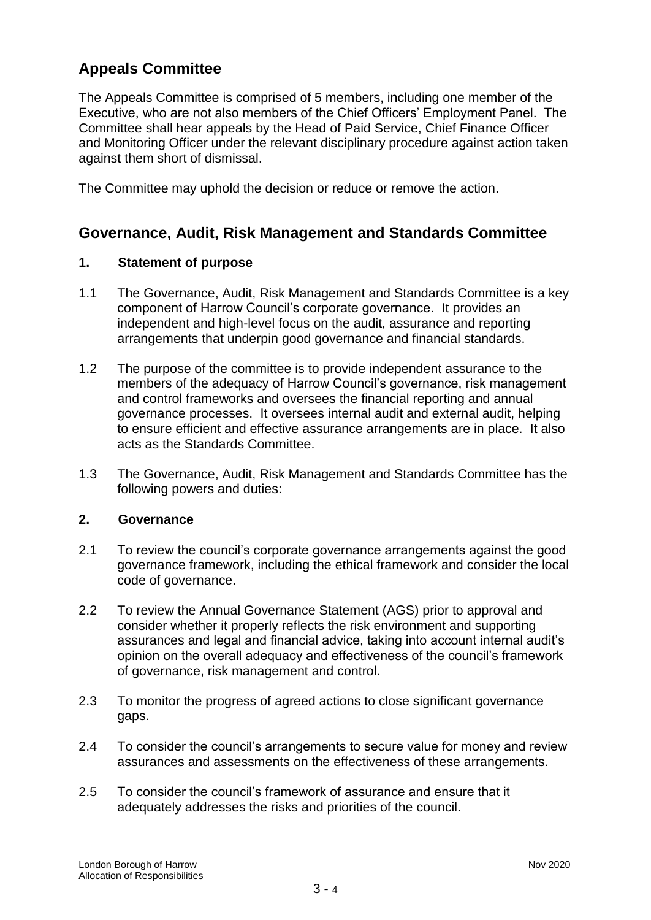## Appeals Committee

The Appeals Committee is comprised of 5 members, including one member of the Executive, who are not also members of the Chief Officers' Employment Panel. The Committee shall hear appeals by the Head of Paid Service, Chief Finance Officer and Monitoring Officer under the relevant disciplinary procedure against action taken against them short of dismissal.

The Committee may uphold the decision or reduce or remove the action.

## Governance, Audit, Risk Management and Standards Committee

### 1. Statement of purpose

1.1 The Governance, Audit, Risk Management and Standards Committee is a key component of Harrow Council's corporate governance. It provides an independent and high-level focus on the audit, assurance and reporting arrangements that underpin good governance and financial standards.

1.2 The purpose of the committee is to provide independent assurance to the members of the adequacy of Harrow Council's governance, risk management and control frameworks and oversees the financial reporting and annual governance processes. It oversees internal audit and external audit, helping to ensure efficient and effective assurance arrangements are in place. It also acts as the Standards Committee.

1.3 The Governance, Audit, Risk Management and Standards Committee has the following powers and duties:

### 2. Governance

2.1 To review the council's corporate governance arrangements against the good governance framework, including the ethical framework and consider the local code of governance.

2.2 To review the Annual Governance Statement (AGS) prior to approval and consider whether it properly reflects the risk environment and supporting assurances and legal and financial advice, taking into account internal audit's opinion on the overall adequacy and effectiveness of the council's framework of governance, risk management and control.

2.3 To monitor the progress of agreed actions to close significant governance gaps.

2.4 To consider the council's arrangements to secure value for money and review assurances and assessments on the effectiveness of these arrangements.

2.5 To consider the council's framework of assurance and ensure that it adequately addresses the risks and priorities of the council.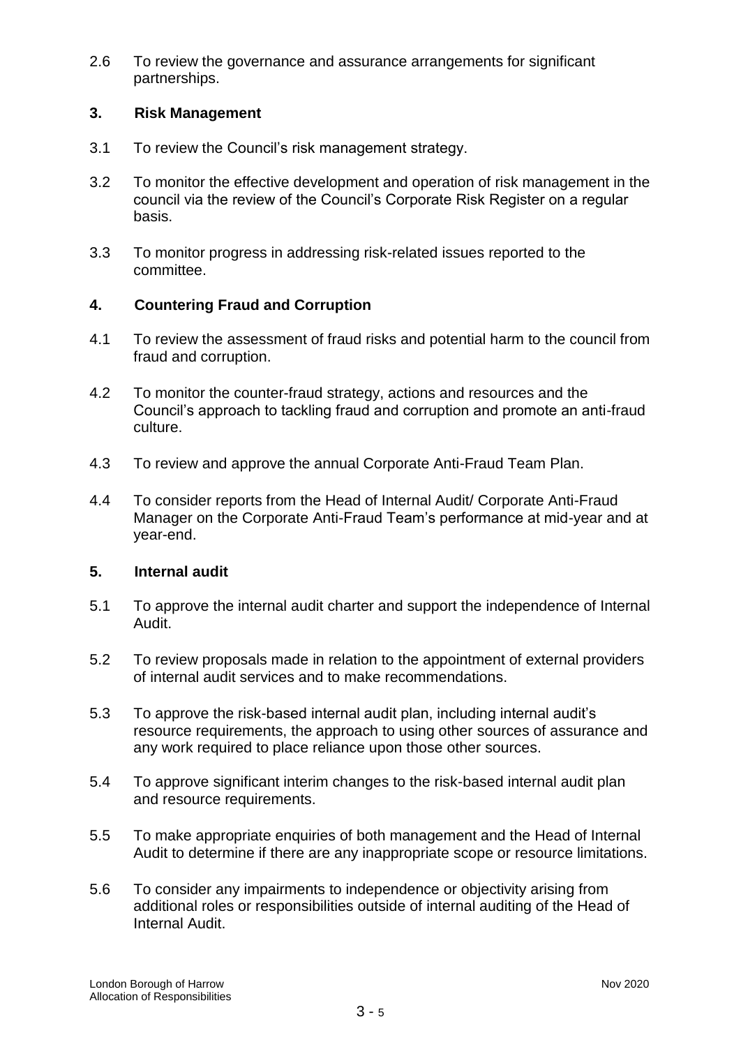2.6 To review the governance and assurance arrangements for significant partnerships.

## 3. Risk Management

3.1 To review the Council's risk management strategy.

3.2 To monitor the effective development and operation of risk management in the council via the review of the Council's Corporate Risk Register on a regular basis.

3.3 To monitor progress in addressing risk-related issues reported to the committee.

## 4. Countering Fraud and Corruption

4.1 To review the assessment of fraud risks and potential harm to the council from fraud and corruption.

4.2 To monitor the counter-fraud strategy, actions and resources and the Council's approach to tackling fraud and corruption and promote an anti-fraud culture.

4.3 To review and approve the annual Corporate Anti-Fraud Team Plan.

4.4 To consider reports from the Head of Internal Audit/ Corporate Anti-Fraud Manager on the Corporate Anti-Fraud Team's performance at mid-year and at year-end.

## 5. Internal audit

5.1 To approve the internal audit charter and support the independence of Internal Audit.

5.2 To review proposals made in relation to the appointment of external providers of internal audit services and to make recommendations.

5.3 To approve the risk-based internal audit plan, including internal audit's resource requirements, the approach to using other sources of assurance and any work required to place reliance upon those other sources.

5.4 To approve significant interim changes to the risk-based internal audit plan and resource requirements.

5.5 To make appropriate enquiries of both management and the Head of Internal Audit to determine if there are any inappropriate scope or resource limitations.

5.6 To consider any impairments to independence or objectivity arising from additional roles or responsibilities outside of internal auditing of the Head of Internal Audit.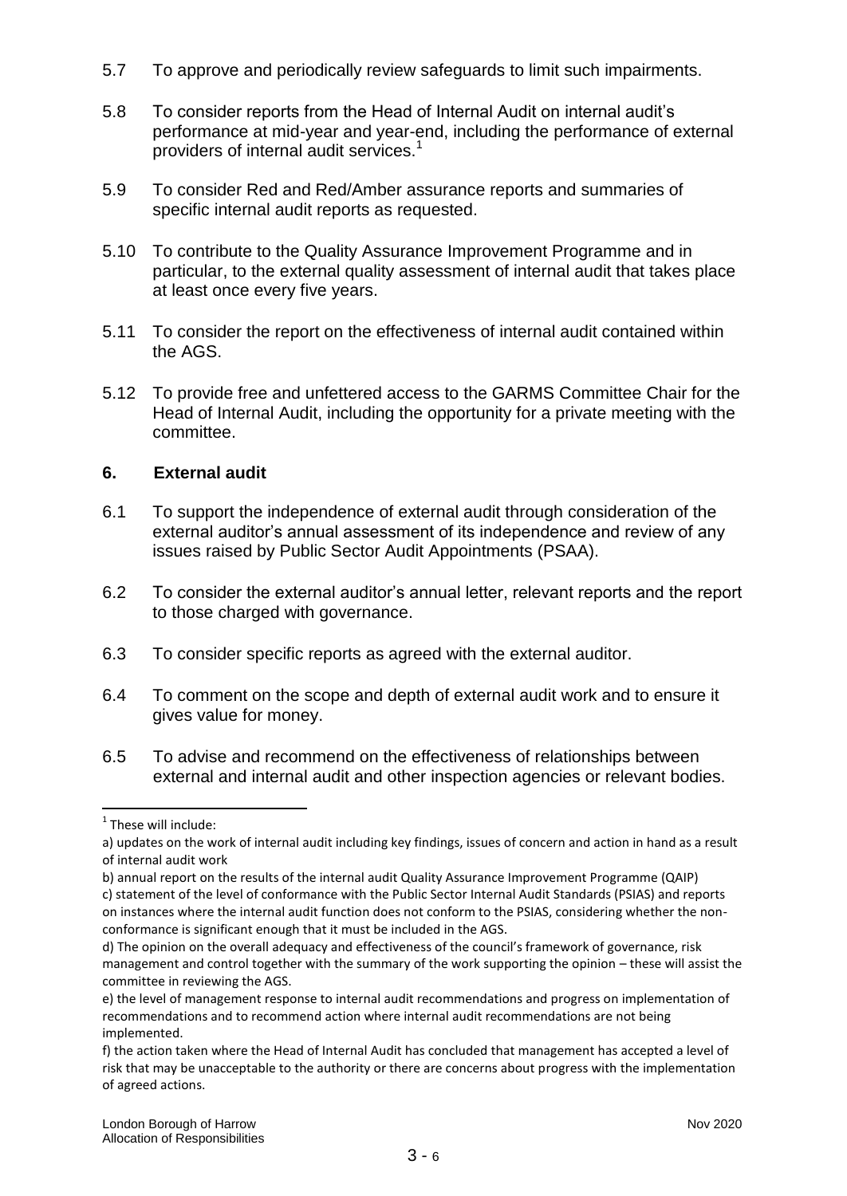5.7 To approve and periodically review safeguards to limit such impairments.

5.8 To consider reports from the Head of Internal Audit on internal audit's performance at mid-year and year-end, including the performance of external providers of internal audit services.[1]

5.9 To consider Red and Red/Amber assurance reports and summaries of specific internal audit reports as requested.

5.10 To contribute to the Quality Assurance Improvement Programme and in particular, to the external quality assessment of internal audit that takes place at least once every five years.

5.11 To consider the report on the effectiveness of internal audit contained within the AGS.

5.12 To provide free and unfettered access to the GARMS Committee Chair for the Head of Internal Audit, including the opportunity for a private meeting with the committee.

## 6. External audit

6.1 To support the independence of external audit through consideration of the external auditor's annual assessment of its independence and review of any issues raised by Public Sector Audit Appointments (PSAA).

6.2 To consider the external auditor's annual letter, relevant reports and the report to those charged with governance.

6.3 To consider specific reports as agreed with the external auditor.

6.4 To comment on the scope and depth of external audit work and to ensure it gives value for money.

6.5 To advise and recommend on the effectiveness of relationships between external and internal audit and other inspection agencies or relevant bodies.

---

[1] These will include:

a) updates on the work of internal audit including key findings, issues of concern and action in hand as a result of internal audit work

b) annual report on the results of the internal audit Quality Assurance Improvement Programme (QAIP)

c) statement of the level of conformance with the Public Sector Internal Audit Standards (PSIAS) and reports on instances where the internal audit function does not conform to the PSIAS, considering whether the non-conformance is significant enough that it must be included in the AGS.

d) The opinion on the overall adequacy and effectiveness of the council's framework of governance, risk management and control together with the summary of the work supporting the opinion – these will assist the committee in reviewing the AGS.

e) the level of management response to internal audit recommendations and progress on implementation of recommendations and to recommend action where internal audit recommendations are not being implemented.

f) the action taken where the Head of Internal Audit has concluded that management has accepted a level of risk that may be unacceptable to the authority or there are concerns about progress with the implementation of agreed actions.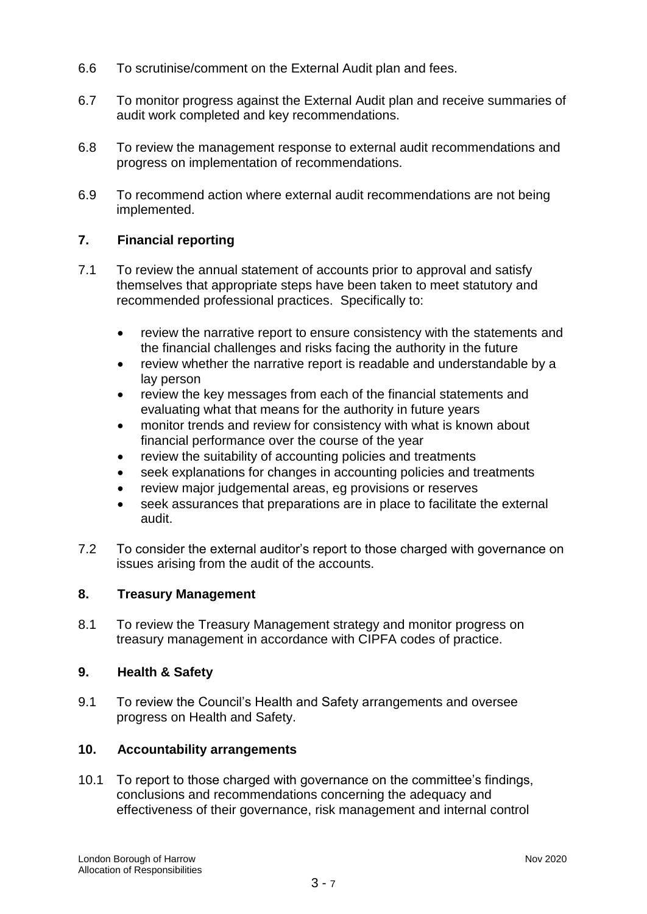6.6 To scrutinise/comment on the External Audit plan and fees.

6.7 To monitor progress against the External Audit plan and receive summaries of audit work completed and key recommendations.

6.8 To review the management response to external audit recommendations and progress on implementation of recommendations.

6.9 To recommend action where external audit recommendations are not being implemented.

## 7. Financial reporting

7.1 To review the annual statement of accounts prior to approval and satisfy themselves that appropriate steps have been taken to meet statutory and recommended professional practices. Specifically to:

- review the narrative report to ensure consistency with the statements and the financial challenges and risks facing the authority in the future
- review whether the narrative report is readable and understandable by a lay person
- review the key messages from each of the financial statements and evaluating what that means for the authority in future years
- monitor trends and review for consistency with what is known about financial performance over the course of the year
- review the suitability of accounting policies and treatments
- seek explanations for changes in accounting policies and treatments
- review major judgemental areas, eg provisions or reserves
- seek assurances that preparations are in place to facilitate the external audit.

7.2 To consider the external auditor's report to those charged with governance on issues arising from the audit of the accounts.

## 8. Treasury Management

8.1 To review the Treasury Management strategy and monitor progress on treasury management in accordance with CIPFA codes of practice.

## 9. Health & Safety

9.1 To review the Council's Health and Safety arrangements and oversee progress on Health and Safety.

## 10. Accountability arrangements

10.1 To report to those charged with governance on the committee's findings, conclusions and recommendations concerning the adequacy and effectiveness of their governance, risk management and internal control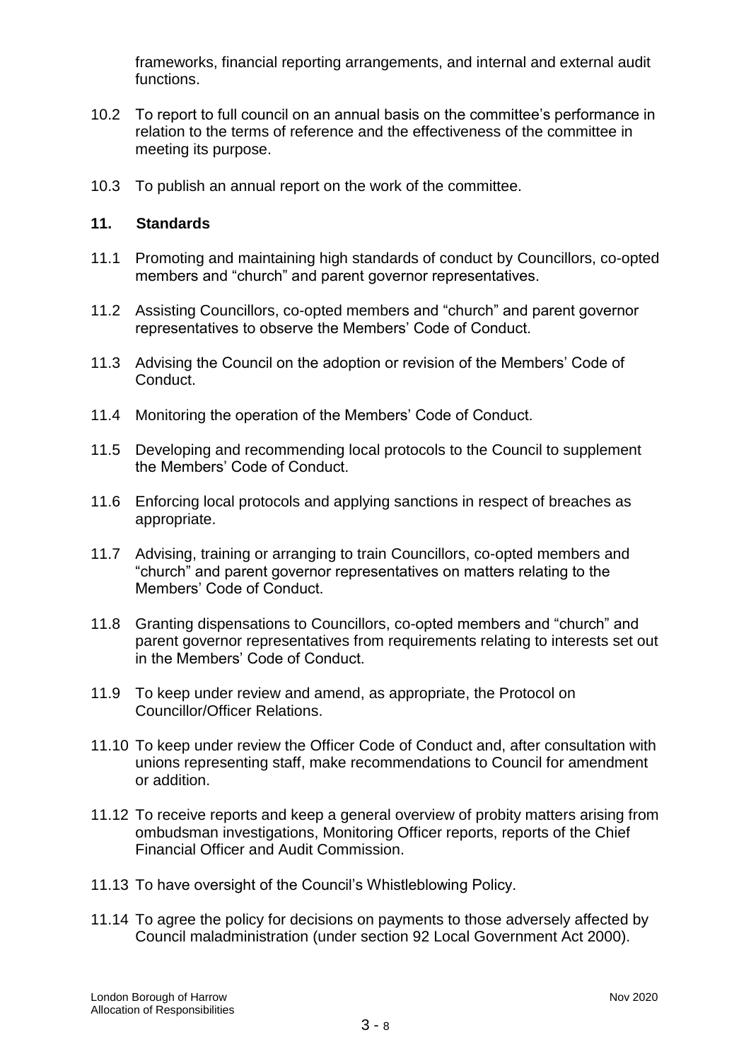frameworks, financial reporting arrangements, and internal and external audit functions.

10.2 To report to full council on an annual basis on the committee's performance in relation to the terms of reference and the effectiveness of the committee in meeting its purpose.

10.3 To publish an annual report on the work of the committee.

## 11. Standards

11.1 Promoting and maintaining high standards of conduct by Councillors, co-opted members and "church" and parent governor representatives.

11.2 Assisting Councillors, co-opted members and "church" and parent governor representatives to observe the Members' Code of Conduct.

11.3 Advising the Council on the adoption or revision of the Members' Code of Conduct.

11.4 Monitoring the operation of the Members' Code of Conduct.

11.5 Developing and recommending local protocols to the Council to supplement the Members' Code of Conduct.

11.6 Enforcing local protocols and applying sanctions in respect of breaches as appropriate.

11.7 Advising, training or arranging to train Councillors, co-opted members and "church" and parent governor representatives on matters relating to the Members' Code of Conduct.

11.8 Granting dispensations to Councillors, co-opted members and "church" and parent governor representatives from requirements relating to interests set out in the Members' Code of Conduct.

11.9 To keep under review and amend, as appropriate, the Protocol on Councillor/Officer Relations.

11.10 To keep under review the Officer Code of Conduct and, after consultation with unions representing staff, make recommendations to Council for amendment or addition.

11.12 To receive reports and keep a general overview of probity matters arising from ombudsman investigations, Monitoring Officer reports, reports of the Chief Financial Officer and Audit Commission.

11.13 To have oversight of the Council's Whistleblowing Policy.

11.14 To agree the policy for decisions on payments to those adversely affected by Council maladministration (under section 92 Local Government Act 2000).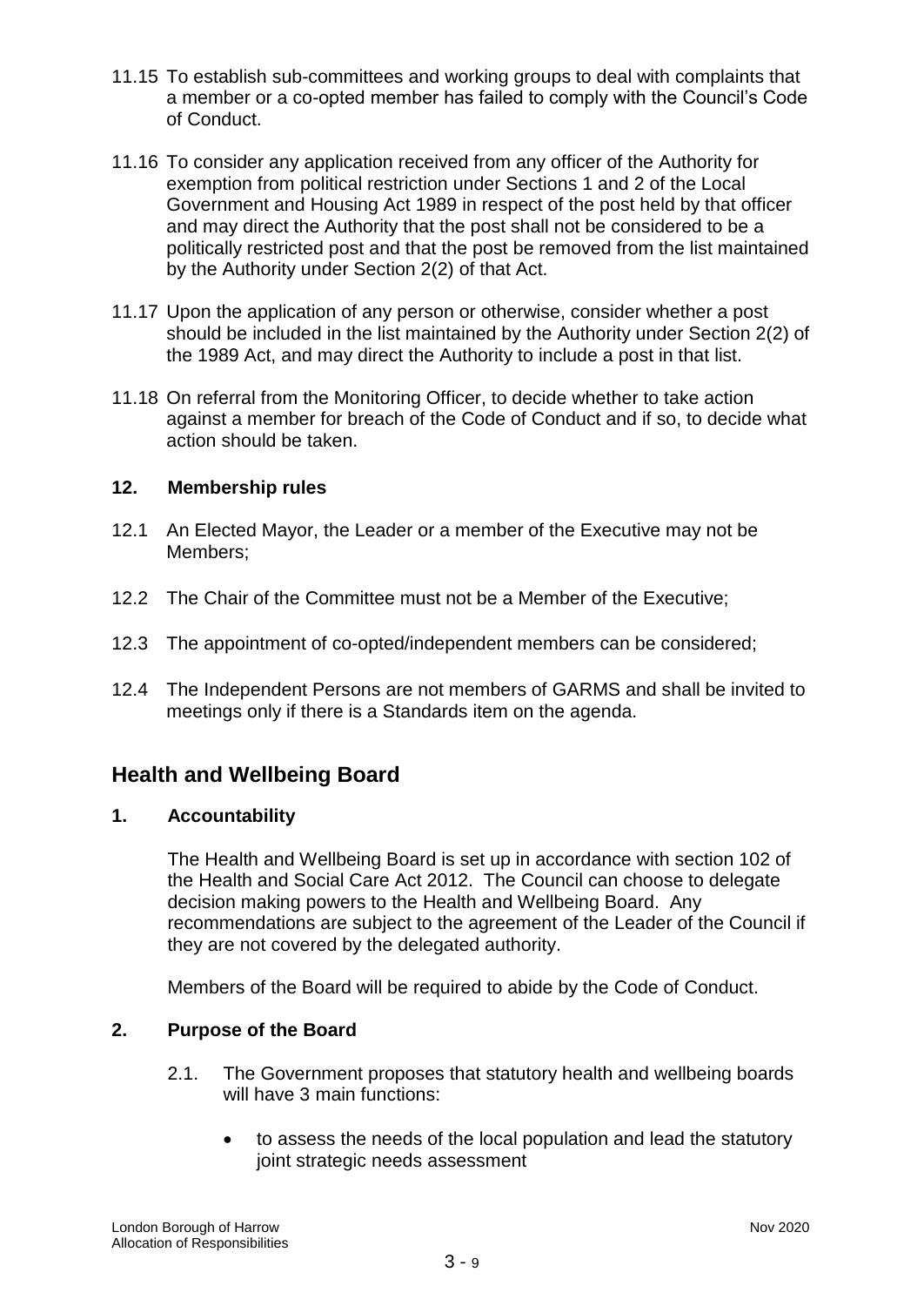11.15 To establish sub-committees and working groups to deal with complaints that a member or a co-opted member has failed to comply with the Council's Code of Conduct.

11.16 To consider any application received from any officer of the Authority for exemption from political restriction under Sections 1 and 2 of the Local Government and Housing Act 1989 in respect of the post held by that officer and may direct the Authority that the post shall not be considered to be a politically restricted post and that the post be removed from the list maintained by the Authority under Section 2(2) of that Act.

11.17 Upon the application of any person or otherwise, consider whether a post should be included in the list maintained by the Authority under Section 2(2) of the 1989 Act, and may direct the Authority to include a post in that list.

11.18 On referral from the Monitoring Officer, to decide whether to take action against a member for breach of the Code of Conduct and if so, to decide what action should be taken.

### 12. Membership rules

12.1 An Elected Mayor, the Leader or a member of the Executive may not be Members;

12.2 The Chair of the Committee must not be a Member of the Executive;

12.3 The appointment of co-opted/independent members can be considered;

12.4 The Independent Persons are not members of GARMS and shall be invited to meetings only if there is a Standards item on the agenda.

## Health and Wellbeing Board

### 1. Accountability

The Health and Wellbeing Board is set up in accordance with section 102 of the Health and Social Care Act 2012. The Council can choose to delegate decision making powers to the Health and Wellbeing Board. Any recommendations are subject to the agreement of the Leader of the Council if they are not covered by the delegated authority.

Members of the Board will be required to abide by the Code of Conduct.

### 2. Purpose of the Board

2.1. The Government proposes that statutory health and wellbeing boards will have 3 main functions:

- to assess the needs of the local population and lead the statutory joint strategic needs assessment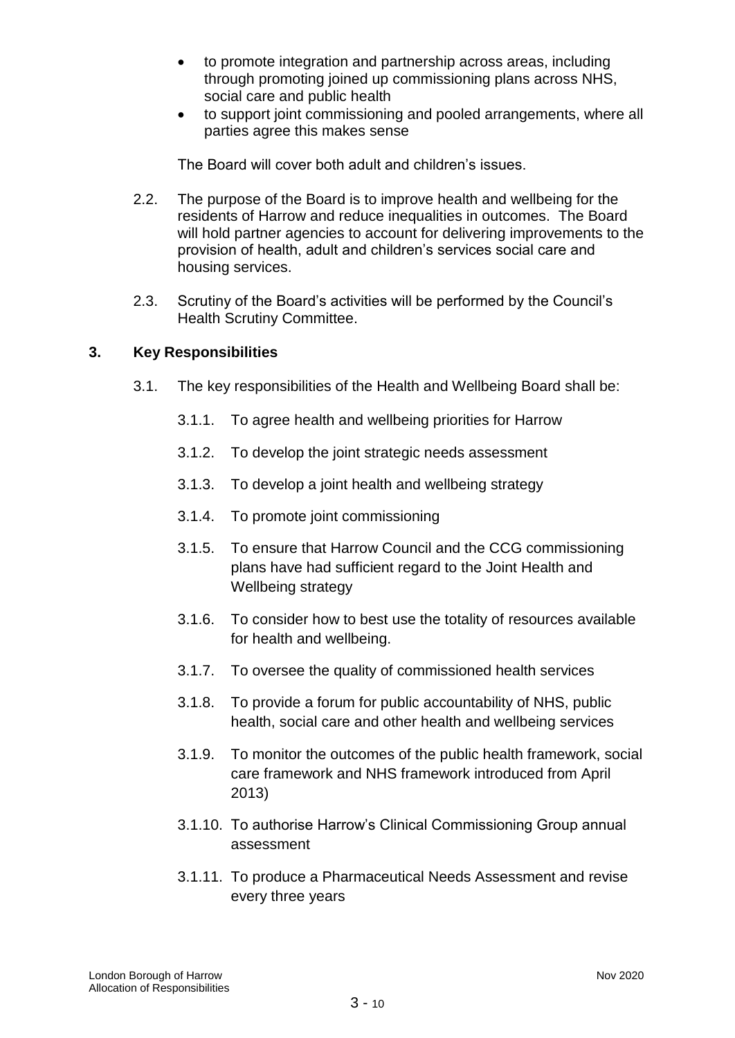- to promote integration and partnership across areas, including through promoting joined up commissioning plans across NHS, social care and public health
- to support joint commissioning and pooled arrangements, where all parties agree this makes sense

The Board will cover both adult and children's issues.

2.2. The purpose of the Board is to improve health and wellbeing for the residents of Harrow and reduce inequalities in outcomes. The Board will hold partner agencies to account for delivering improvements to the provision of health, adult and children's services social care and housing services.

2.3. Scrutiny of the Board's activities will be performed by the Council's Health Scrutiny Committee.

## 3. Key Responsibilities

3.1. The key responsibilities of the Health and Wellbeing Board shall be:

3.1.1. To agree health and wellbeing priorities for Harrow

3.1.2. To develop the joint strategic needs assessment

3.1.3. To develop a joint health and wellbeing strategy

3.1.4. To promote joint commissioning

3.1.5. To ensure that Harrow Council and the CCG commissioning plans have had sufficient regard to the Joint Health and Wellbeing strategy

3.1.6. To consider how to best use the totality of resources available for health and wellbeing.

3.1.7. To oversee the quality of commissioned health services

3.1.8. To provide a forum for public accountability of NHS, public health, social care and other health and wellbeing services

3.1.9. To monitor the outcomes of the public health framework, social care framework and NHS framework introduced from April 2013)

3.1.10. To authorise Harrow's Clinical Commissioning Group annual assessment

3.1.11. To produce a Pharmaceutical Needs Assessment and revise every three years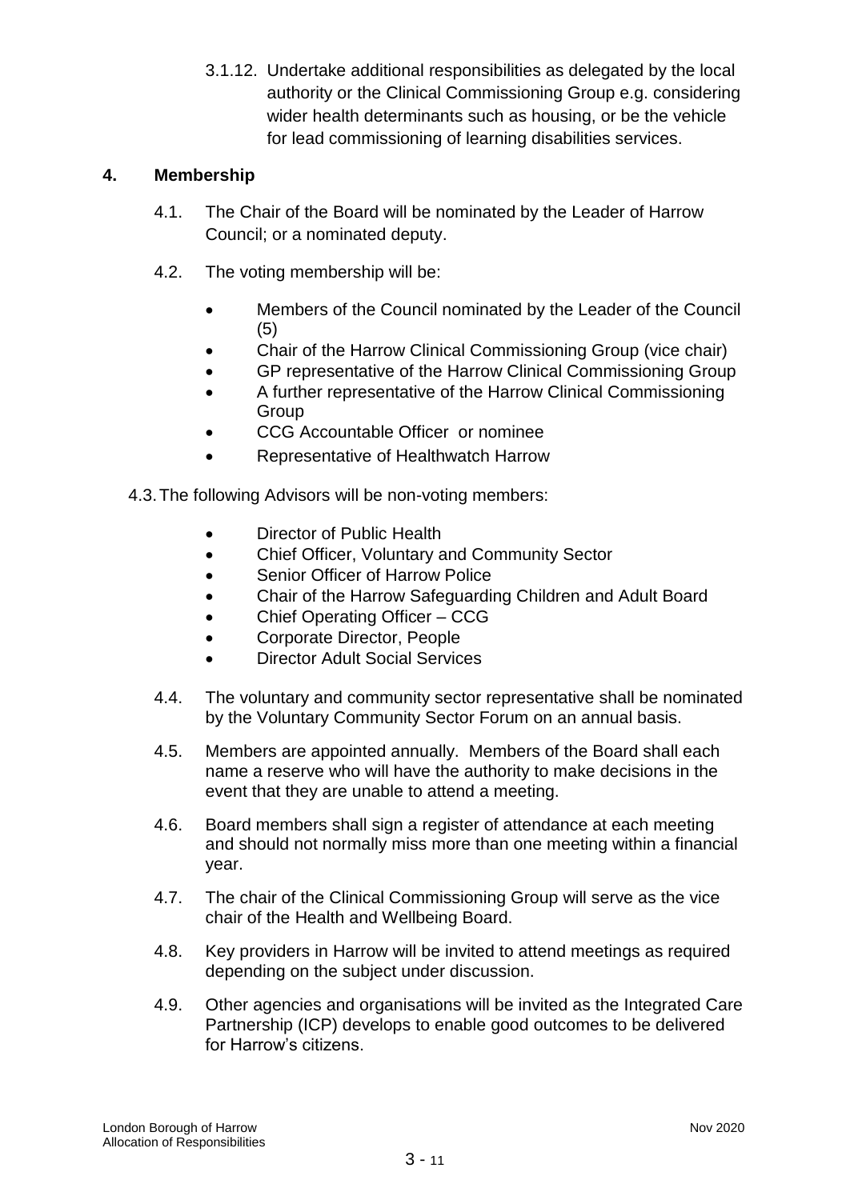3.1.12. Undertake additional responsibilities as delegated by the local authority or the Clinical Commissioning Group e.g. considering wider health determinants such as housing, or be the vehicle for lead commissioning of learning disabilities services.

## 4. Membership

4.1. The Chair of the Board will be nominated by the Leader of Harrow Council; or a nominated deputy.

4.2. The voting membership will be:

- Members of the Council nominated by the Leader of the Council (5)
- Chair of the Harrow Clinical Commissioning Group (vice chair)
- GP representative of the Harrow Clinical Commissioning Group
- A further representative of the Harrow Clinical Commissioning Group
- CCG Accountable Officer or nominee
- Representative of Healthwatch Harrow

4.3. The following Advisors will be non-voting members:

- Director of Public Health
- Chief Officer, Voluntary and Community Sector
- Senior Officer of Harrow Police
- Chair of the Harrow Safeguarding Children and Adult Board
- Chief Operating Officer – CCG
- Corporate Director, People
- Director Adult Social Services

4.4. The voluntary and community sector representative shall be nominated by the Voluntary Community Sector Forum on an annual basis.

4.5. Members are appointed annually. Members of the Board shall each name a reserve who will have the authority to make decisions in the event that they are unable to attend a meeting.

4.6. Board members shall sign a register of attendance at each meeting and should not normally miss more than one meeting within a financial year.

4.7. The chair of the Clinical Commissioning Group will serve as the vice chair of the Health and Wellbeing Board.

4.8. Key providers in Harrow will be invited to attend meetings as required depending on the subject under discussion.

4.9. Other agencies and organisations will be invited as the Integrated Care Partnership (ICP) develops to enable good outcomes to be delivered for Harrow's citizens.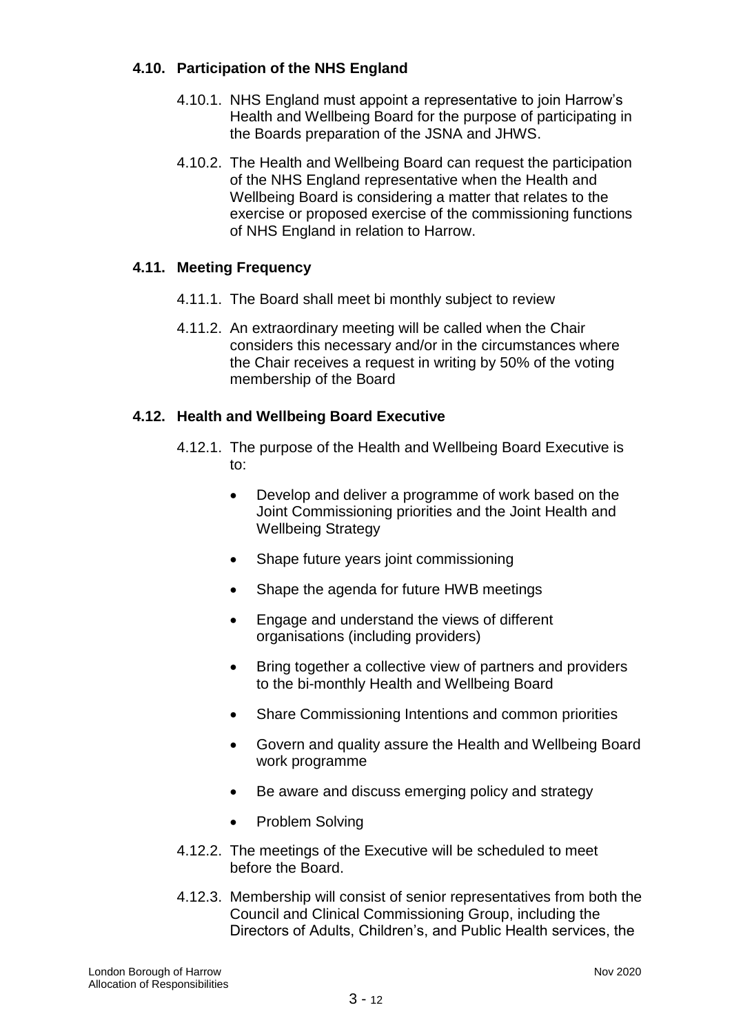### 4.10. Participation of the NHS England

4.10.1. NHS England must appoint a representative to join Harrow's Health and Wellbeing Board for the purpose of participating in the Boards preparation of the JSNA and JHWS.

4.10.2. The Health and Wellbeing Board can request the participation of the NHS England representative when the Health and Wellbeing Board is considering a matter that relates to the exercise or proposed exercise of the commissioning functions of NHS England in relation to Harrow.

### 4.11. Meeting Frequency

4.11.1. The Board shall meet bi monthly subject to review

4.11.2. An extraordinary meeting will be called when the Chair considers this necessary and/or in the circumstances where the Chair receives a request in writing by 50% of the voting membership of the Board

### 4.12. Health and Wellbeing Board Executive

4.12.1. The purpose of the Health and Wellbeing Board Executive is to:

- Develop and deliver a programme of work based on the Joint Commissioning priorities and the Joint Health and Wellbeing Strategy
- Shape future years joint commissioning
- Shape the agenda for future HWB meetings
- Engage and understand the views of different organisations (including providers)
- Bring together a collective view of partners and providers to the bi-monthly Health and Wellbeing Board
- Share Commissioning Intentions and common priorities
- Govern and quality assure the Health and Wellbeing Board work programme
- Be aware and discuss emerging policy and strategy
- Problem Solving

4.12.2. The meetings of the Executive will be scheduled to meet before the Board.

4.12.3. Membership will consist of senior representatives from both the Council and Clinical Commissioning Group, including the Directors of Adults, Children's, and Public Health services, the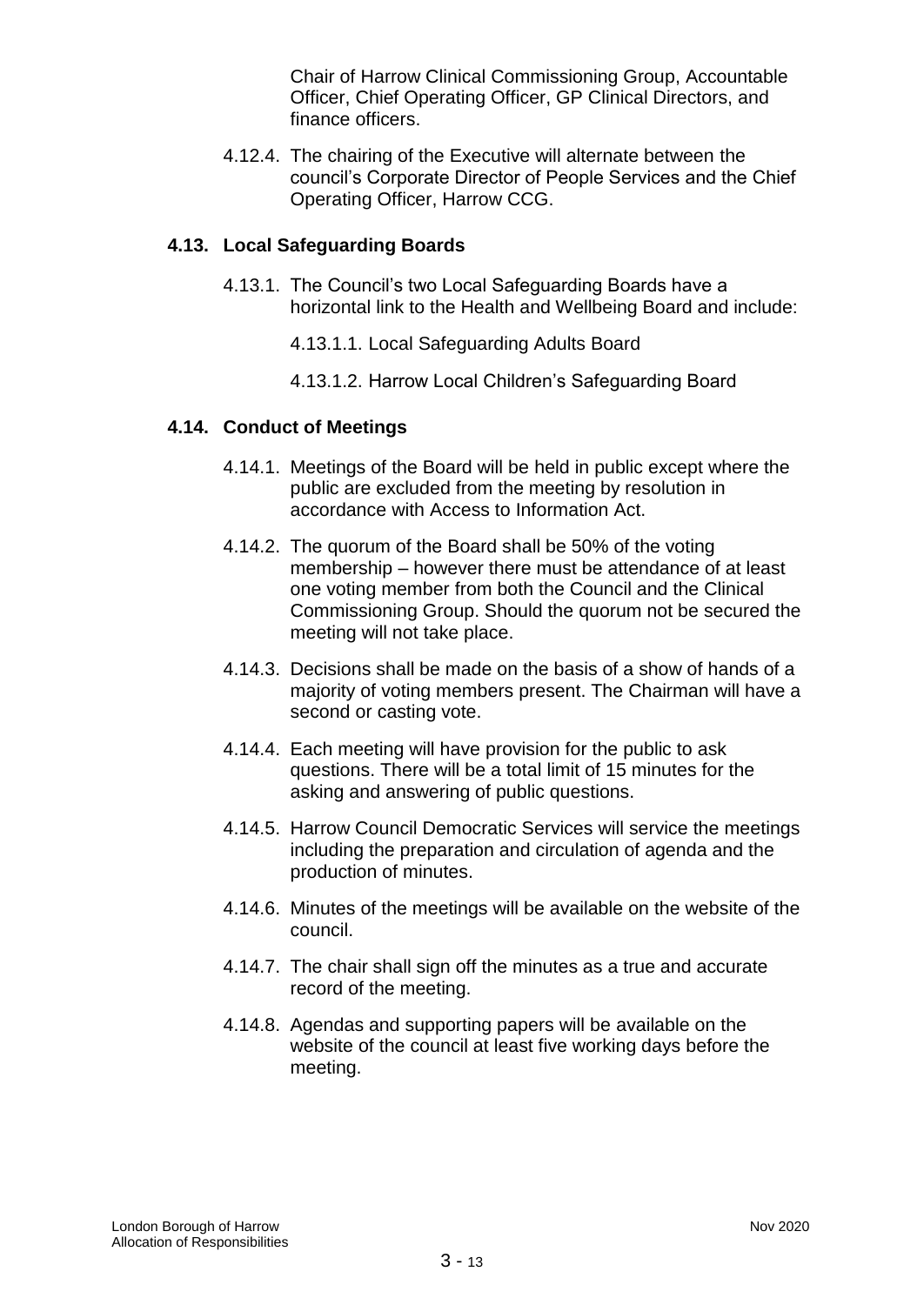Chair of Harrow Clinical Commissioning Group, Accountable Officer, Chief Operating Officer, GP Clinical Directors, and finance officers.

4.12.4. The chairing of the Executive will alternate between the council's Corporate Director of People Services and the Chief Operating Officer, Harrow CCG.

### 4.13. Local Safeguarding Boards

4.13.1. The Council's two Local Safeguarding Boards have a horizontal link to the Health and Wellbeing Board and include:

4.13.1.1. Local Safeguarding Adults Board

4.13.1.2. Harrow Local Children's Safeguarding Board

### 4.14. Conduct of Meetings

4.14.1. Meetings of the Board will be held in public except where the public are excluded from the meeting by resolution in accordance with Access to Information Act.

4.14.2. The quorum of the Board shall be 50% of the voting membership – however there must be attendance of at least one voting member from both the Council and the Clinical Commissioning Group. Should the quorum not be secured the meeting will not take place.

4.14.3. Decisions shall be made on the basis of a show of hands of a majority of voting members present. The Chairman will have a second or casting vote.

4.14.4. Each meeting will have provision for the public to ask questions. There will be a total limit of 15 minutes for the asking and answering of public questions.

4.14.5. Harrow Council Democratic Services will service the meetings including the preparation and circulation of agenda and the production of minutes.

4.14.6. Minutes of the meetings will be available on the website of the council.

4.14.7. The chair shall sign off the minutes as a true and accurate record of the meeting.

4.14.8. Agendas and supporting papers will be available on the website of the council at least five working days before the meeting.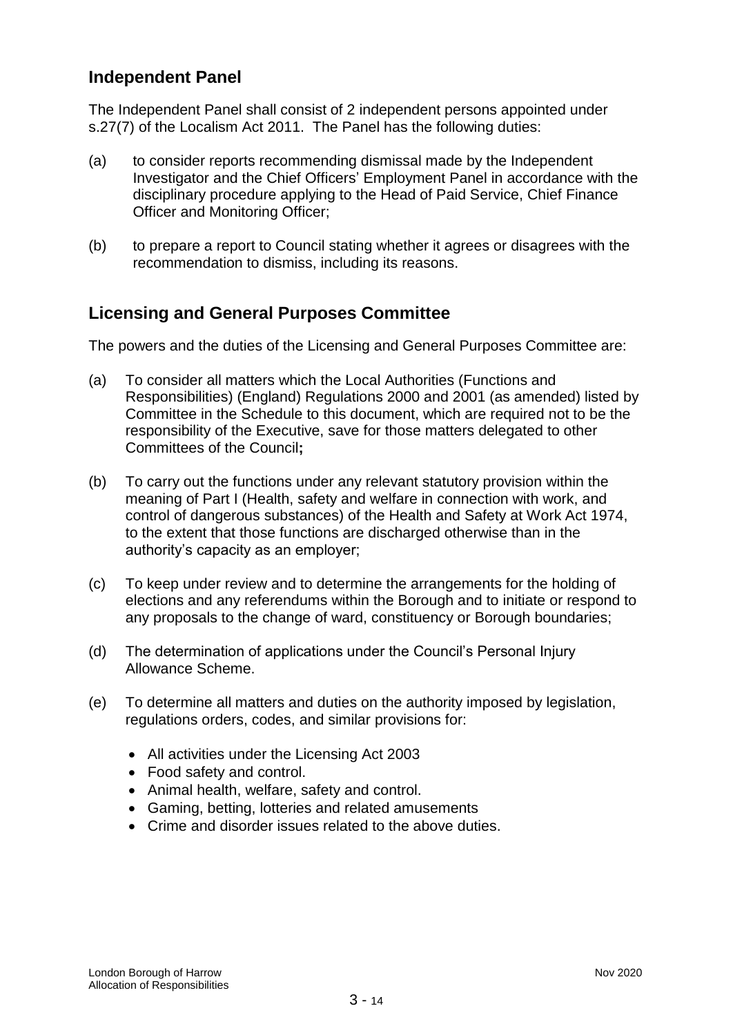## Independent Panel

The Independent Panel shall consist of 2 independent persons appointed under s.27(7) of the Localism Act 2011. The Panel has the following duties:

(a) to consider reports recommending dismissal made by the Independent Investigator and the Chief Officers' Employment Panel in accordance with the disciplinary procedure applying to the Head of Paid Service, Chief Finance Officer and Monitoring Officer;

(b) to prepare a report to Council stating whether it agrees or disagrees with the recommendation to dismiss, including its reasons.

## Licensing and General Purposes Committee

The powers and the duties of the Licensing and General Purposes Committee are:

(a) To consider all matters which the Local Authorities (Functions and Responsibilities) (England) Regulations 2000 and 2001 (as amended) listed by Committee in the Schedule to this document, which are required not to be the responsibility of the Executive, save for those matters delegated to other Committees of the Council**;**

(b) To carry out the functions under any relevant statutory provision within the meaning of Part I (Health, safety and welfare in connection with work, and control of dangerous substances) of the Health and Safety at Work Act 1974, to the extent that those functions are discharged otherwise than in the authority's capacity as an employer;

(c) To keep under review and to determine the arrangements for the holding of elections and any referendums within the Borough and to initiate or respond to any proposals to the change of ward, constituency or Borough boundaries;

(d) The determination of applications under the Council's Personal Injury Allowance Scheme.

(e) To determine all matters and duties on the authority imposed by legislation, regulations orders, codes, and similar provisions for:

- All activities under the Licensing Act 2003
- Food safety and control.
- Animal health, welfare, safety and control.
- Gaming, betting, lotteries and related amusements
- Crime and disorder issues related to the above duties.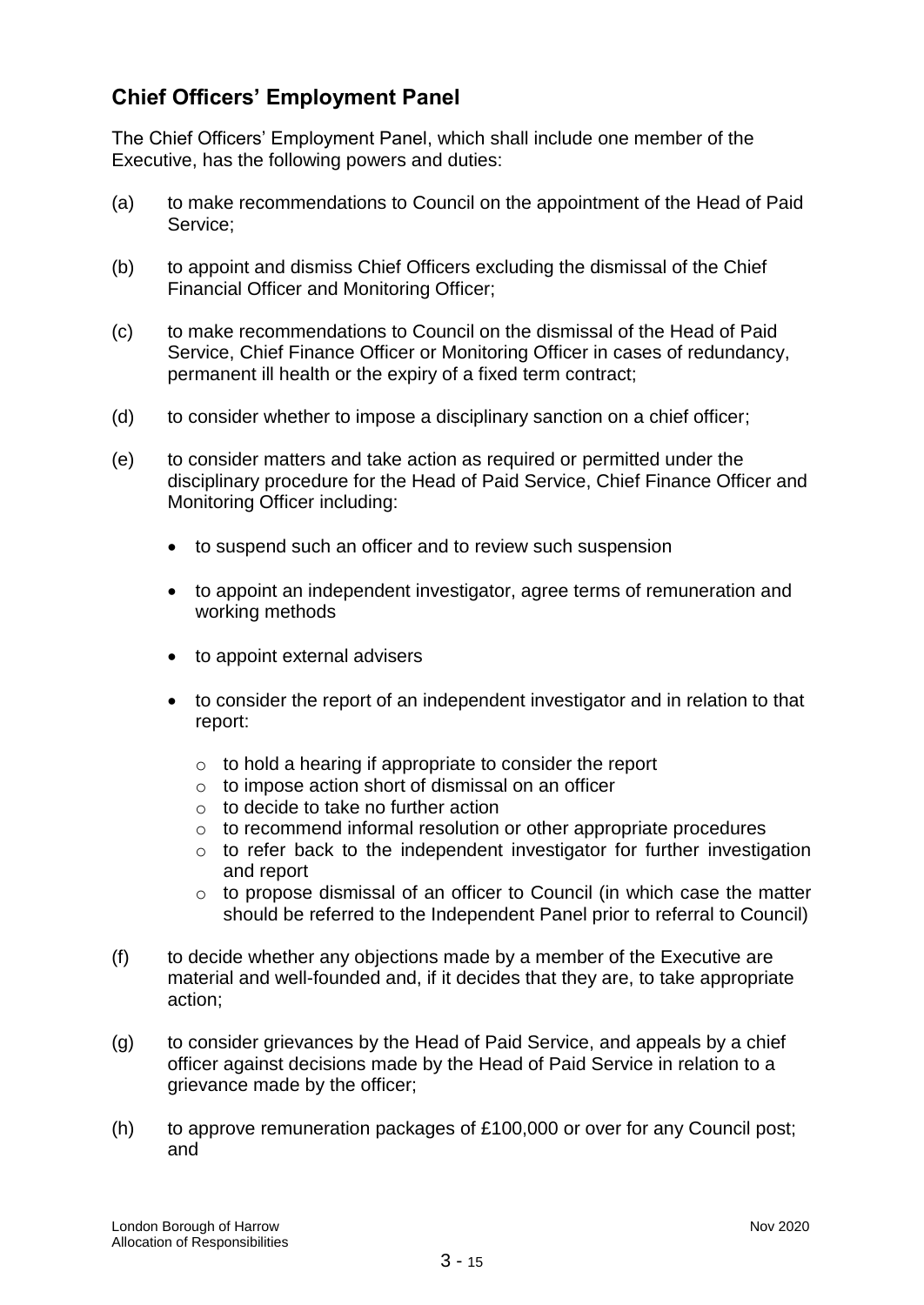## Chief Officers' Employment Panel

The Chief Officers' Employment Panel, which shall include one member of the Executive, has the following powers and duties:

(a) to make recommendations to Council on the appointment of the Head of Paid Service;

(b) to appoint and dismiss Chief Officers excluding the dismissal of the Chief Financial Officer and Monitoring Officer;

(c) to make recommendations to Council on the dismissal of the Head of Paid Service, Chief Finance Officer or Monitoring Officer in cases of redundancy, permanent ill health or the expiry of a fixed term contract;

(d) to consider whether to impose a disciplinary sanction on a chief officer;

(e) to consider matters and take action as required or permitted under the disciplinary procedure for the Head of Paid Service, Chief Finance Officer and Monitoring Officer including:

- to suspend such an officer and to review such suspension
- to appoint an independent investigator, agree terms of remuneration and working methods
- to appoint external advisers
- to consider the report of an independent investigator and in relation to that report:
  - to hold a hearing if appropriate to consider the report
  - to impose action short of dismissal on an officer
  - to decide to take no further action
  - to recommend informal resolution or other appropriate procedures
  - to refer back to the independent investigator for further investigation and report
  - to propose dismissal of an officer to Council (in which case the matter should be referred to the Independent Panel prior to referral to Council)

(f) to decide whether any objections made by a member of the Executive are material and well-founded and, if it decides that they are, to take appropriate action;

(g) to consider grievances by the Head of Paid Service, and appeals by a chief officer against decisions made by the Head of Paid Service in relation to a grievance made by the officer;

(h) to approve remuneration packages of £100,000 or over for any Council post; and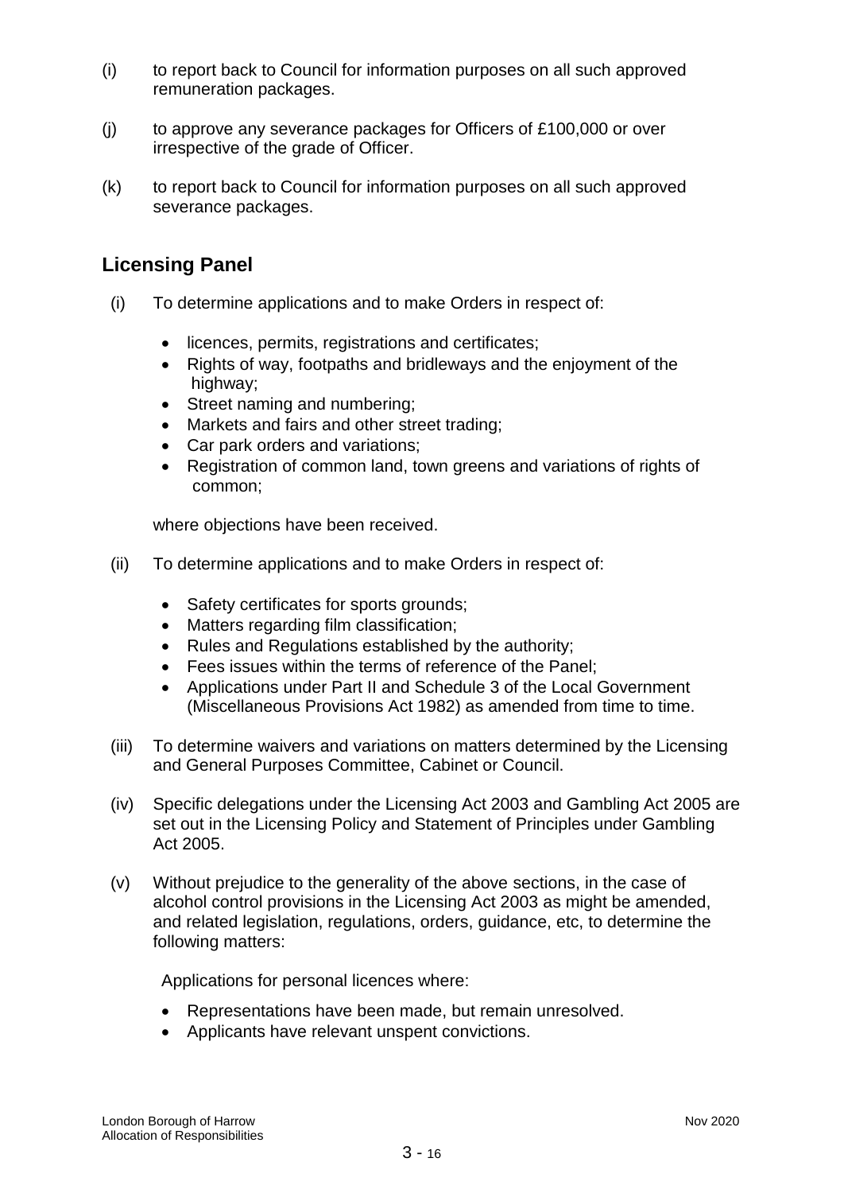(i) to report back to Council for information purposes on all such approved remuneration packages.

(j) to approve any severance packages for Officers of £100,000 or over irrespective of the grade of Officer.

(k) to report back to Council for information purposes on all such approved severance packages.

## Licensing Panel

(i) To determine applications and to make Orders in respect of:

- licences, permits, registrations and certificates;
- Rights of way, footpaths and bridleways and the enjoyment of the highway;
- Street naming and numbering;
- Markets and fairs and other street trading;
- Car park orders and variations;
- Registration of common land, town greens and variations of rights of common;

where objections have been received.

(ii) To determine applications and to make Orders in respect of:

- Safety certificates for sports grounds;
- Matters regarding film classification;
- Rules and Regulations established by the authority;
- Fees issues within the terms of reference of the Panel;
- Applications under Part II and Schedule 3 of the Local Government (Miscellaneous Provisions Act 1982) as amended from time to time.

(iii) To determine waivers and variations on matters determined by the Licensing and General Purposes Committee, Cabinet or Council.

(iv) Specific delegations under the Licensing Act 2003 and Gambling Act 2005 are set out in the Licensing Policy and Statement of Principles under Gambling Act 2005.

(v) Without prejudice to the generality of the above sections, in the case of alcohol control provisions in the Licensing Act 2003 as might be amended, and related legislation, regulations, orders, guidance, etc, to determine the following matters:

Applications for personal licences where:

- Representations have been made, but remain unresolved.
- Applicants have relevant unspent convictions.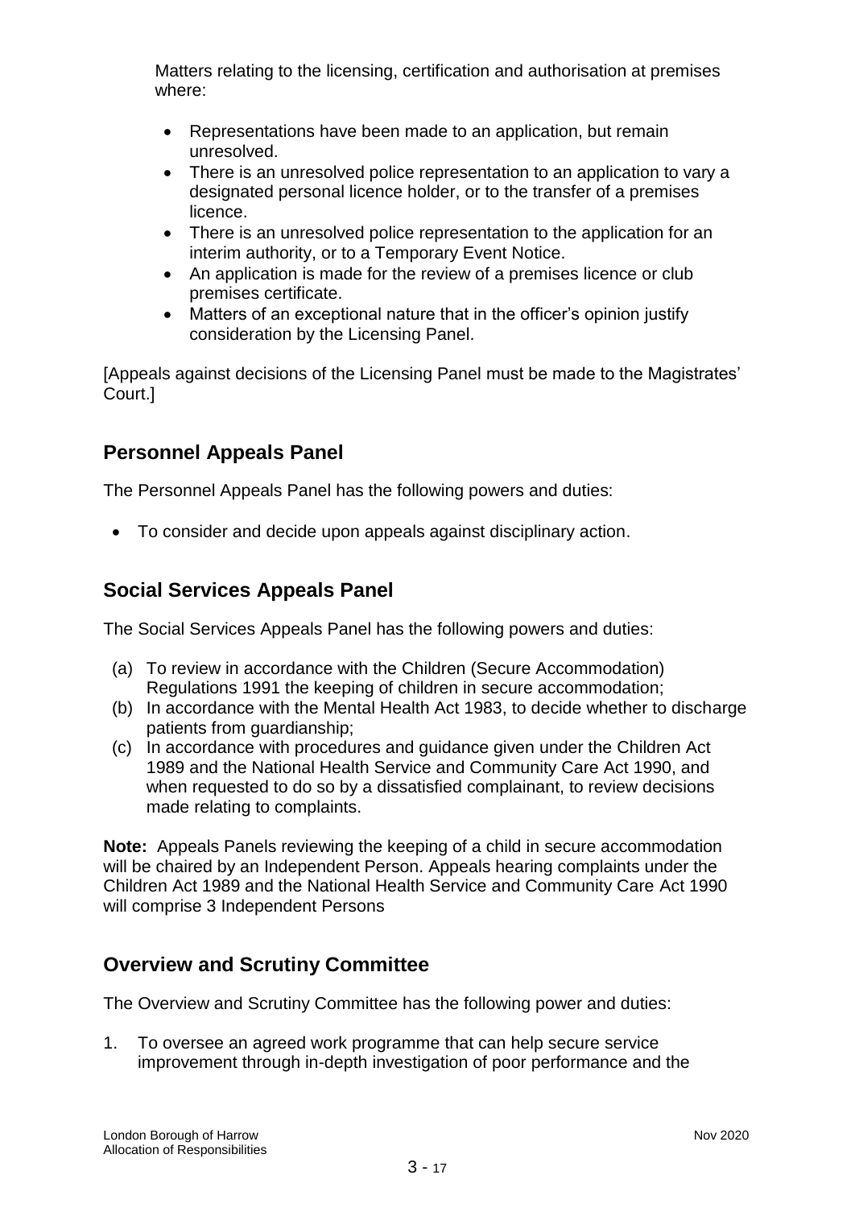Matters relating to the licensing, certification and authorisation at premises where:

- Representations have been made to an application, but remain unresolved.
- There is an unresolved police representation to an application to vary a designated personal licence holder, or to the transfer of a premises licence.
- There is an unresolved police representation to the application for an interim authority, or to a Temporary Event Notice.
- An application is made for the review of a premises licence or club premises certificate.
- Matters of an exceptional nature that in the officer's opinion justify consideration by the Licensing Panel.

[Appeals against decisions of the Licensing Panel must be made to the Magistrates' Court.]

## Personnel Appeals Panel

The Personnel Appeals Panel has the following powers and duties:

- To consider and decide upon appeals against disciplinary action.

## Social Services Appeals Panel

The Social Services Appeals Panel has the following powers and duties:

(a) To review in accordance with the Children (Secure Accommodation) Regulations 1991 the keeping of children in secure accommodation;
(b) In accordance with the Mental Health Act 1983, to decide whether to discharge patients from guardianship;
(c) In accordance with procedures and guidance given under the Children Act 1989 and the National Health Service and Community Care Act 1990, and when requested to do so by a dissatisfied complainant, to review decisions made relating to complaints.

**Note:** Appeals Panels reviewing the keeping of a child in secure accommodation will be chaired by an Independent Person. Appeals hearing complaints under the Children Act 1989 and the National Health Service and Community Care Act 1990 will comprise 3 Independent Persons

## Overview and Scrutiny Committee

The Overview and Scrutiny Committee has the following power and duties:

1. To oversee an agreed work programme that can help secure service improvement through in-depth investigation of poor performance and the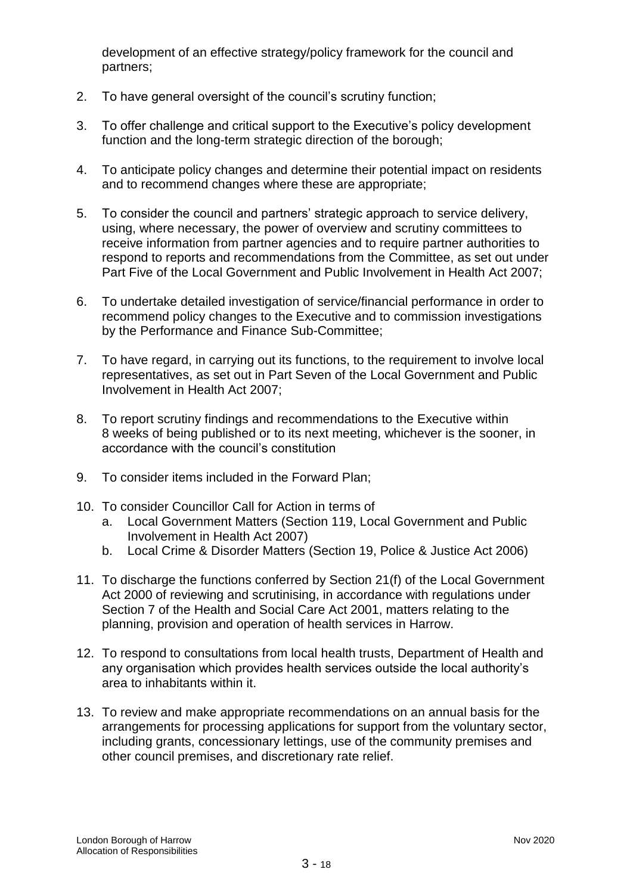development of an effective strategy/policy framework for the council and partners;

2. To have general oversight of the council's scrutiny function;

3. To offer challenge and critical support to the Executive's policy development function and the long-term strategic direction of the borough;

4. To anticipate policy changes and determine their potential impact on residents and to recommend changes where these are appropriate;

5. To consider the council and partners' strategic approach to service delivery, using, where necessary, the power of overview and scrutiny committees to receive information from partner agencies and to require partner authorities to respond to reports and recommendations from the Committee, as set out under Part Five of the Local Government and Public Involvement in Health Act 2007;

6. To undertake detailed investigation of service/financial performance in order to recommend policy changes to the Executive and to commission investigations by the Performance and Finance Sub-Committee;

7. To have regard, in carrying out its functions, to the requirement to involve local representatives, as set out in Part Seven of the Local Government and Public Involvement in Health Act 2007;

8. To report scrutiny findings and recommendations to the Executive within 8 weeks of being published or to its next meeting, whichever is the sooner, in accordance with the council's constitution

9. To consider items included in the Forward Plan;

10. To consider Councillor Call for Action in terms of
    a. Local Government Matters (Section 119, Local Government and Public Involvement in Health Act 2007)
    b. Local Crime & Disorder Matters (Section 19, Police & Justice Act 2006)

11. To discharge the functions conferred by Section 21(f) of the Local Government Act 2000 of reviewing and scrutinising, in accordance with regulations under Section 7 of the Health and Social Care Act 2001, matters relating to the planning, provision and operation of health services in Harrow.

12. To respond to consultations from local health trusts, Department of Health and any organisation which provides health services outside the local authority's area to inhabitants within it.

13. To review and make appropriate recommendations on an annual basis for the arrangements for processing applications for support from the voluntary sector, including grants, concessionary lettings, use of the community premises and other council premises, and discretionary rate relief.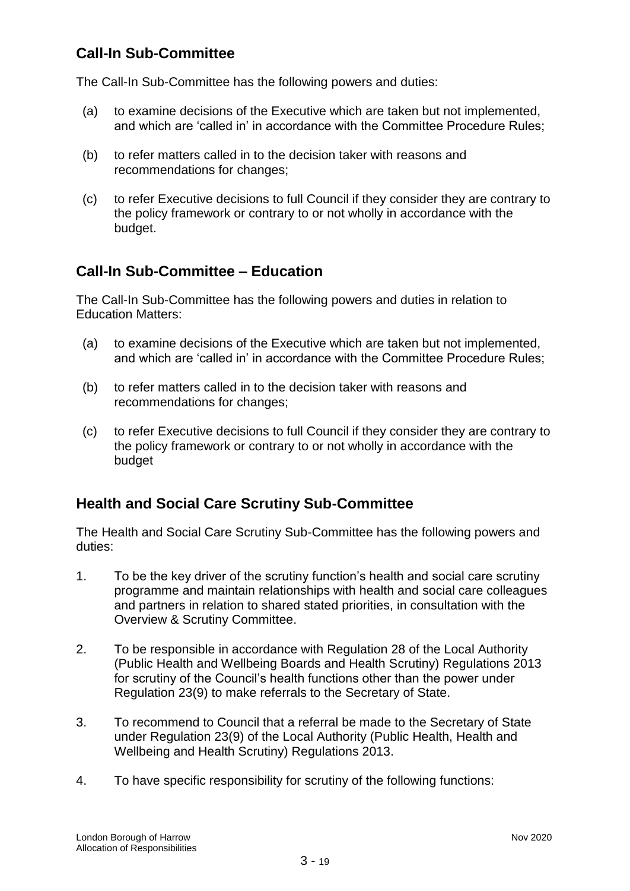## Call-In Sub-Committee

The Call-In Sub-Committee has the following powers and duties:

(a) to examine decisions of the Executive which are taken but not implemented, and which are 'called in' in accordance with the Committee Procedure Rules;

(b) to refer matters called in to the decision taker with reasons and recommendations for changes;

(c) to refer Executive decisions to full Council if they consider they are contrary to the policy framework or contrary to or not wholly in accordance with the budget.

## Call-In Sub-Committee – Education

The Call-In Sub-Committee has the following powers and duties in relation to Education Matters:

(a) to examine decisions of the Executive which are taken but not implemented, and which are 'called in' in accordance with the Committee Procedure Rules;

(b) to refer matters called in to the decision taker with reasons and recommendations for changes;

(c) to refer Executive decisions to full Council if they consider they are contrary to the policy framework or contrary to or not wholly in accordance with the budget

## Health and Social Care Scrutiny Sub-Committee

The Health and Social Care Scrutiny Sub-Committee has the following powers and duties:

1. To be the key driver of the scrutiny function's health and social care scrutiny programme and maintain relationships with health and social care colleagues and partners in relation to shared stated priorities, in consultation with the Overview & Scrutiny Committee.

2. To be responsible in accordance with Regulation 28 of the Local Authority (Public Health and Wellbeing Boards and Health Scrutiny) Regulations 2013 for scrutiny of the Council's health functions other than the power under Regulation 23(9) to make referrals to the Secretary of State.

3. To recommend to Council that a referral be made to the Secretary of State under Regulation 23(9) of the Local Authority (Public Health, Health and Wellbeing and Health Scrutiny) Regulations 2013.

4. To have specific responsibility for scrutiny of the following functions: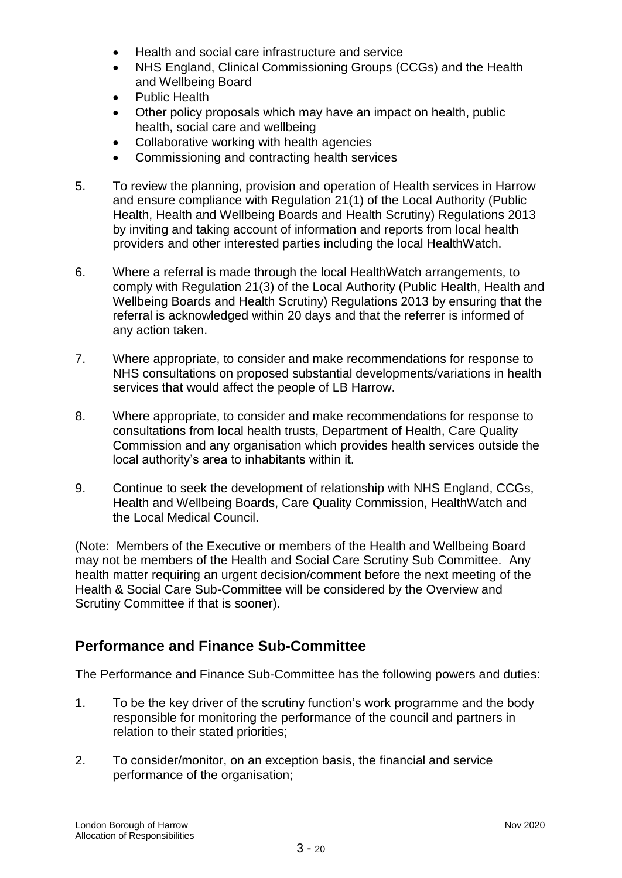- Health and social care infrastructure and service
- NHS England, Clinical Commissioning Groups (CCGs) and the Health and Wellbeing Board
- Public Health
- Other policy proposals which may have an impact on health, public health, social care and wellbeing
- Collaborative working with health agencies
- Commissioning and contracting health services

5. To review the planning, provision and operation of Health services in Harrow and ensure compliance with Regulation 21(1) of the Local Authority (Public Health, Health and Wellbeing Boards and Health Scrutiny) Regulations 2013 by inviting and taking account of information and reports from local health providers and other interested parties including the local HealthWatch.

6. Where a referral is made through the local HealthWatch arrangements, to comply with Regulation 21(3) of the Local Authority (Public Health, Health and Wellbeing Boards and Health Scrutiny) Regulations 2013 by ensuring that the referral is acknowledged within 20 days and that the referrer is informed of any action taken.

7. Where appropriate, to consider and make recommendations for response to NHS consultations on proposed substantial developments/variations in health services that would affect the people of LB Harrow.

8. Where appropriate, to consider and make recommendations for response to consultations from local health trusts, Department of Health, Care Quality Commission and any organisation which provides health services outside the local authority's area to inhabitants within it.

9. Continue to seek the development of relationship with NHS England, CCGs, Health and Wellbeing Boards, Care Quality Commission, HealthWatch and the Local Medical Council.

(Note: Members of the Executive or members of the Health and Wellbeing Board may not be members of the Health and Social Care Scrutiny Sub Committee. Any health matter requiring an urgent decision/comment before the next meeting of the Health & Social Care Sub-Committee will be considered by the Overview and Scrutiny Committee if that is sooner).

## Performance and Finance Sub-Committee

The Performance and Finance Sub-Committee has the following powers and duties:

1. To be the key driver of the scrutiny function's work programme and the body responsible for monitoring the performance of the council and partners in relation to their stated priorities;

2. To consider/monitor, on an exception basis, the financial and service performance of the organisation;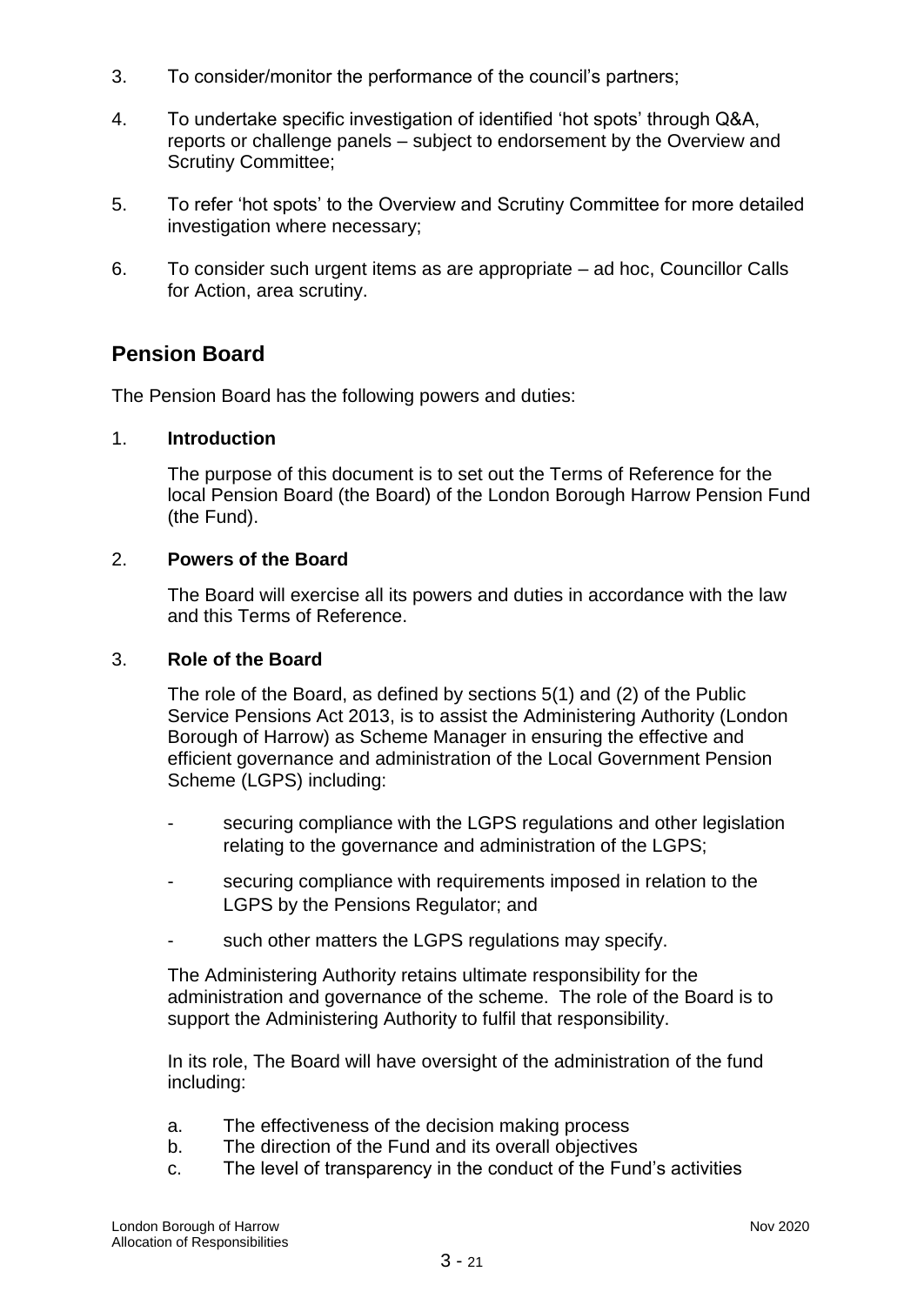3. To consider/monitor the performance of the council's partners;

4. To undertake specific investigation of identified 'hot spots' through Q&A, reports or challenge panels – subject to endorsement by the Overview and Scrutiny Committee;

5. To refer 'hot spots' to the Overview and Scrutiny Committee for more detailed investigation where necessary;

6. To consider such urgent items as are appropriate – ad hoc, Councillor Calls for Action, area scrutiny.

## Pension Board

The Pension Board has the following powers and duties:

1. **Introduction**

   The purpose of this document is to set out the Terms of Reference for the local Pension Board (the Board) of the London Borough Harrow Pension Fund (the Fund).

2. **Powers of the Board**

   The Board will exercise all its powers and duties in accordance with the law and this Terms of Reference.

3. **Role of the Board**

   The role of the Board, as defined by sections 5(1) and (2) of the Public Service Pensions Act 2013, is to assist the Administering Authority (London Borough of Harrow) as Scheme Manager in ensuring the effective and efficient governance and administration of the Local Government Pension Scheme (LGPS) including:

   - securing compliance with the LGPS regulations and other legislation relating to the governance and administration of the LGPS;
   - securing compliance with requirements imposed in relation to the LGPS by the Pensions Regulator; and
   - such other matters the LGPS regulations may specify.

   The Administering Authority retains ultimate responsibility for the administration and governance of the scheme. The role of the Board is to support the Administering Authority to fulfil that responsibility.

   In its role, The Board will have oversight of the administration of the fund including:

   a. The effectiveness of the decision making process
   b. The direction of the Fund and its overall objectives
   c. The level of transparency in the conduct of the Fund's activities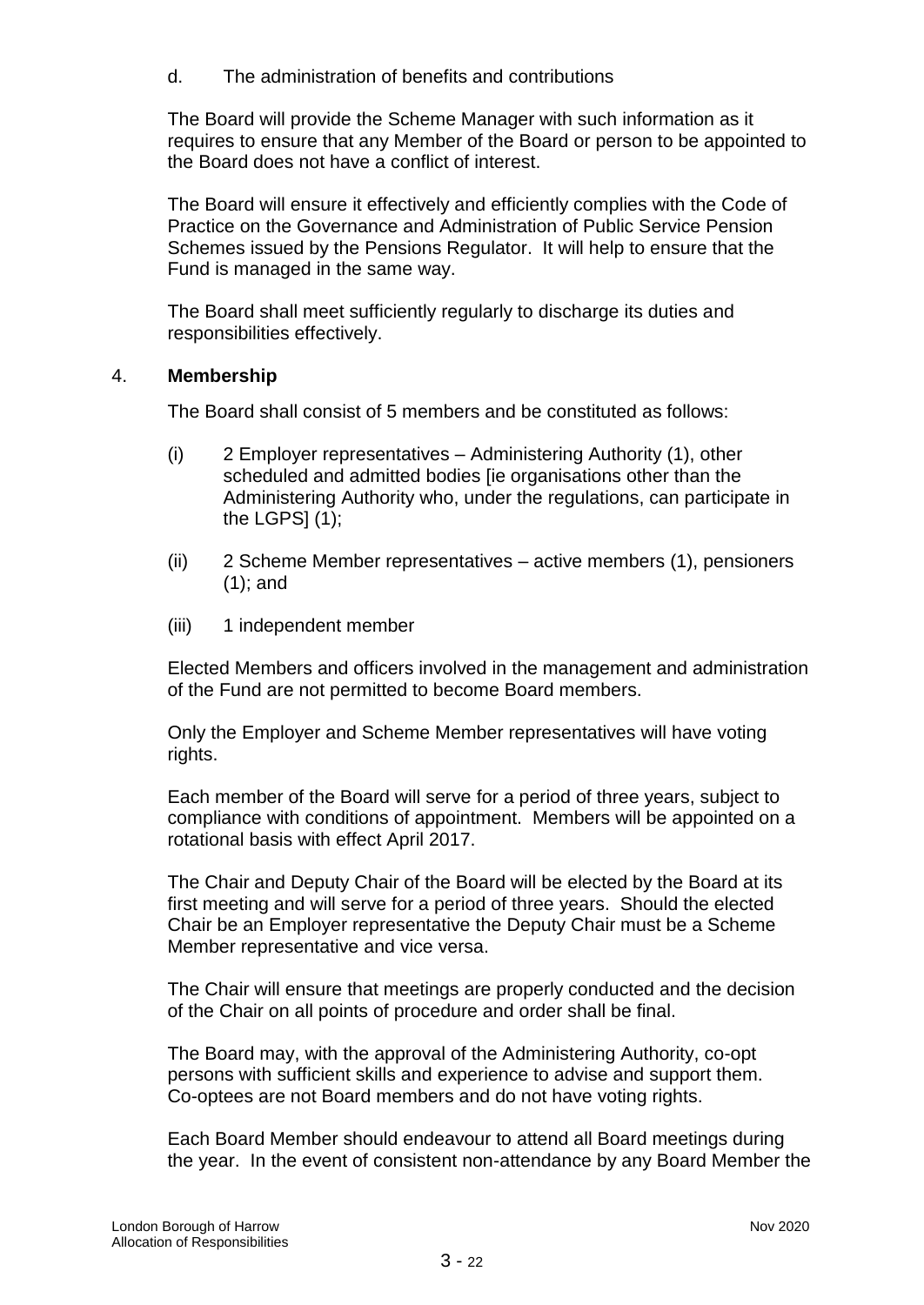d. The administration of benefits and contributions

The Board will provide the Scheme Manager with such information as it requires to ensure that any Member of the Board or person to be appointed to the Board does not have a conflict of interest.

The Board will ensure it effectively and efficiently complies with the Code of Practice on the Governance and Administration of Public Service Pension Schemes issued by the Pensions Regulator. It will help to ensure that the Fund is managed in the same way.

The Board shall meet sufficiently regularly to discharge its duties and responsibilities effectively.

4. **Membership**

The Board shall consist of 5 members and be constituted as follows:

(i) 2 Employer representatives – Administering Authority (1), other scheduled and admitted bodies [ie organisations other than the Administering Authority who, under the regulations, can participate in the LGPS] (1);

(ii) 2 Scheme Member representatives – active members (1), pensioners (1); and

(iii) 1 independent member

Elected Members and officers involved in the management and administration of the Fund are not permitted to become Board members.

Only the Employer and Scheme Member representatives will have voting rights.

Each member of the Board will serve for a period of three years, subject to compliance with conditions of appointment. Members will be appointed on a rotational basis with effect April 2017.

The Chair and Deputy Chair of the Board will be elected by the Board at its first meeting and will serve for a period of three years. Should the elected Chair be an Employer representative the Deputy Chair must be a Scheme Member representative and vice versa.

The Chair will ensure that meetings are properly conducted and the decision of the Chair on all points of procedure and order shall be final.

The Board may, with the approval of the Administering Authority, co-opt persons with sufficient skills and experience to advise and support them. Co-optees are not Board members and do not have voting rights.

Each Board Member should endeavour to attend all Board meetings during the year. In the event of consistent non-attendance by any Board Member the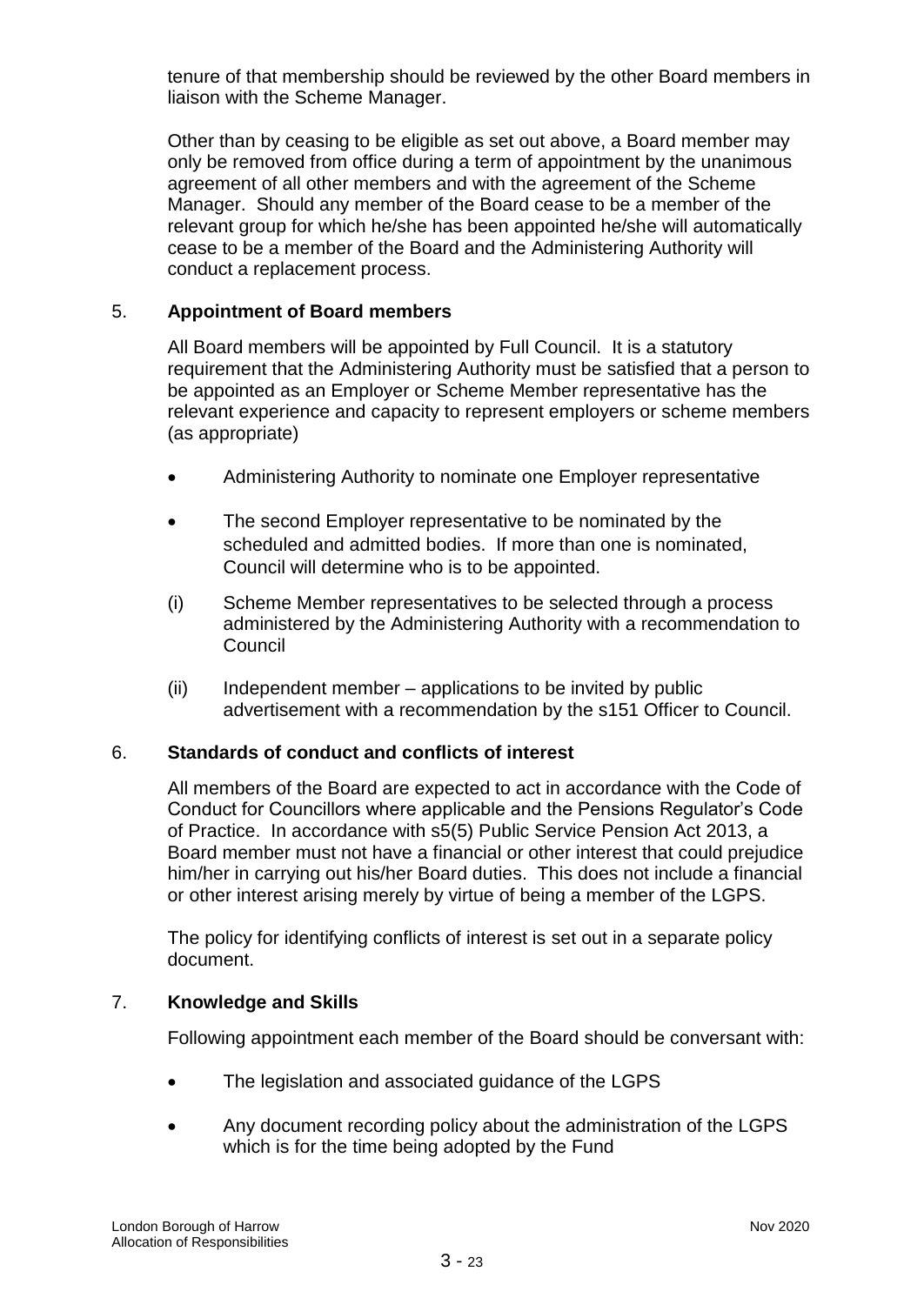tenure of that membership should be reviewed by the other Board members in liaison with the Scheme Manager.

Other than by ceasing to be eligible as set out above, a Board member may only be removed from office during a term of appointment by the unanimous agreement of all other members and with the agreement of the Scheme Manager. Should any member of the Board cease to be a member of the relevant group for which he/she has been appointed he/she will automatically cease to be a member of the Board and the Administering Authority will conduct a replacement process.

## 5. **Appointment of Board members**

All Board members will be appointed by Full Council. It is a statutory requirement that the Administering Authority must be satisfied that a person to be appointed as an Employer or Scheme Member representative has the relevant experience and capacity to represent employers or scheme members (as appropriate)

- Administering Authority to nominate one Employer representative
- The second Employer representative to be nominated by the scheduled and admitted bodies. If more than one is nominated, Council will determine who is to be appointed.

(i) Scheme Member representatives to be selected through a process administered by the Administering Authority with a recommendation to Council

(ii) Independent member – applications to be invited by public advertisement with a recommendation by the s151 Officer to Council.

## 6. **Standards of conduct and conflicts of interest**

All members of the Board are expected to act in accordance with the Code of Conduct for Councillors where applicable and the Pensions Regulator's Code of Practice. In accordance with s5(5) Public Service Pension Act 2013, a Board member must not have a financial or other interest that could prejudice him/her in carrying out his/her Board duties. This does not include a financial or other interest arising merely by virtue of being a member of the LGPS.

The policy for identifying conflicts of interest is set out in a separate policy document.

## 7. **Knowledge and Skills**

Following appointment each member of the Board should be conversant with:

- The legislation and associated guidance of the LGPS
- Any document recording policy about the administration of the LGPS which is for the time being adopted by the Fund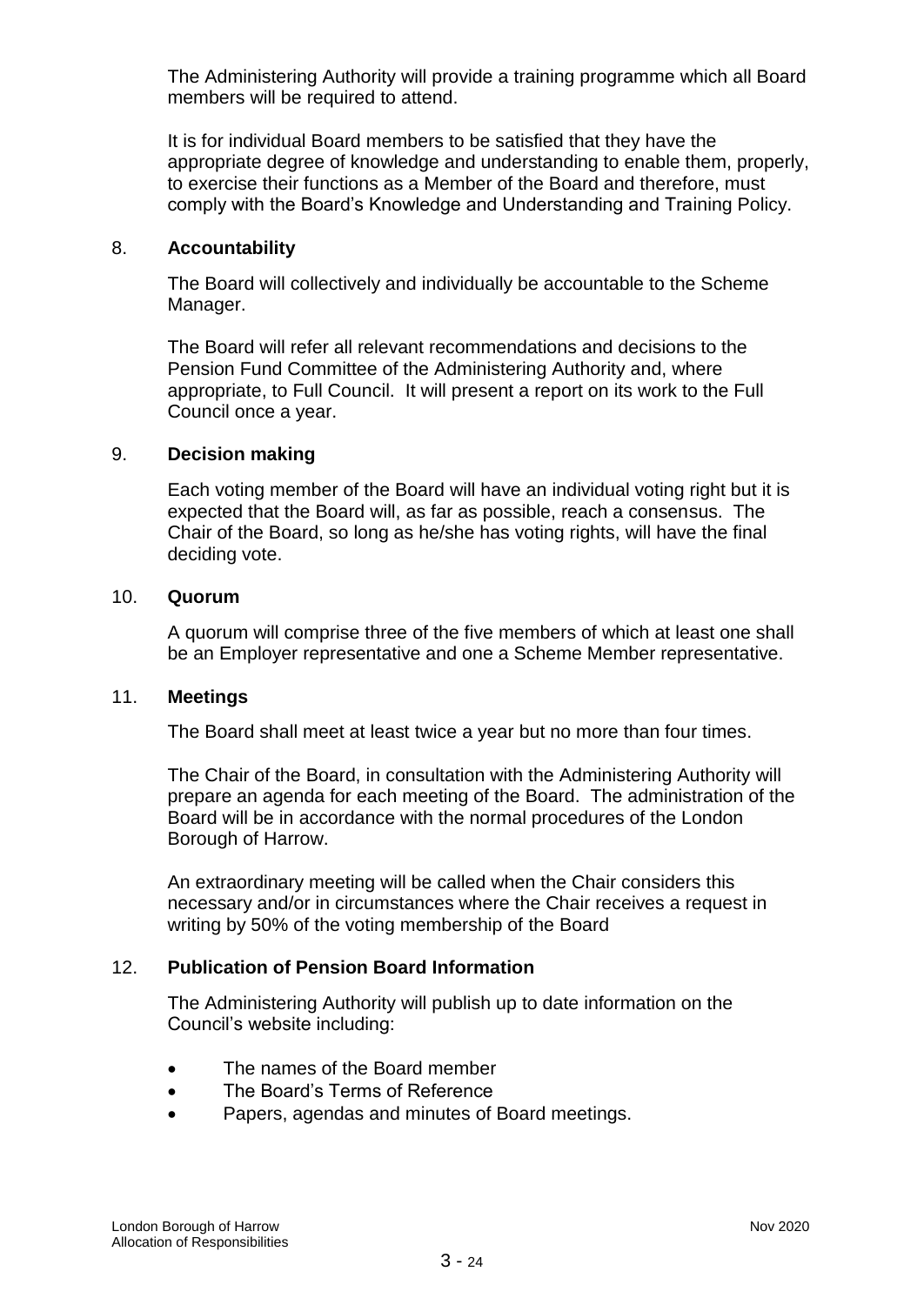The Administering Authority will provide a training programme which all Board members will be required to attend.

It is for individual Board members to be satisfied that they have the appropriate degree of knowledge and understanding to enable them, properly, to exercise their functions as a Member of the Board and therefore, must comply with the Board's Knowledge and Understanding and Training Policy.

8. **Accountability**

The Board will collectively and individually be accountable to the Scheme Manager.

The Board will refer all relevant recommendations and decisions to the Pension Fund Committee of the Administering Authority and, where appropriate, to Full Council. It will present a report on its work to the Full Council once a year.

9. **Decision making**

Each voting member of the Board will have an individual voting right but it is expected that the Board will, as far as possible, reach a consensus. The Chair of the Board, so long as he/she has voting rights, will have the final deciding vote.

10. **Quorum**

A quorum will comprise three of the five members of which at least one shall be an Employer representative and one a Scheme Member representative.

11. **Meetings**

The Board shall meet at least twice a year but no more than four times.

The Chair of the Board, in consultation with the Administering Authority will prepare an agenda for each meeting of the Board. The administration of the Board will be in accordance with the normal procedures of the London Borough of Harrow.

An extraordinary meeting will be called when the Chair considers this necessary and/or in circumstances where the Chair receives a request in writing by 50% of the voting membership of the Board

12. **Publication of Pension Board Information**

The Administering Authority will publish up to date information on the Council's website including:

- The names of the Board member
- The Board's Terms of Reference
- Papers, agendas and minutes of Board meetings.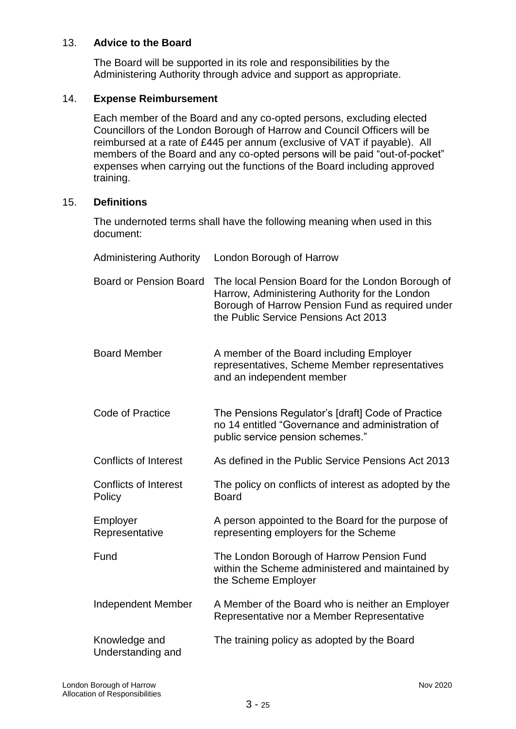## 13. **Advice to the Board**

The Board will be supported in its role and responsibilities by the Administering Authority through advice and support as appropriate.

## 14. **Expense Reimbursement**

Each member of the Board and any co-opted persons, excluding elected Councillors of the London Borough of Harrow and Council Officers will be reimbursed at a rate of £445 per annum (exclusive of VAT if payable). All members of the Board and any co-opted persons will be paid "out-of-pocket" expenses when carrying out the functions of the Board including approved training.

## 15. **Definitions**

The undernoted terms shall have the following meaning when used in this document:

| | |
|---|---|
| Administering Authority | London Borough of Harrow |
| Board or Pension Board | The local Pension Board for the London Borough of Harrow, Administering Authority for the London Borough of Harrow Pension Fund as required under the Public Service Pensions Act 2013 |
| Board Member | A member of the Board including Employer representatives, Scheme Member representatives and an independent member |
| Code of Practice | The Pensions Regulator's [draft] Code of Practice no 14 entitled "Governance and administration of public service pension schemes." |
| Conflicts of Interest | As defined in the Public Service Pensions Act 2013 |
| Conflicts of Interest Policy | The policy on conflicts of interest as adopted by the Board |
| Employer Representative | A person appointed to the Board for the purpose of representing employers for the Scheme |
| Fund | The London Borough of Harrow Pension Fund within the Scheme administered and maintained by the Scheme Employer |
| Independent Member | A Member of the Board who is neither an Employer Representative nor a Member Representative |
| Knowledge and Understanding and | The training policy as adopted by the Board |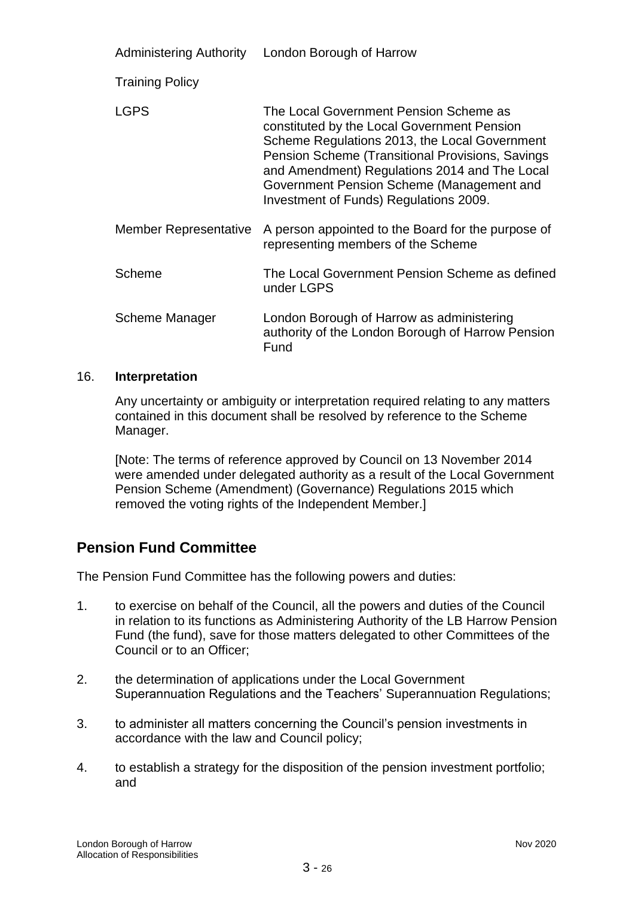| | |
|---|---|
| Administering Authority | London Borough of Harrow |
| Training Policy | |
| LGPS | The Local Government Pension Scheme as constituted by the Local Government Pension Scheme Regulations 2013, the Local Government Pension Scheme (Transitional Provisions, Savings and Amendment) Regulations 2014 and The Local Government Pension Scheme (Management and Investment of Funds) Regulations 2009. |
| Member Representative | A person appointed to the Board for the purpose of representing members of the Scheme |
| Scheme | The Local Government Pension Scheme as defined under LGPS |
| Scheme Manager | London Borough of Harrow as administering authority of the London Borough of Harrow Pension Fund |

16. **Interpretation**

Any uncertainty or ambiguity or interpretation required relating to any matters contained in this document shall be resolved by reference to the Scheme Manager.

[Note: The terms of reference approved by Council on 13 November 2014 were amended under delegated authority as a result of the Local Government Pension Scheme (Amendment) (Governance) Regulations 2015 which removed the voting rights of the Independent Member.]

## Pension Fund Committee

The Pension Fund Committee has the following powers and duties:

1. to exercise on behalf of the Council, all the powers and duties of the Council in relation to its functions as Administering Authority of the LB Harrow Pension Fund (the fund), save for those matters delegated to other Committees of the Council or to an Officer;

2. the determination of applications under the Local Government Superannuation Regulations and the Teachers' Superannuation Regulations;

3. to administer all matters concerning the Council's pension investments in accordance with the law and Council policy;

4. to establish a strategy for the disposition of the pension investment portfolio; and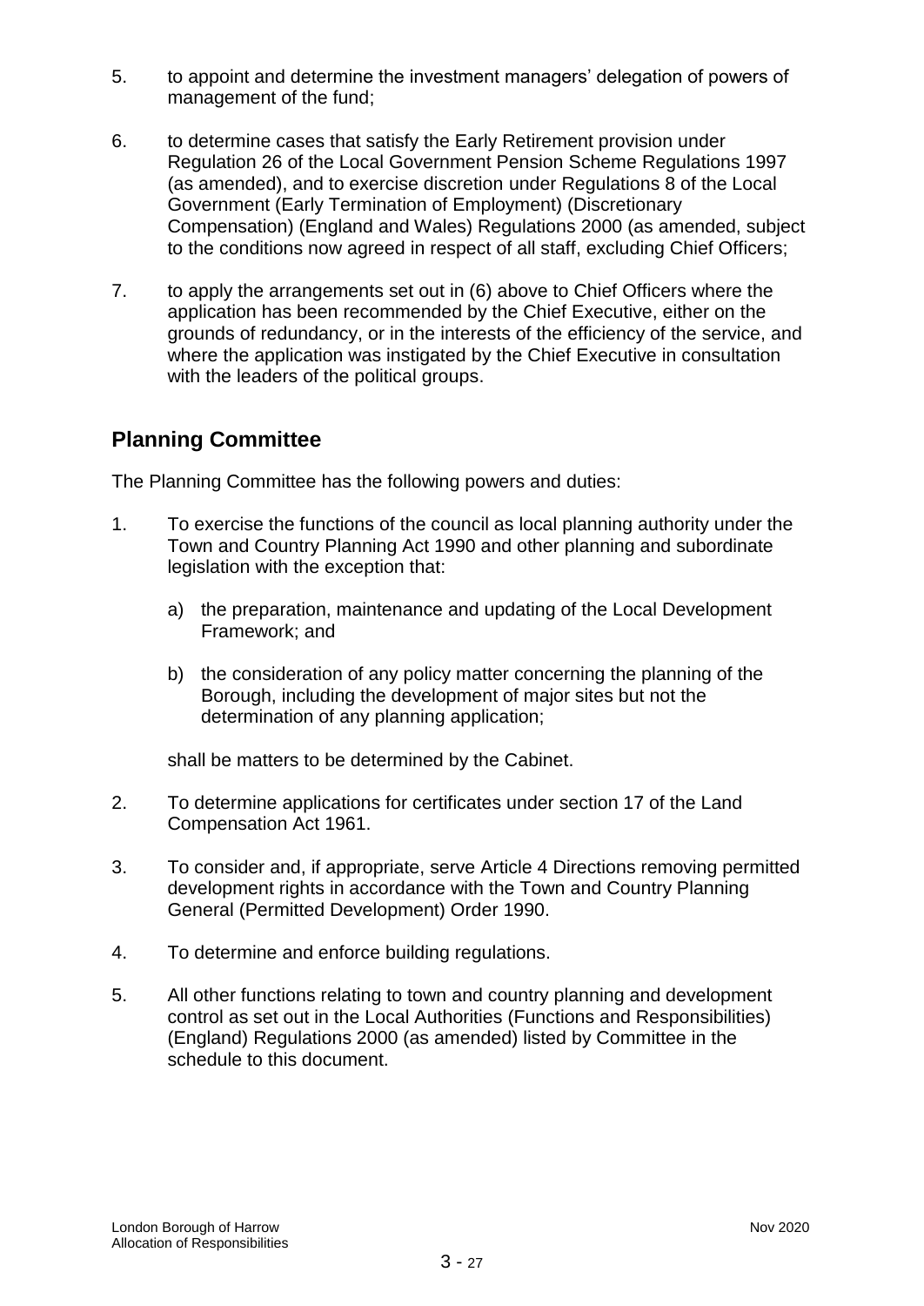5. to appoint and determine the investment managers' delegation of powers of management of the fund;

6. to determine cases that satisfy the Early Retirement provision under Regulation 26 of the Local Government Pension Scheme Regulations 1997 (as amended), and to exercise discretion under Regulations 8 of the Local Government (Early Termination of Employment) (Discretionary Compensation) (England and Wales) Regulations 2000 (as amended, subject to the conditions now agreed in respect of all staff, excluding Chief Officers;

7. to apply the arrangements set out in (6) above to Chief Officers where the application has been recommended by the Chief Executive, either on the grounds of redundancy, or in the interests of the efficiency of the service, and where the application was instigated by the Chief Executive in consultation with the leaders of the political groups.

## Planning Committee

The Planning Committee has the following powers and duties:

1. To exercise the functions of the council as local planning authority under the Town and Country Planning Act 1990 and other planning and subordinate legislation with the exception that:

   a) the preparation, maintenance and updating of the Local Development Framework; and

   b) the consideration of any policy matter concerning the planning of the Borough, including the development of major sites but not the determination of any planning application;

   shall be matters to be determined by the Cabinet.

2. To determine applications for certificates under section 17 of the Land Compensation Act 1961.

3. To consider and, if appropriate, serve Article 4 Directions removing permitted development rights in accordance with the Town and Country Planning General (Permitted Development) Order 1990.

4. To determine and enforce building regulations.

5. All other functions relating to town and country planning and development control as set out in the Local Authorities (Functions and Responsibilities) (England) Regulations 2000 (as amended) listed by Committee in the schedule to this document.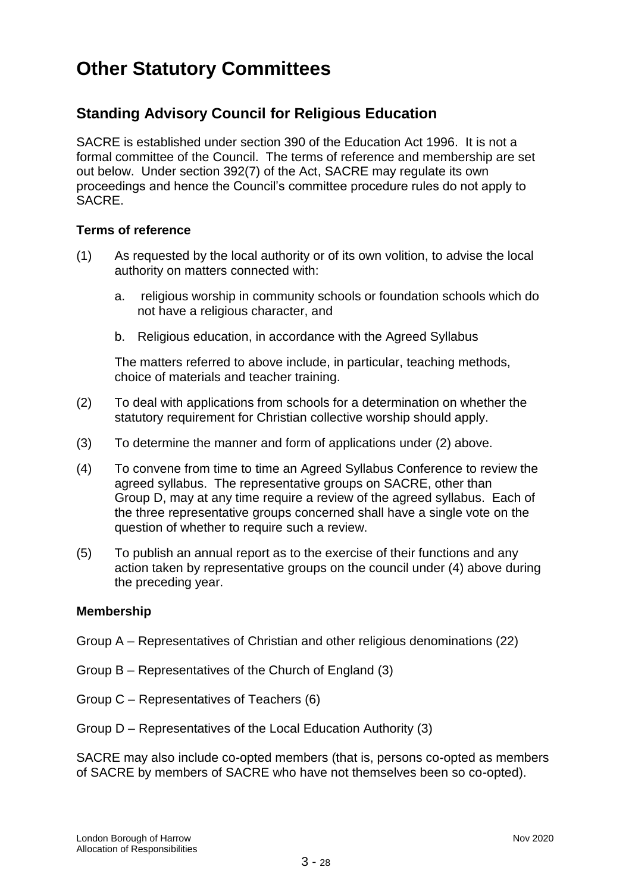# Other Statutory Committees

## Standing Advisory Council for Religious Education

SACRE is established under section 390 of the Education Act 1996. It is not a formal committee of the Council. The terms of reference and membership are set out below. Under section 392(7) of the Act, SACRE may regulate its own proceedings and hence the Council's committee procedure rules do not apply to SACRE.

### Terms of reference

(1) As requested by the local authority or of its own volition, to advise the local authority on matters connected with:

   a. religious worship in community schools or foundation schools which do not have a religious character, and

   b. Religious education, in accordance with the Agreed Syllabus

   The matters referred to above include, in particular, teaching methods, choice of materials and teacher training.

(2) To deal with applications from schools for a determination on whether the statutory requirement for Christian collective worship should apply.

(3) To determine the manner and form of applications under (2) above.

(4) To convene from time to time an Agreed Syllabus Conference to review the agreed syllabus. The representative groups on SACRE, other than Group D, may at any time require a review of the agreed syllabus. Each of the three representative groups concerned shall have a single vote on the question of whether to require such a review.

(5) To publish an annual report as to the exercise of their functions and any action taken by representative groups on the council under (4) above during the preceding year.

### Membership

Group A – Representatives of Christian and other religious denominations (22)

Group B – Representatives of the Church of England (3)

Group C – Representatives of Teachers (6)

Group D – Representatives of the Local Education Authority (3)

SACRE may also include co-opted members (that is, persons co-opted as members of SACRE by members of SACRE who have not themselves been so co-opted).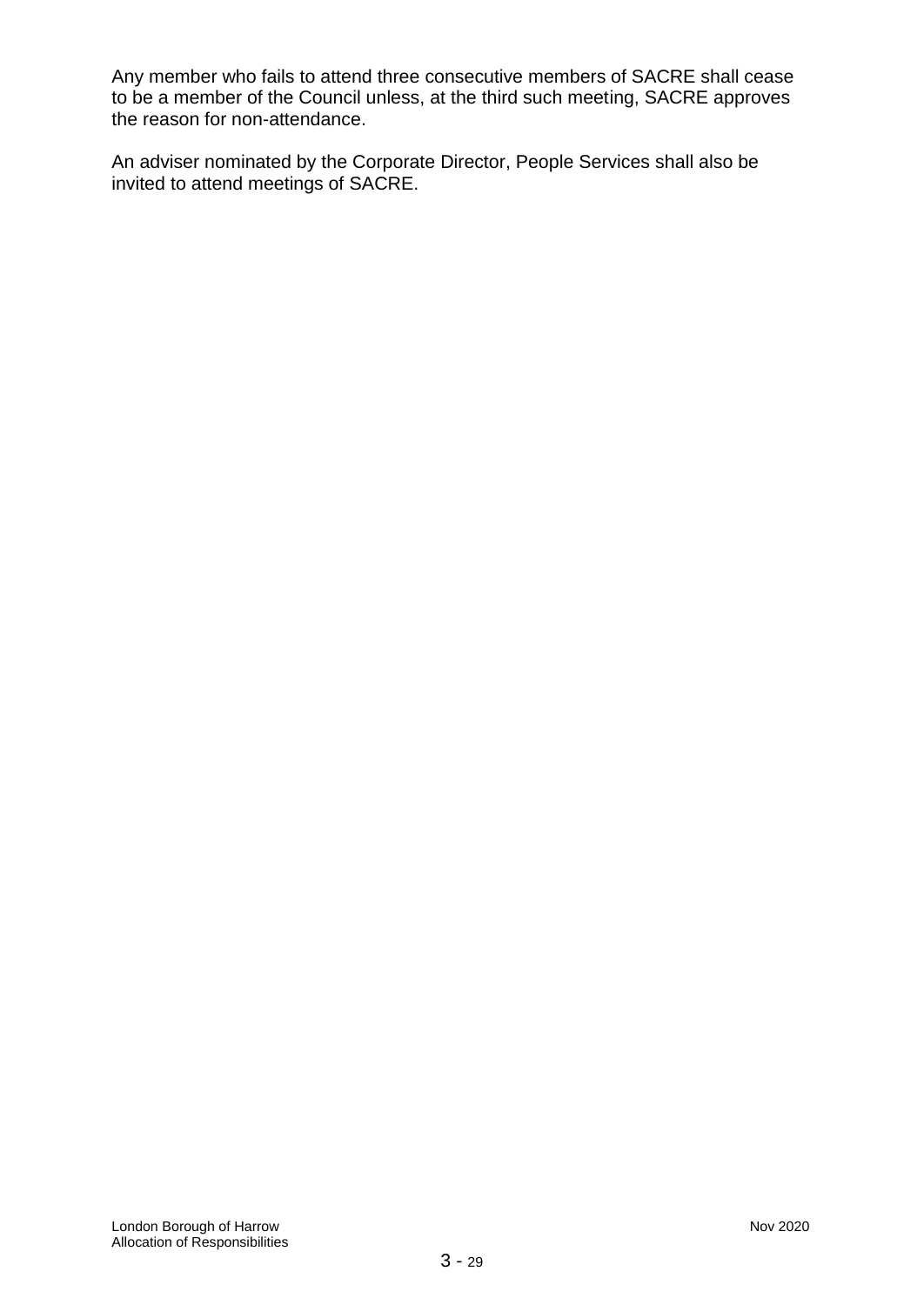Any member who fails to attend three consecutive members of SACRE shall cease to be a member of the Council unless, at the third such meeting, SACRE approves the reason for non-attendance.

An adviser nominated by the Corporate Director, People Services shall also be invited to attend meetings of SACRE.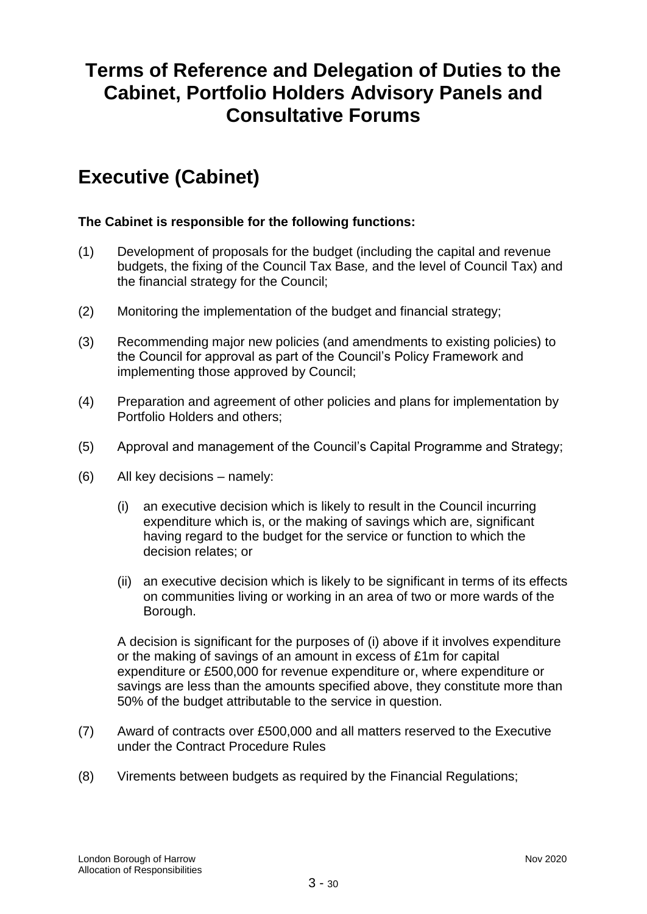# Terms of Reference and Delegation of Duties to the Cabinet, Portfolio Holders Advisory Panels and Consultative Forums

## Executive (Cabinet)

**The Cabinet is responsible for the following functions:**

(1) Development of proposals for the budget (including the capital and revenue budgets, the fixing of the Council Tax Base*,* and the level of Council Tax) and the financial strategy for the Council;

(2) Monitoring the implementation of the budget and financial strategy;

(3) Recommending major new policies (and amendments to existing policies) to the Council for approval as part of the Council's Policy Framework and implementing those approved by Council;

(4) Preparation and agreement of other policies and plans for implementation by Portfolio Holders and others;

(5) Approval and management of the Council's Capital Programme and Strategy;

(6) All key decisions – namely:

(i) an executive decision which is likely to result in the Council incurring expenditure which is, or the making of savings which are, significant having regard to the budget for the service or function to which the decision relates; or

(ii) an executive decision which is likely to be significant in terms of its effects on communities living or working in an area of two or more wards of the Borough.

A decision is significant for the purposes of (i) above if it involves expenditure or the making of savings of an amount in excess of £1m for capital expenditure or £500,000 for revenue expenditure or, where expenditure or savings are less than the amounts specified above, they constitute more than 50% of the budget attributable to the service in question.

(7) Award of contracts over £500,000 and all matters reserved to the Executive under the Contract Procedure Rules

(8) Virements between budgets as required by the Financial Regulations;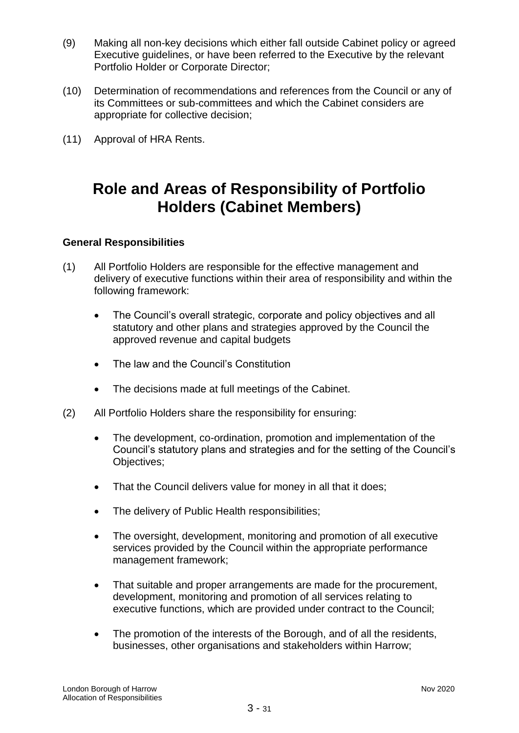(9) Making all non-key decisions which either fall outside Cabinet policy or agreed Executive guidelines, or have been referred to the Executive by the relevant Portfolio Holder or Corporate Director;

(10) Determination of recommendations and references from the Council or any of its Committees or sub-committees and which the Cabinet considers are appropriate for collective decision;

(11) Approval of HRA Rents.

# Role and Areas of Responsibility of Portfolio Holders (Cabinet Members)

**General Responsibilities**

(1) All Portfolio Holders are responsible for the effective management and delivery of executive functions within their area of responsibility and within the following framework:

- The Council's overall strategic, corporate and policy objectives and all statutory and other plans and strategies approved by the Council the approved revenue and capital budgets
- The law and the Council's Constitution
- The decisions made at full meetings of the Cabinet.

(2) All Portfolio Holders share the responsibility for ensuring:

- The development, co-ordination, promotion and implementation of the Council's statutory plans and strategies and for the setting of the Council's Objectives;
- That the Council delivers value for money in all that it does;
- The delivery of Public Health responsibilities;
- The oversight, development, monitoring and promotion of all executive services provided by the Council within the appropriate performance management framework;
- That suitable and proper arrangements are made for the procurement, development, monitoring and promotion of all services relating to executive functions, which are provided under contract to the Council;
- The promotion of the interests of the Borough, and of all the residents, businesses, other organisations and stakeholders within Harrow;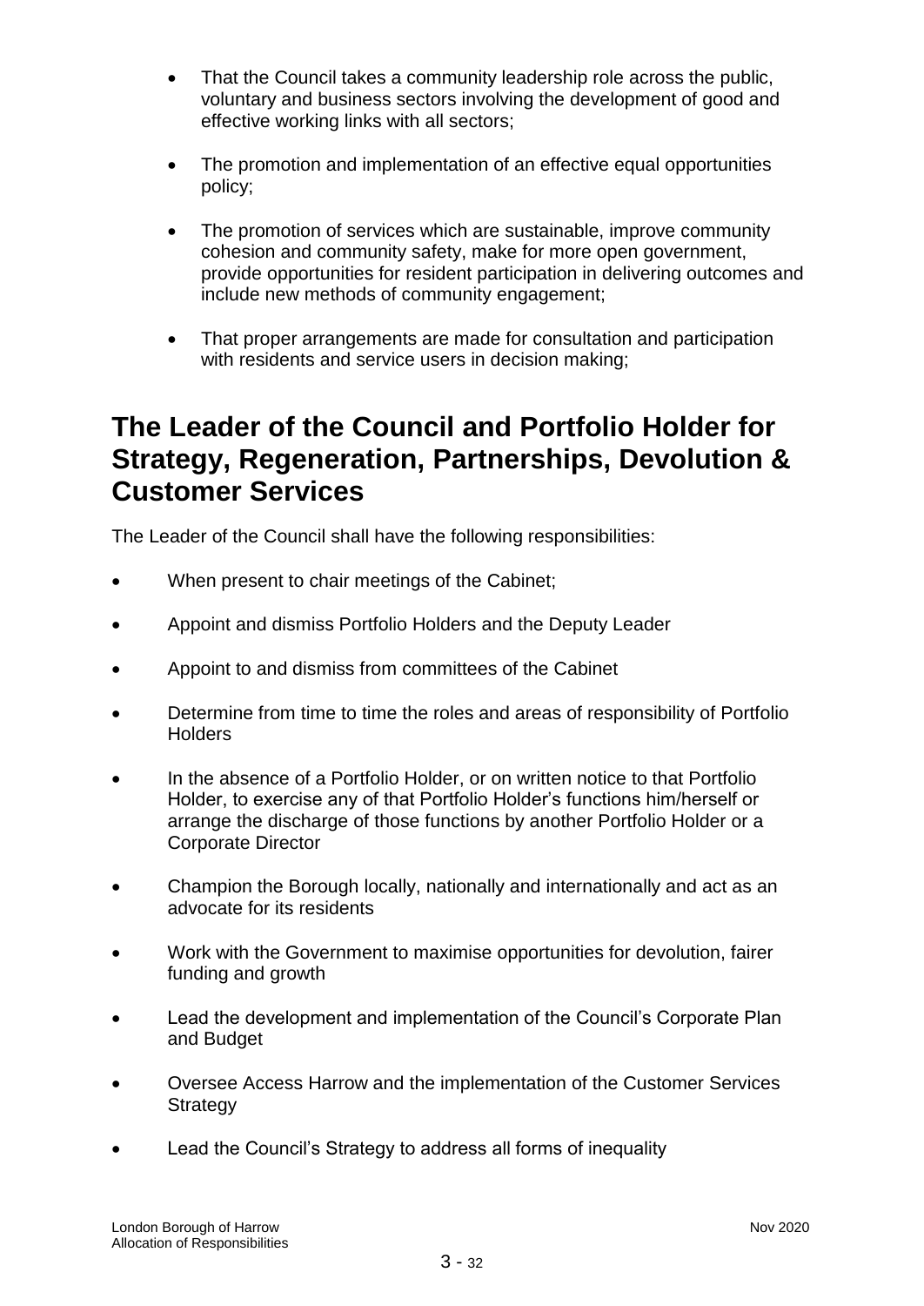- That the Council takes a community leadership role across the public, voluntary and business sectors involving the development of good and effective working links with all sectors;

- The promotion and implementation of an effective equal opportunities policy;

- The promotion of services which are sustainable, improve community cohesion and community safety, make for more open government, provide opportunities for resident participation in delivering outcomes and include new methods of community engagement;

- That proper arrangements are made for consultation and participation with residents and service users in decision making;

## The Leader of the Council and Portfolio Holder for Strategy, Regeneration, Partnerships, Devolution & Customer Services

The Leader of the Council shall have the following responsibilities:

- When present to chair meetings of the Cabinet;
- Appoint and dismiss Portfolio Holders and the Deputy Leader
- Appoint to and dismiss from committees of the Cabinet
- Determine from time to time the roles and areas of responsibility of Portfolio Holders
- In the absence of a Portfolio Holder, or on written notice to that Portfolio Holder, to exercise any of that Portfolio Holder's functions him/herself or arrange the discharge of those functions by another Portfolio Holder or a Corporate Director
- Champion the Borough locally, nationally and internationally and act as an advocate for its residents
- Work with the Government to maximise opportunities for devolution, fairer funding and growth
- Lead the development and implementation of the Council's Corporate Plan and Budget
- Oversee Access Harrow and the implementation of the Customer Services Strategy
- Lead the Council's Strategy to address all forms of inequality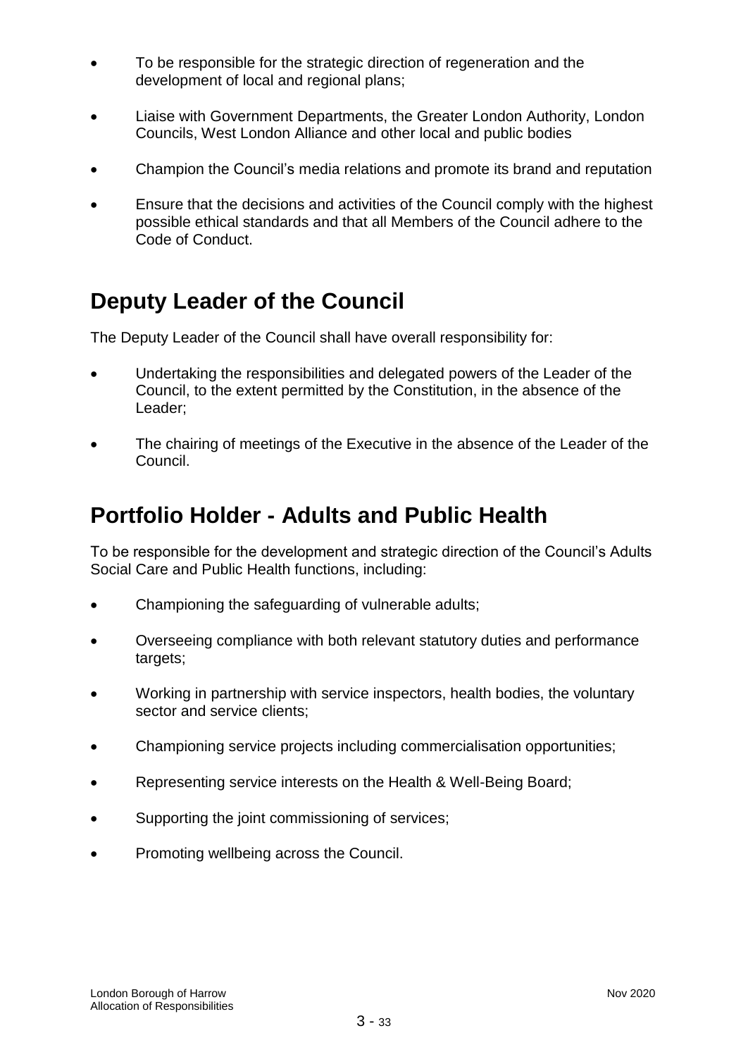- To be responsible for the strategic direction of regeneration and the development of local and regional plans;
- Liaise with Government Departments, the Greater London Authority, London Councils, West London Alliance and other local and public bodies
- Champion the Council's media relations and promote its brand and reputation
- Ensure that the decisions and activities of the Council comply with the highest possible ethical standards and that all Members of the Council adhere to the Code of Conduct.

## Deputy Leader of the Council

The Deputy Leader of the Council shall have overall responsibility for:

- Undertaking the responsibilities and delegated powers of the Leader of the Council, to the extent permitted by the Constitution, in the absence of the Leader;
- The chairing of meetings of the Executive in the absence of the Leader of the Council.

## Portfolio Holder - Adults and Public Health

To be responsible for the development and strategic direction of the Council's Adults Social Care and Public Health functions, including:

- Championing the safeguarding of vulnerable adults;
- Overseeing compliance with both relevant statutory duties and performance targets;
- Working in partnership with service inspectors, health bodies, the voluntary sector and service clients;
- Championing service projects including commercialisation opportunities;
- Representing service interests on the Health & Well-Being Board;
- Supporting the joint commissioning of services;
- Promoting wellbeing across the Council.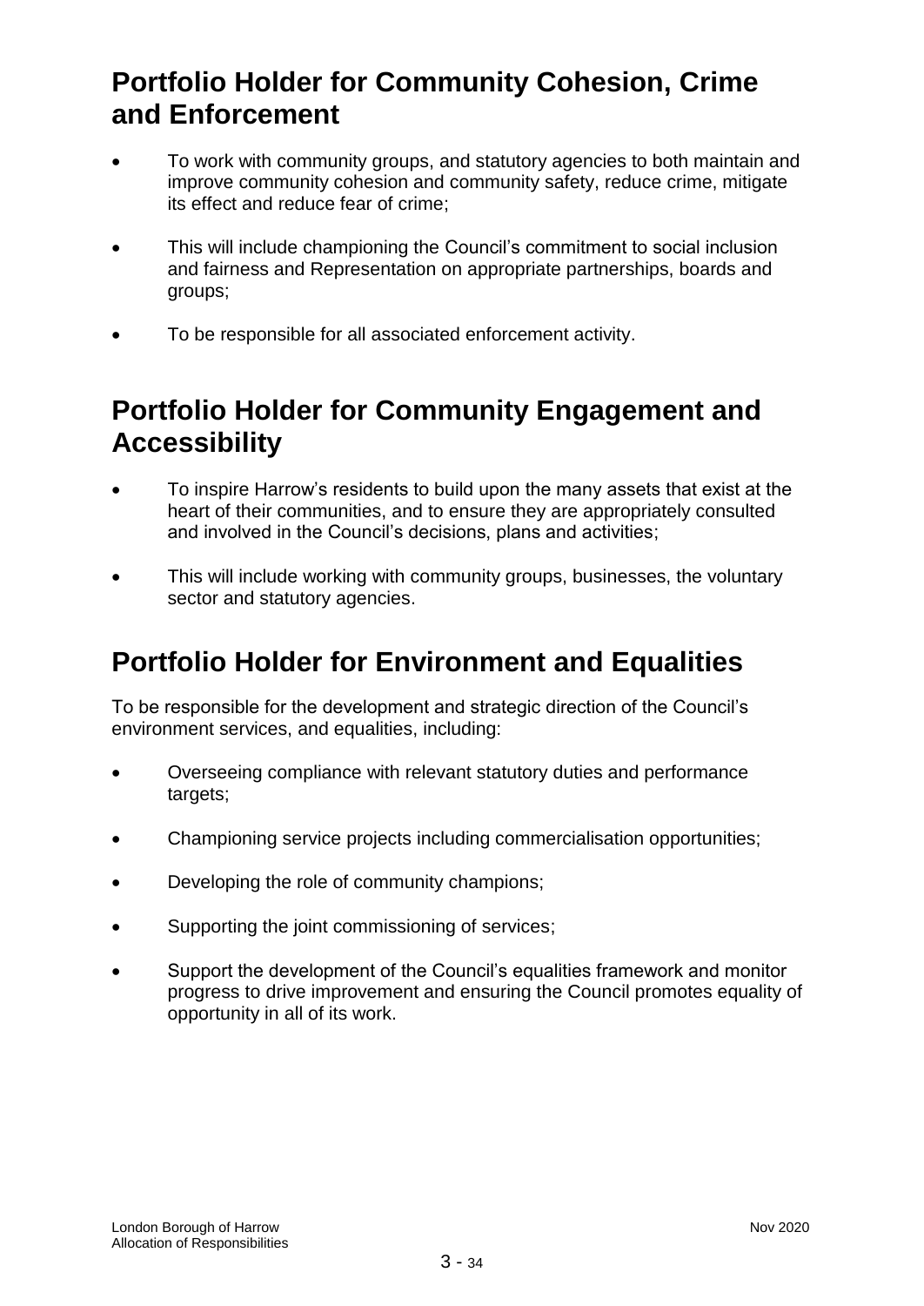## Portfolio Holder for Community Cohesion, Crime and Enforcement

- To work with community groups, and statutory agencies to both maintain and improve community cohesion and community safety, reduce crime, mitigate its effect and reduce fear of crime;
- This will include championing the Council's commitment to social inclusion and fairness and Representation on appropriate partnerships, boards and groups;
- To be responsible for all associated enforcement activity.

## Portfolio Holder for Community Engagement and Accessibility

- To inspire Harrow's residents to build upon the many assets that exist at the heart of their communities, and to ensure they are appropriately consulted and involved in the Council's decisions, plans and activities;
- This will include working with community groups, businesses, the voluntary sector and statutory agencies.

## Portfolio Holder for Environment and Equalities

To be responsible for the development and strategic direction of the Council's environment services, and equalities, including:

- Overseeing compliance with relevant statutory duties and performance targets;
- Championing service projects including commercialisation opportunities;
- Developing the role of community champions;
- Supporting the joint commissioning of services;
- Support the development of the Council's equalities framework and monitor progress to drive improvement and ensuring the Council promotes equality of opportunity in all of its work.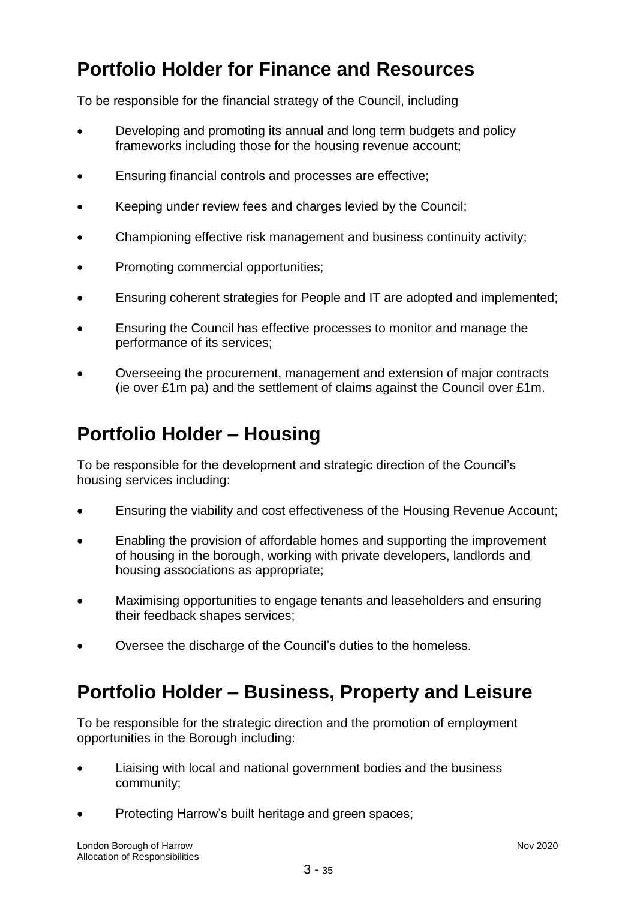## Portfolio Holder for Finance and Resources

To be responsible for the financial strategy of the Council, including

- Developing and promoting its annual and long term budgets and policy frameworks including those for the housing revenue account;
- Ensuring financial controls and processes are effective;
- Keeping under review fees and charges levied by the Council;
- Championing effective risk management and business continuity activity;
- Promoting commercial opportunities;
- Ensuring coherent strategies for People and IT are adopted and implemented;
- Ensuring the Council has effective processes to monitor and manage the performance of its services;
- Overseeing the procurement, management and extension of major contracts (ie over £1m pa) and the settlement of claims against the Council over £1m.

## Portfolio Holder – Housing

To be responsible for the development and strategic direction of the Council's housing services including:

- Ensuring the viability and cost effectiveness of the Housing Revenue Account;
- Enabling the provision of affordable homes and supporting the improvement of housing in the borough, working with private developers, landlords and housing associations as appropriate;
- Maximising opportunities to engage tenants and leaseholders and ensuring their feedback shapes services;
- Oversee the discharge of the Council's duties to the homeless.

## Portfolio Holder – Business, Property and Leisure

To be responsible for the strategic direction and the promotion of employment opportunities in the Borough including:

- Liaising with local and national government bodies and the business community;
- Protecting Harrow's built heritage and green spaces;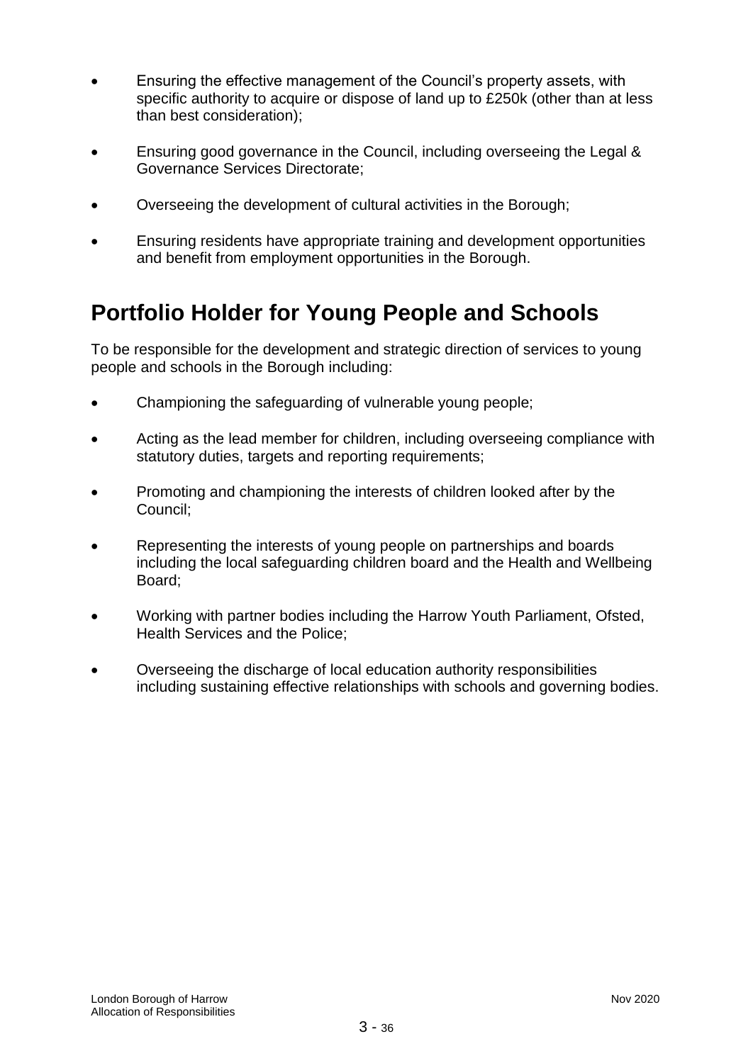- Ensuring the effective management of the Council's property assets, with specific authority to acquire or dispose of land up to £250k (other than at less than best consideration);

- Ensuring good governance in the Council, including overseeing the Legal & Governance Services Directorate;

- Overseeing the development of cultural activities in the Borough;

- Ensuring residents have appropriate training and development opportunities and benefit from employment opportunities in the Borough.

## Portfolio Holder for Young People and Schools

To be responsible for the development and strategic direction of services to young people and schools in the Borough including:

- Championing the safeguarding of vulnerable young people;

- Acting as the lead member for children, including overseeing compliance with statutory duties, targets and reporting requirements;

- Promoting and championing the interests of children looked after by the Council;

- Representing the interests of young people on partnerships and boards including the local safeguarding children board and the Health and Wellbeing Board;

- Working with partner bodies including the Harrow Youth Parliament, Ofsted, Health Services and the Police;

- Overseeing the discharge of local education authority responsibilities including sustaining effective relationships with schools and governing bodies.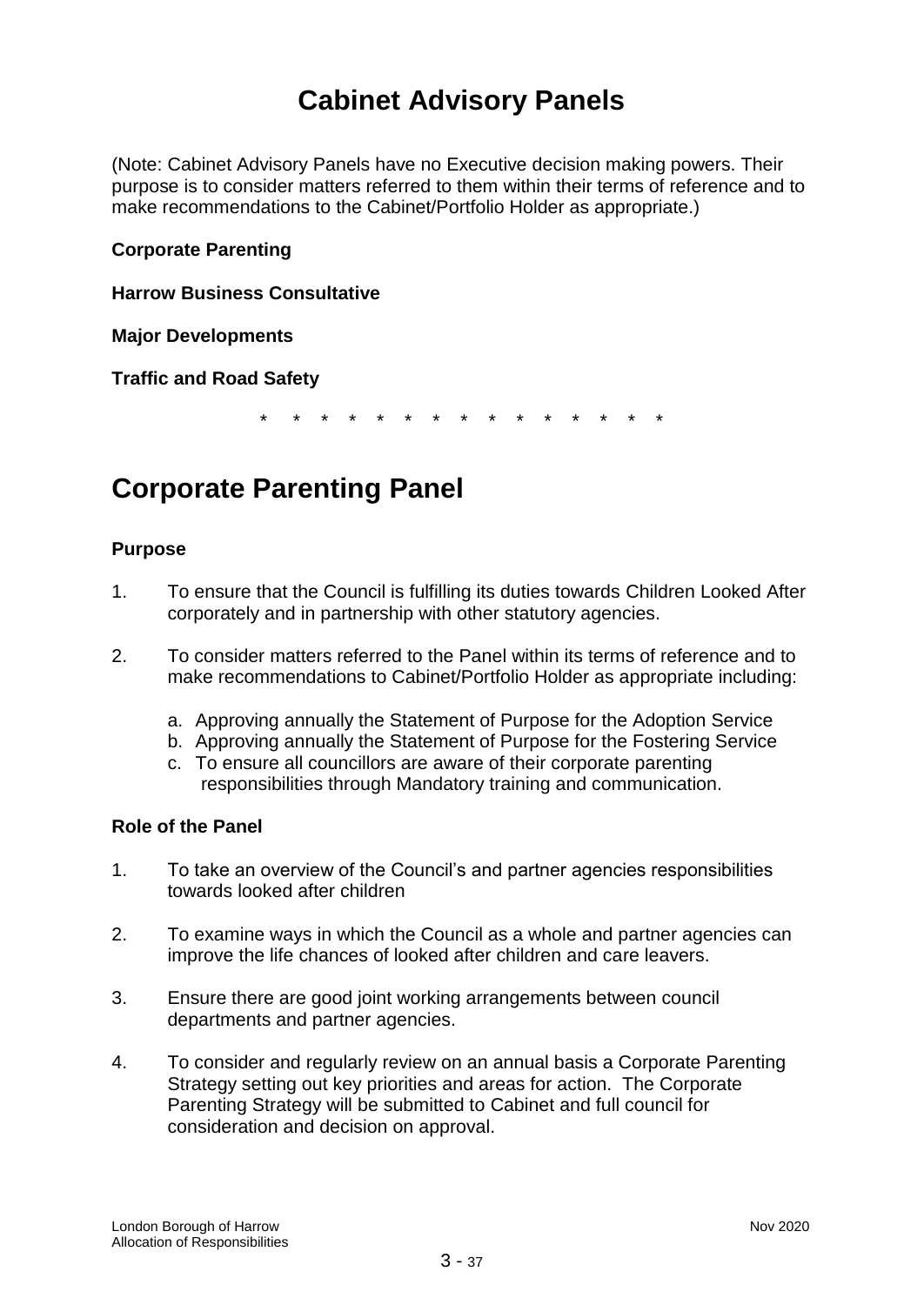# Cabinet Advisory Panels

(Note: Cabinet Advisory Panels have no Executive decision making powers. Their purpose is to consider matters referred to them within their terms of reference and to make recommendations to the Cabinet/Portfolio Holder as appropriate.)

**Corporate Parenting**

**Harrow Business Consultative**

**Major Developments**

**Traffic and Road Safety**

\* \* \* \* \* \* \* \* \* \* \* \* \* \* \*

# Corporate Parenting Panel

### Purpose

1. To ensure that the Council is fulfilling its duties towards Children Looked After corporately and in partnership with other statutory agencies.

2. To consider matters referred to the Panel within its terms of reference and to make recommendations to Cabinet/Portfolio Holder as appropriate including:

   a. Approving annually the Statement of Purpose for the Adoption Service
   b. Approving annually the Statement of Purpose for the Fostering Service
   c. To ensure all councillors are aware of their corporate parenting responsibilities through Mandatory training and communication.

### Role of the Panel

1. To take an overview of the Council's and partner agencies responsibilities towards looked after children

2. To examine ways in which the Council as a whole and partner agencies can improve the life chances of looked after children and care leavers.

3. Ensure there are good joint working arrangements between council departments and partner agencies.

4. To consider and regularly review on an annual basis a Corporate Parenting Strategy setting out key priorities and areas for action. The Corporate Parenting Strategy will be submitted to Cabinet and full council for consideration and decision on approval.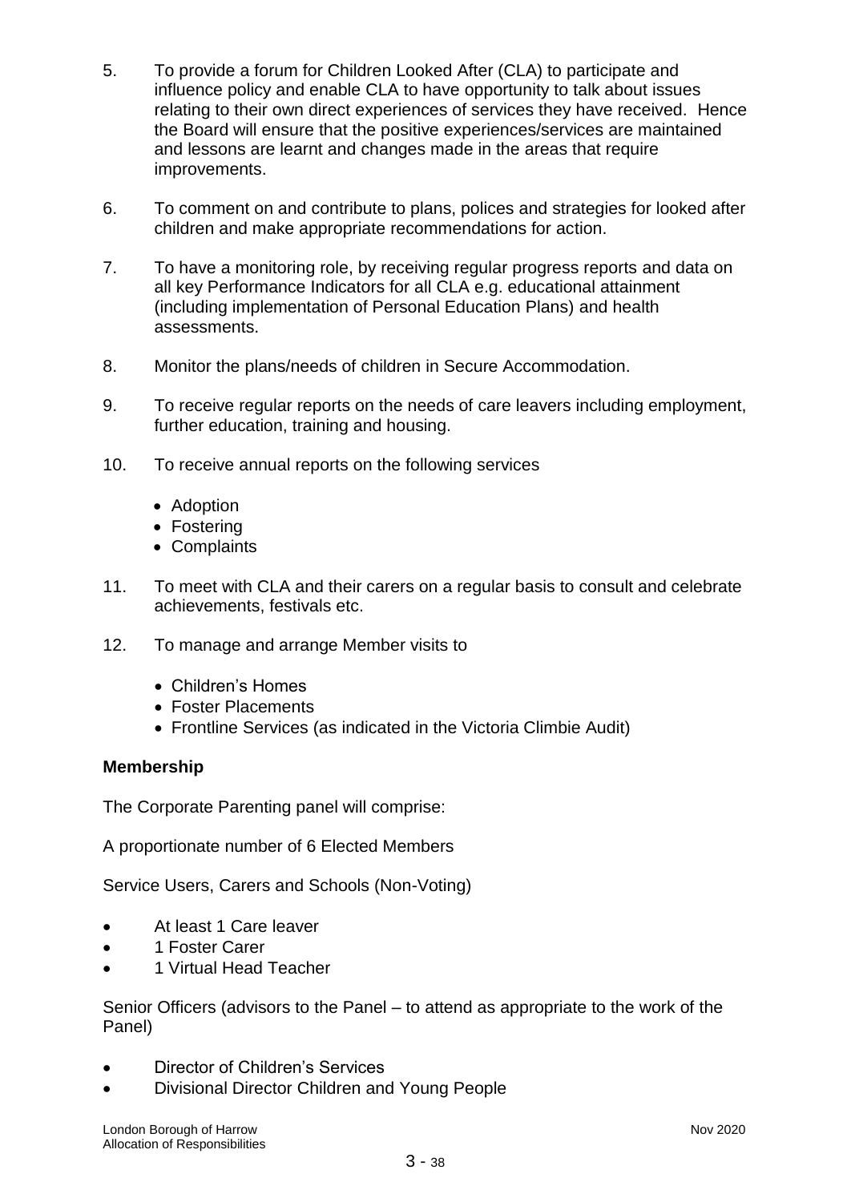5. To provide a forum for Children Looked After (CLA) to participate and influence policy and enable CLA to have opportunity to talk about issues relating to their own direct experiences of services they have received. Hence the Board will ensure that the positive experiences/services are maintained and lessons are learnt and changes made in the areas that require improvements.

6. To comment on and contribute to plans, polices and strategies for looked after children and make appropriate recommendations for action.

7. To have a monitoring role, by receiving regular progress reports and data on all key Performance Indicators for all CLA e.g. educational attainment (including implementation of Personal Education Plans) and health assessments.

8. Monitor the plans/needs of children in Secure Accommodation.

9. To receive regular reports on the needs of care leavers including employment, further education, training and housing.

10. To receive annual reports on the following services

    - Adoption
    - Fostering
    - Complaints

11. To meet with CLA and their carers on a regular basis to consult and celebrate achievements, festivals etc.

12. To manage and arrange Member visits to

    - Children's Homes
    - Foster Placements
    - Frontline Services (as indicated in the Victoria Climbie Audit)

**Membership**

The Corporate Parenting panel will comprise:

A proportionate number of 6 Elected Members

Service Users, Carers and Schools (Non-Voting)

- At least 1 Care leaver
- 1 Foster Carer
- 1 Virtual Head Teacher

Senior Officers (advisors to the Panel – to attend as appropriate to the work of the Panel)

- Director of Children's Services
- Divisional Director Children and Young People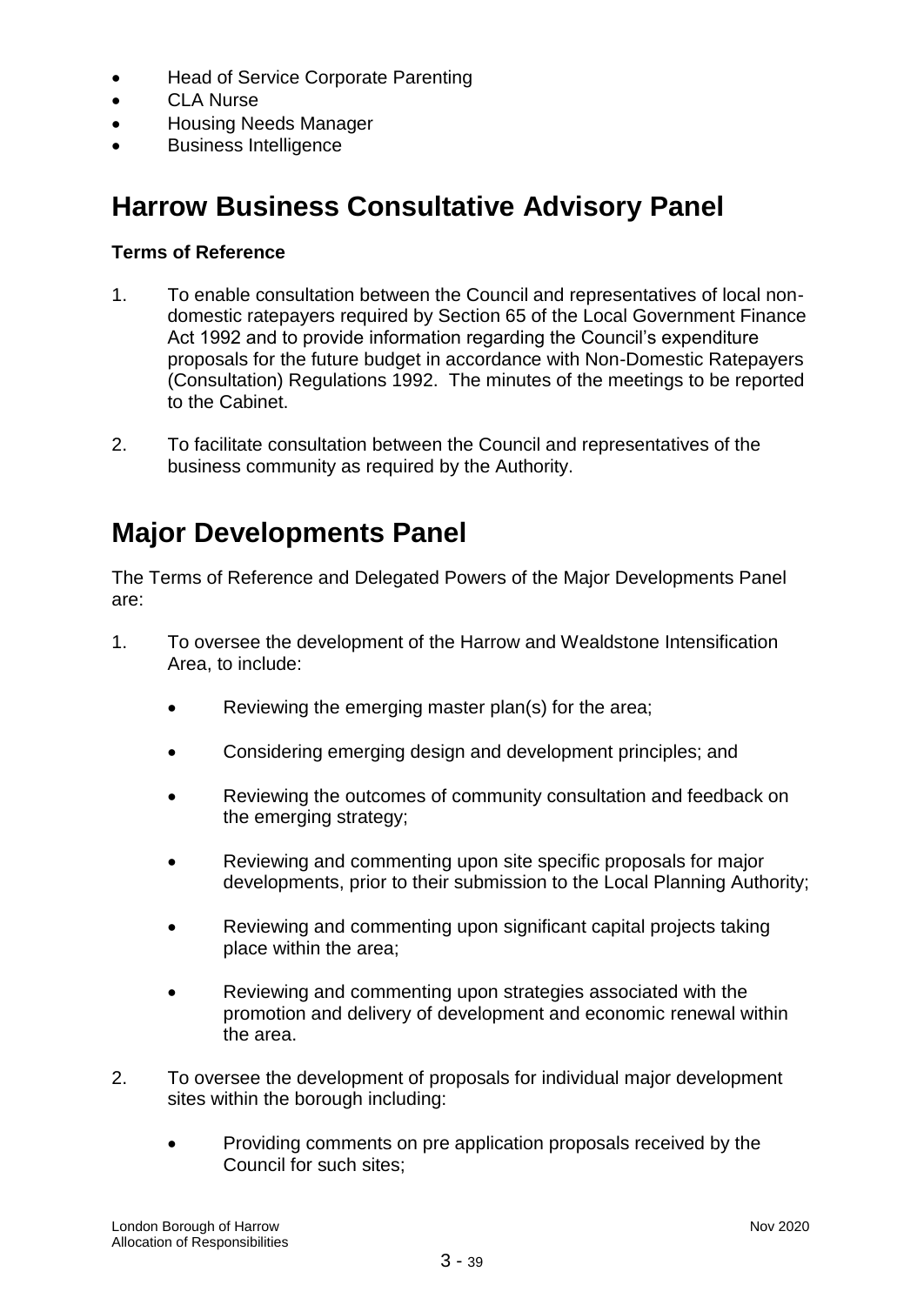- Head of Service Corporate Parenting
- CLA Nurse
- Housing Needs Manager
- Business Intelligence

## Harrow Business Consultative Advisory Panel

**Terms of Reference**

1. To enable consultation between the Council and representatives of local non-domestic ratepayers required by Section 65 of the Local Government Finance Act 1992 and to provide information regarding the Council's expenditure proposals for the future budget in accordance with Non-Domestic Ratepayers (Consultation) Regulations 1992. The minutes of the meetings to be reported to the Cabinet.

2. To facilitate consultation between the Council and representatives of the business community as required by the Authority.

## Major Developments Panel

The Terms of Reference and Delegated Powers of the Major Developments Panel are:

1. To oversee the development of the Harrow and Wealdstone Intensification Area, to include:

   - Reviewing the emerging master plan(s) for the area;
   - Considering emerging design and development principles; and
   - Reviewing the outcomes of community consultation and feedback on the emerging strategy;
   - Reviewing and commenting upon site specific proposals for major developments, prior to their submission to the Local Planning Authority;
   - Reviewing and commenting upon significant capital projects taking place within the area;
   - Reviewing and commenting upon strategies associated with the promotion and delivery of development and economic renewal within the area.

2. To oversee the development of proposals for individual major development sites within the borough including:

   - Providing comments on pre application proposals received by the Council for such sites;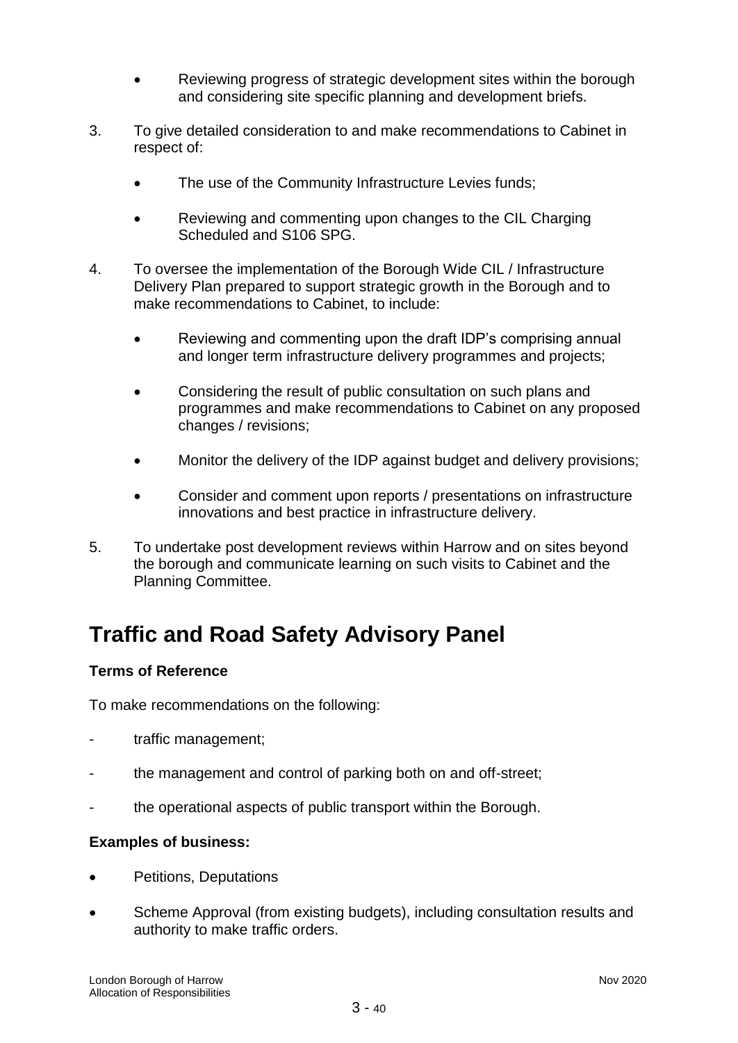- Reviewing progress of strategic development sites within the borough and considering site specific planning and development briefs.

3. To give detailed consideration to and make recommendations to Cabinet in respect of:

   - The use of the Community Infrastructure Levies funds;

   - Reviewing and commenting upon changes to the CIL Charging Scheduled and S106 SPG.

4. To oversee the implementation of the Borough Wide CIL / Infrastructure Delivery Plan prepared to support strategic growth in the Borough and to make recommendations to Cabinet, to include:

   - Reviewing and commenting upon the draft IDP's comprising annual and longer term infrastructure delivery programmes and projects;

   - Considering the result of public consultation on such plans and programmes and make recommendations to Cabinet on any proposed changes / revisions;

   - Monitor the delivery of the IDP against budget and delivery provisions;

   - Consider and comment upon reports / presentations on infrastructure innovations and best practice in infrastructure delivery.

5. To undertake post development reviews within Harrow and on sites beyond the borough and communicate learning on such visits to Cabinet and the Planning Committee.

# Traffic and Road Safety Advisory Panel

**Terms of Reference**

To make recommendations on the following:

- traffic management;

- the management and control of parking both on and off-street;

- the operational aspects of public transport within the Borough.

**Examples of business:**

- Petitions, Deputations

- Scheme Approval (from existing budgets), including consultation results and authority to make traffic orders.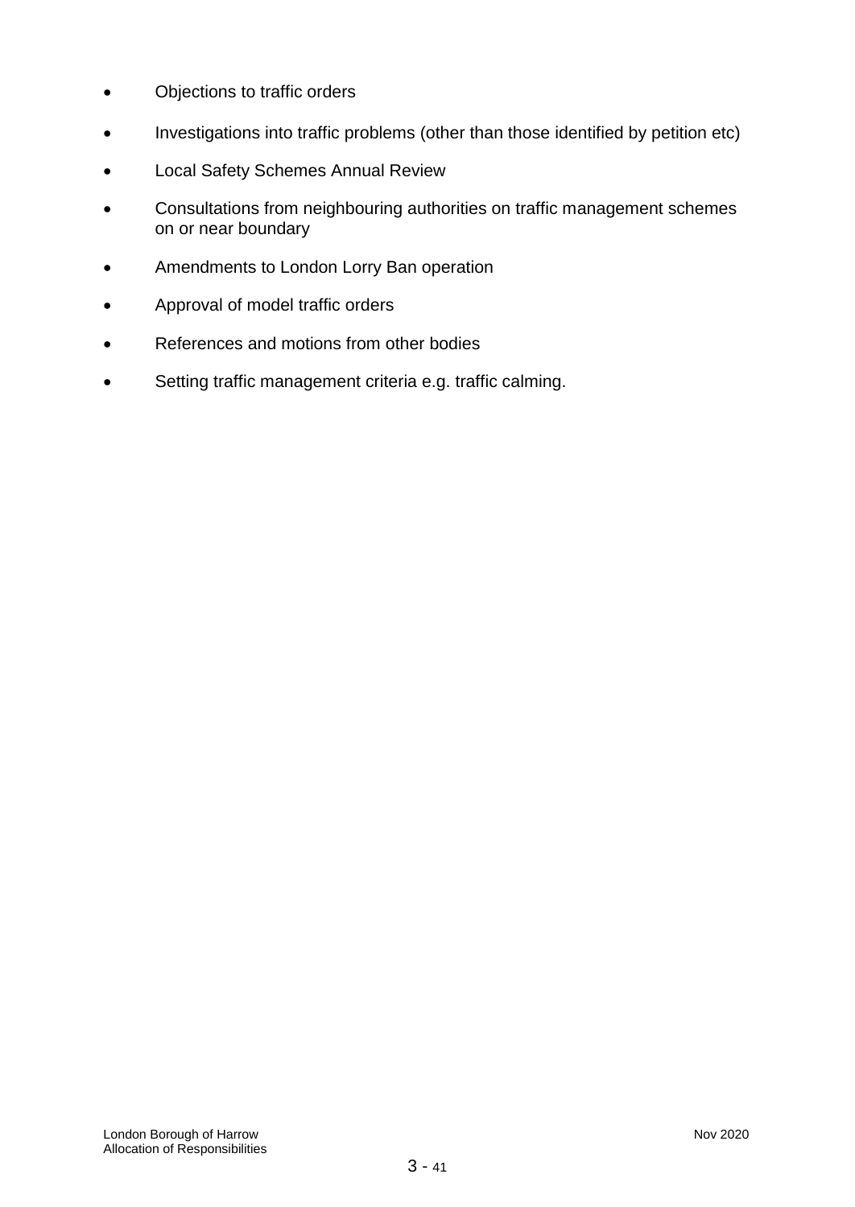- Objections to traffic orders
- Investigations into traffic problems (other than those identified by petition etc)
- Local Safety Schemes Annual Review
- Consultations from neighbouring authorities on traffic management schemes on or near boundary
- Amendments to London Lorry Ban operation
- Approval of model traffic orders
- References and motions from other bodies
- Setting traffic management criteria e.g. traffic calming.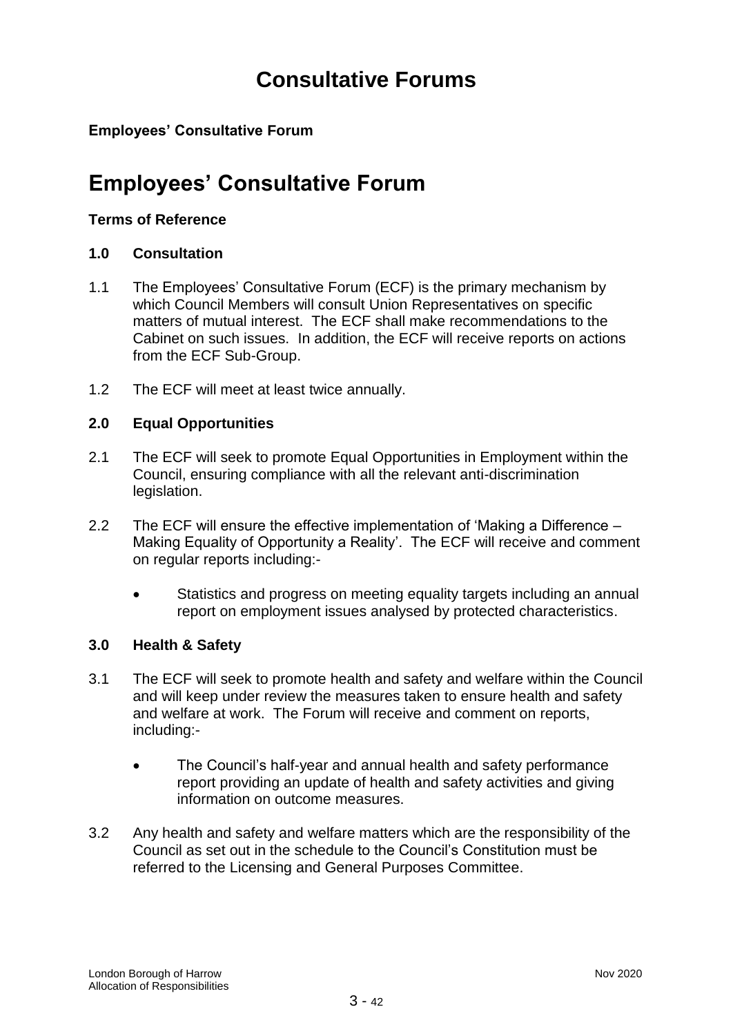# Consultative Forums

**Employees' Consultative Forum**

# Employees' Consultative Forum

**Terms of Reference**

**1.0 Consultation**

1.1 The Employees' Consultative Forum (ECF) is the primary mechanism by which Council Members will consult Union Representatives on specific matters of mutual interest. The ECF shall make recommendations to the Cabinet on such issues. In addition, the ECF will receive reports on actions from the ECF Sub-Group.

1.2 The ECF will meet at least twice annually.

**2.0 Equal Opportunities**

2.1 The ECF will seek to promote Equal Opportunities in Employment within the Council, ensuring compliance with all the relevant anti-discrimination legislation.

2.2 The ECF will ensure the effective implementation of 'Making a Difference – Making Equality of Opportunity a Reality'. The ECF will receive and comment on regular reports including:-

- Statistics and progress on meeting equality targets including an annual report on employment issues analysed by protected characteristics.

**3.0 Health & Safety**

3.1 The ECF will seek to promote health and safety and welfare within the Council and will keep under review the measures taken to ensure health and safety and welfare at work. The Forum will receive and comment on reports, including:-

- The Council's half-year and annual health and safety performance report providing an update of health and safety activities and giving information on outcome measures.

3.2 Any health and safety and welfare matters which are the responsibility of the Council as set out in the schedule to the Council's Constitution must be referred to the Licensing and General Purposes Committee.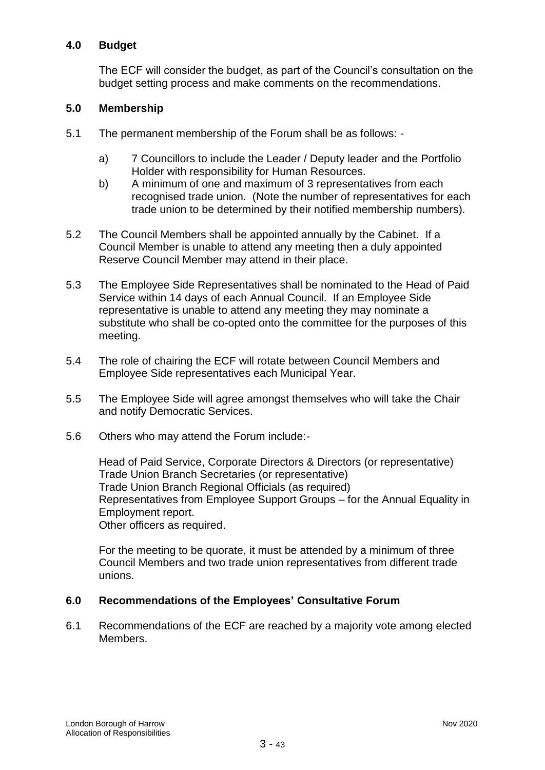## 4.0 Budget

The ECF will consider the budget, as part of the Council's consultation on the budget setting process and make comments on the recommendations.

## 5.0 Membership

5.1 The permanent membership of the Forum shall be as follows: -

a) 7 Councillors to include the Leader / Deputy leader and the Portfolio Holder with responsibility for Human Resources.
b) A minimum of one and maximum of 3 representatives from each recognised trade union. (Note the number of representatives for each trade union to be determined by their notified membership numbers).

5.2 The Council Members shall be appointed annually by the Cabinet. If a Council Member is unable to attend any meeting then a duly appointed Reserve Council Member may attend in their place.

5.3 The Employee Side Representatives shall be nominated to the Head of Paid Service within 14 days of each Annual Council. If an Employee Side representative is unable to attend any meeting they may nominate a substitute who shall be co-opted onto the committee for the purposes of this meeting.

5.4 The role of chairing the ECF will rotate between Council Members and Employee Side representatives each Municipal Year.

5.5 The Employee Side will agree amongst themselves who will take the Chair and notify Democratic Services.

5.6 Others who may attend the Forum include:-

Head of Paid Service, Corporate Directors & Directors (or representative)
Trade Union Branch Secretaries (or representative)
Trade Union Branch Regional Officials (as required)
Representatives from Employee Support Groups – for the Annual Equality in Employment report.
Other officers as required.

For the meeting to be quorate, it must be attended by a minimum of three Council Members and two trade union representatives from different trade unions.

## 6.0 Recommendations of the Employees' Consultative Forum

6.1 Recommendations of the ECF are reached by a majority vote among elected Members.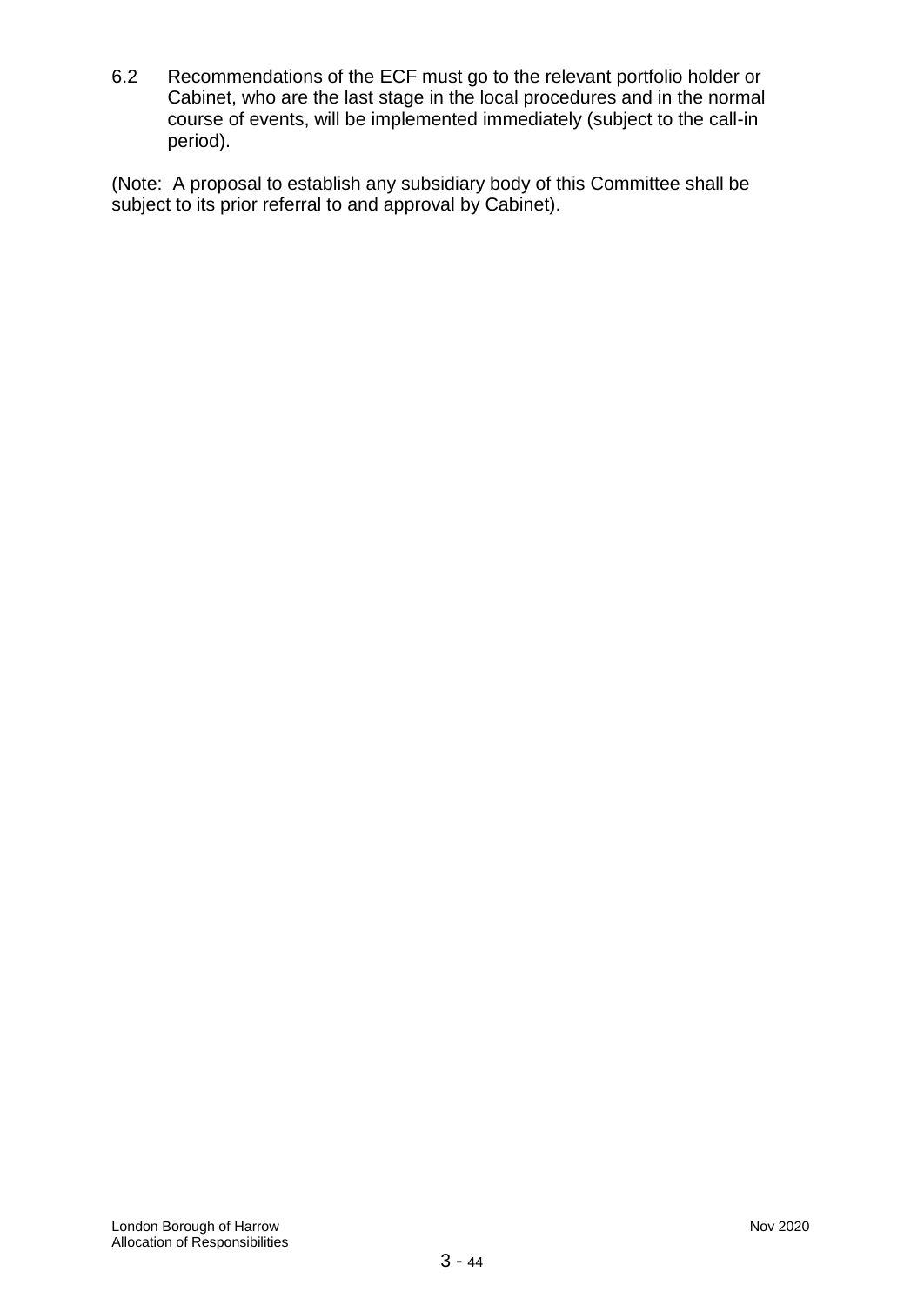6.2 Recommendations of the ECF must go to the relevant portfolio holder or Cabinet, who are the last stage in the local procedures and in the normal course of events, will be implemented immediately (subject to the call-in period).

(Note: A proposal to establish any subsidiary body of this Committee shall be subject to its prior referral to and approval by Cabinet).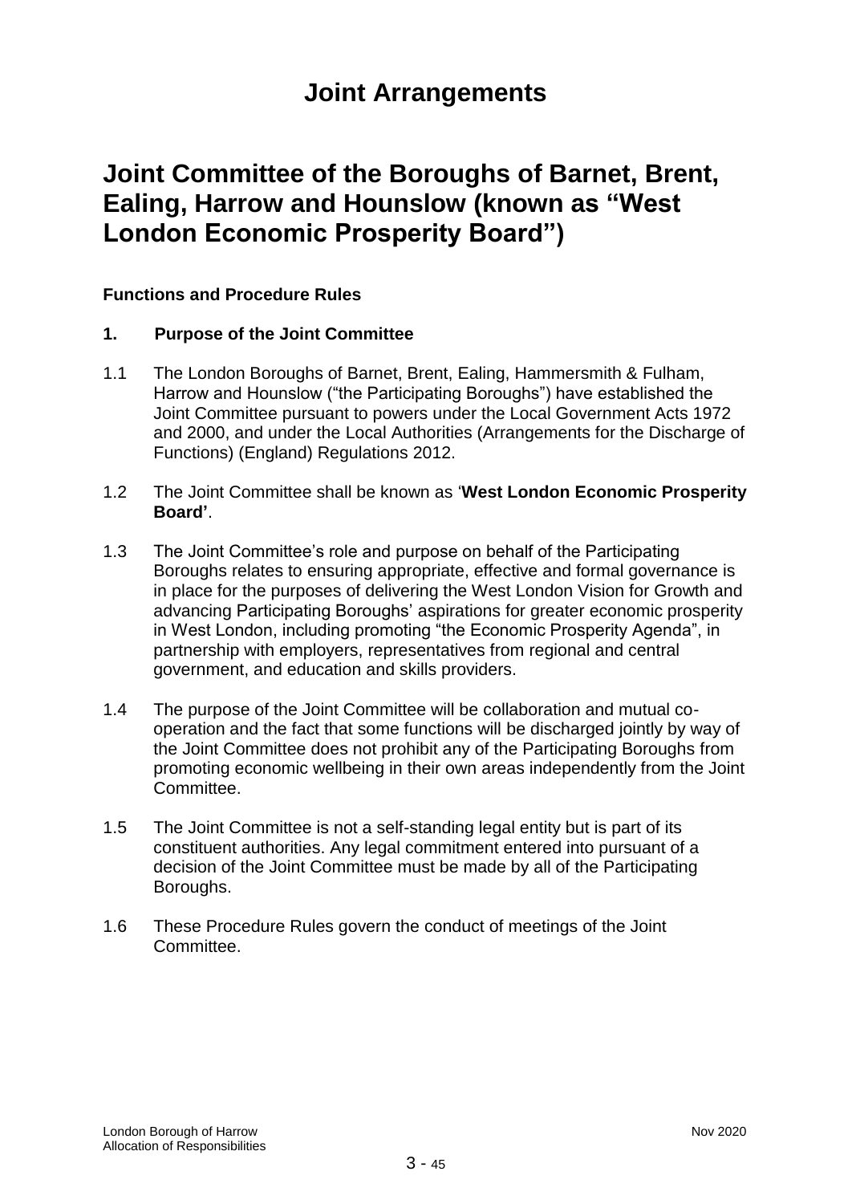# Joint Arrangements

## Joint Committee of the Boroughs of Barnet, Brent, Ealing, Harrow and Hounslow (known as "West London Economic Prosperity Board")

**Functions and Procedure Rules**

**1. Purpose of the Joint Committee**

1.1 The London Boroughs of Barnet, Brent, Ealing, Hammersmith & Fulham, Harrow and Hounslow ("the Participating Boroughs") have established the Joint Committee pursuant to powers under the Local Government Acts 1972 and 2000, and under the Local Authorities (Arrangements for the Discharge of Functions) (England) Regulations 2012.

1.2 The Joint Committee shall be known as '**West London Economic Prosperity Board'**.

1.3 The Joint Committee's role and purpose on behalf of the Participating Boroughs relates to ensuring appropriate, effective and formal governance is in place for the purposes of delivering the West London Vision for Growth and advancing Participating Boroughs' aspirations for greater economic prosperity in West London, including promoting "the Economic Prosperity Agenda", in partnership with employers, representatives from regional and central government, and education and skills providers.

1.4 The purpose of the Joint Committee will be collaboration and mutual co-operation and the fact that some functions will be discharged jointly by way of the Joint Committee does not prohibit any of the Participating Boroughs from promoting economic wellbeing in their own areas independently from the Joint Committee.

1.5 The Joint Committee is not a self-standing legal entity but is part of its constituent authorities. Any legal commitment entered into pursuant of a decision of the Joint Committee must be made by all of the Participating Boroughs.

1.6 These Procedure Rules govern the conduct of meetings of the Joint Committee.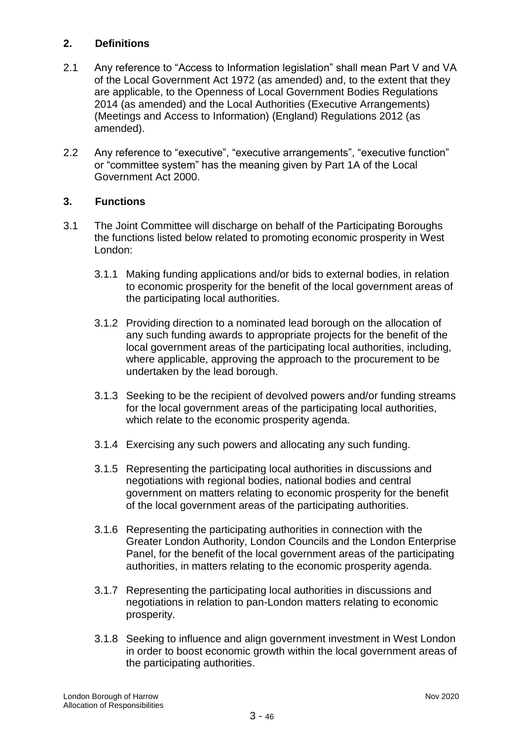## 2. Definitions

2.1 Any reference to "Access to Information legislation" shall mean Part V and VA of the Local Government Act 1972 (as amended) and, to the extent that they are applicable, to the Openness of Local Government Bodies Regulations 2014 (as amended) and the Local Authorities (Executive Arrangements) (Meetings and Access to Information) (England) Regulations 2012 (as amended).

2.2 Any reference to "executive", "executive arrangements", "executive function" or "committee system" has the meaning given by Part 1A of the Local Government Act 2000.

## 3. Functions

3.1 The Joint Committee will discharge on behalf of the Participating Boroughs the functions listed below related to promoting economic prosperity in West London:

3.1.1 Making funding applications and/or bids to external bodies, in relation to economic prosperity for the benefit of the local government areas of the participating local authorities.

3.1.2 Providing direction to a nominated lead borough on the allocation of any such funding awards to appropriate projects for the benefit of the local government areas of the participating local authorities, including, where applicable, approving the approach to the procurement to be undertaken by the lead borough.

3.1.3 Seeking to be the recipient of devolved powers and/or funding streams for the local government areas of the participating local authorities, which relate to the economic prosperity agenda.

3.1.4 Exercising any such powers and allocating any such funding.

3.1.5 Representing the participating local authorities in discussions and negotiations with regional bodies, national bodies and central government on matters relating to economic prosperity for the benefit of the local government areas of the participating authorities.

3.1.6 Representing the participating authorities in connection with the Greater London Authority, London Councils and the London Enterprise Panel, for the benefit of the local government areas of the participating authorities, in matters relating to the economic prosperity agenda.

3.1.7 Representing the participating local authorities in discussions and negotiations in relation to pan-London matters relating to economic prosperity.

3.1.8 Seeking to influence and align government investment in West London in order to boost economic growth within the local government areas of the participating authorities.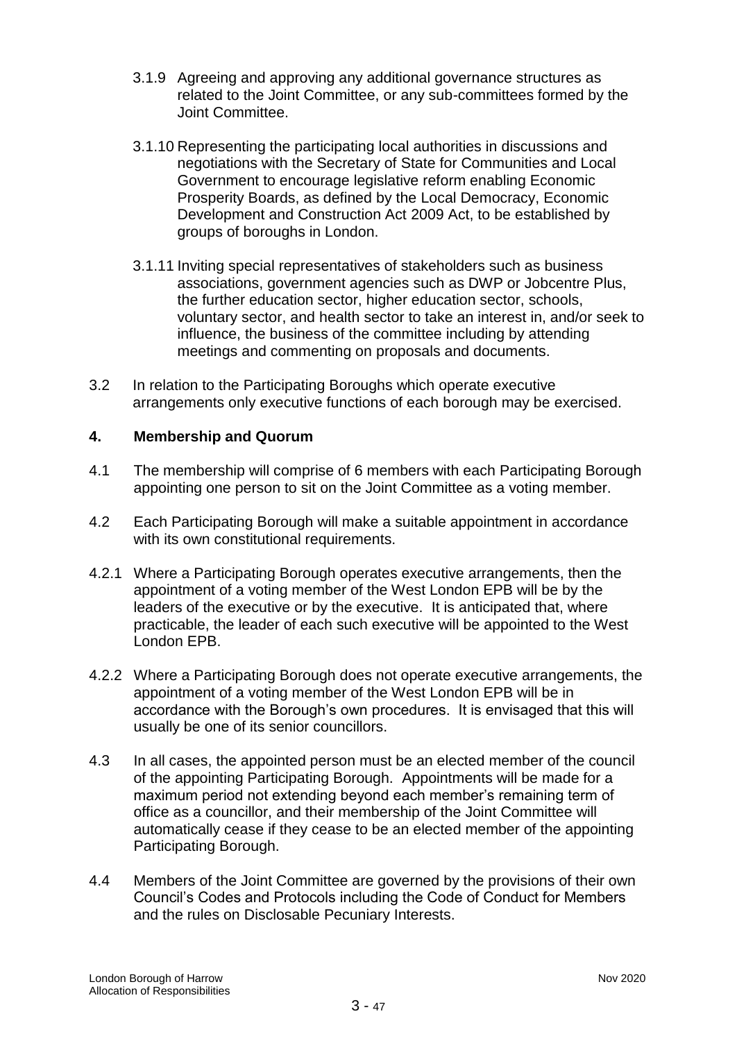3.1.9 Agreeing and approving any additional governance structures as related to the Joint Committee, or any sub-committees formed by the Joint Committee.

3.1.10 Representing the participating local authorities in discussions and negotiations with the Secretary of State for Communities and Local Government to encourage legislative reform enabling Economic Prosperity Boards, as defined by the Local Democracy, Economic Development and Construction Act 2009 Act, to be established by groups of boroughs in London.

3.1.11 Inviting special representatives of stakeholders such as business associations, government agencies such as DWP or Jobcentre Plus, the further education sector, higher education sector, schools, voluntary sector, and health sector to take an interest in, and/or seek to influence, the business of the committee including by attending meetings and commenting on proposals and documents.

3.2 In relation to the Participating Boroughs which operate executive arrangements only executive functions of each borough may be exercised.

## 4. Membership and Quorum

4.1 The membership will comprise of 6 members with each Participating Borough appointing one person to sit on the Joint Committee as a voting member.

4.2 Each Participating Borough will make a suitable appointment in accordance with its own constitutional requirements.

4.2.1 Where a Participating Borough operates executive arrangements, then the appointment of a voting member of the West London EPB will be by the leaders of the executive or by the executive. It is anticipated that, where practicable, the leader of each such executive will be appointed to the West London EPB.

4.2.2 Where a Participating Borough does not operate executive arrangements, the appointment of a voting member of the West London EPB will be in accordance with the Borough's own procedures. It is envisaged that this will usually be one of its senior councillors.

4.3 In all cases, the appointed person must be an elected member of the council of the appointing Participating Borough. Appointments will be made for a maximum period not extending beyond each member's remaining term of office as a councillor, and their membership of the Joint Committee will automatically cease if they cease to be an elected member of the appointing Participating Borough.

4.4 Members of the Joint Committee are governed by the provisions of their own Council's Codes and Protocols including the Code of Conduct for Members and the rules on Disclosable Pecuniary Interests.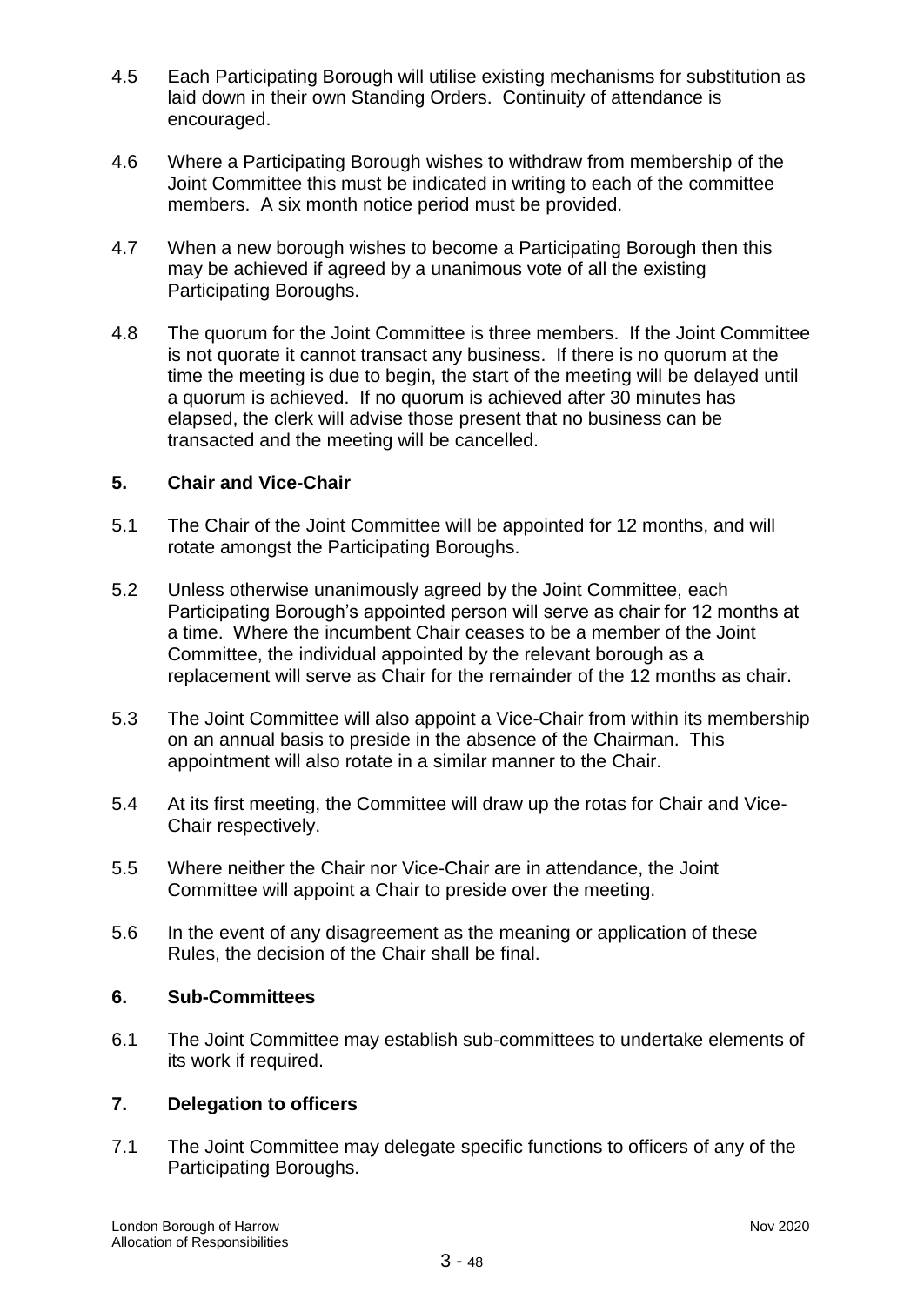4.5 Each Participating Borough will utilise existing mechanisms for substitution as laid down in their own Standing Orders. Continuity of attendance is encouraged.

4.6 Where a Participating Borough wishes to withdraw from membership of the Joint Committee this must be indicated in writing to each of the committee members. A six month notice period must be provided.

4.7 When a new borough wishes to become a Participating Borough then this may be achieved if agreed by a unanimous vote of all the existing Participating Boroughs.

4.8 The quorum for the Joint Committee is three members. If the Joint Committee is not quorate it cannot transact any business. If there is no quorum at the time the meeting is due to begin, the start of the meeting will be delayed until a quorum is achieved. If no quorum is achieved after 30 minutes has elapsed, the clerk will advise those present that no business can be transacted and the meeting will be cancelled.

## 5. Chair and Vice-Chair

5.1 The Chair of the Joint Committee will be appointed for 12 months, and will rotate amongst the Participating Boroughs.

5.2 Unless otherwise unanimously agreed by the Joint Committee, each Participating Borough's appointed person will serve as chair for 12 months at a time. Where the incumbent Chair ceases to be a member of the Joint Committee, the individual appointed by the relevant borough as a replacement will serve as Chair for the remainder of the 12 months as chair.

5.3 The Joint Committee will also appoint a Vice-Chair from within its membership on an annual basis to preside in the absence of the Chairman. This appointment will also rotate in a similar manner to the Chair.

5.4 At its first meeting, the Committee will draw up the rotas for Chair and Vice-Chair respectively.

5.5 Where neither the Chair nor Vice-Chair are in attendance, the Joint Committee will appoint a Chair to preside over the meeting.

5.6 In the event of any disagreement as the meaning or application of these Rules, the decision of the Chair shall be final.

## 6. Sub-Committees

6.1 The Joint Committee may establish sub-committees to undertake elements of its work if required.

## 7. Delegation to officers

7.1 The Joint Committee may delegate specific functions to officers of any of the Participating Boroughs.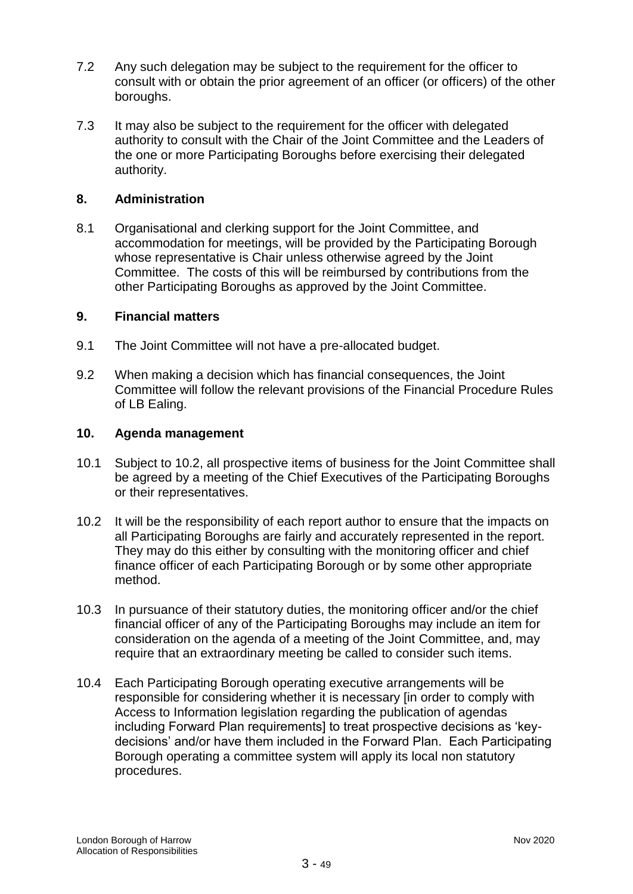7.2 Any such delegation may be subject to the requirement for the officer to consult with or obtain the prior agreement of an officer (or officers) of the other boroughs.

7.3 It may also be subject to the requirement for the officer with delegated authority to consult with the Chair of the Joint Committee and the Leaders of the one or more Participating Boroughs before exercising their delegated authority.

## 8. Administration

8.1 Organisational and clerking support for the Joint Committee, and accommodation for meetings, will be provided by the Participating Borough whose representative is Chair unless otherwise agreed by the Joint Committee. The costs of this will be reimbursed by contributions from the other Participating Boroughs as approved by the Joint Committee.

## 9. Financial matters

9.1 The Joint Committee will not have a pre-allocated budget.

9.2 When making a decision which has financial consequences, the Joint Committee will follow the relevant provisions of the Financial Procedure Rules of LB Ealing.

## 10. Agenda management

10.1 Subject to 10.2, all prospective items of business for the Joint Committee shall be agreed by a meeting of the Chief Executives of the Participating Boroughs or their representatives.

10.2 It will be the responsibility of each report author to ensure that the impacts on all Participating Boroughs are fairly and accurately represented in the report. They may do this either by consulting with the monitoring officer and chief finance officer of each Participating Borough or by some other appropriate method.

10.3 In pursuance of their statutory duties, the monitoring officer and/or the chief financial officer of any of the Participating Boroughs may include an item for consideration on the agenda of a meeting of the Joint Committee, and, may require that an extraordinary meeting be called to consider such items.

10.4 Each Participating Borough operating executive arrangements will be responsible for considering whether it is necessary [in order to comply with Access to Information legislation regarding the publication of agendas including Forward Plan requirements] to treat prospective decisions as 'key-decisions' and/or have them included in the Forward Plan. Each Participating Borough operating a committee system will apply its local non statutory procedures.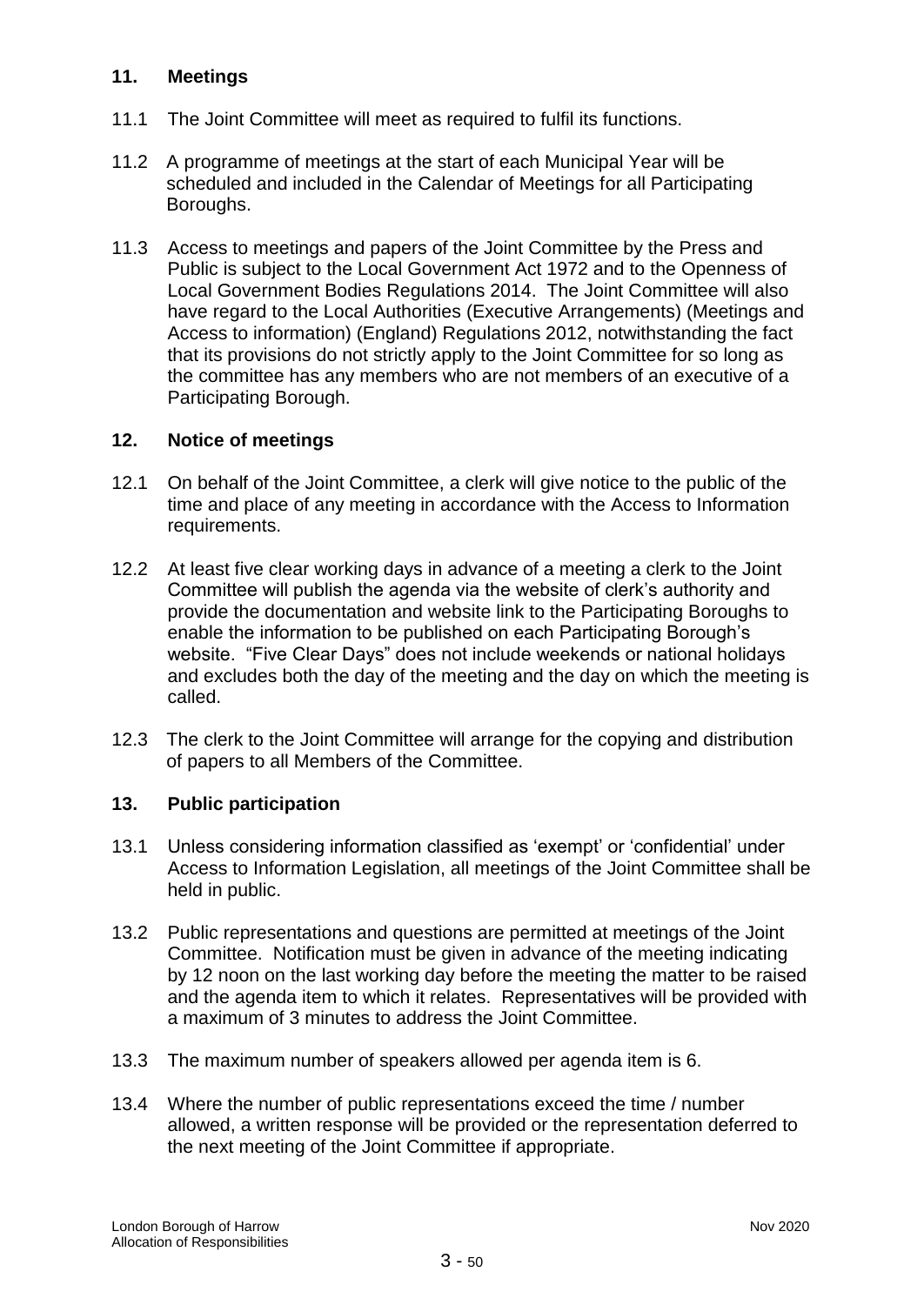## 11. Meetings

11.1 The Joint Committee will meet as required to fulfil its functions.

11.2 A programme of meetings at the start of each Municipal Year will be scheduled and included in the Calendar of Meetings for all Participating Boroughs.

11.3 Access to meetings and papers of the Joint Committee by the Press and Public is subject to the Local Government Act 1972 and to the Openness of Local Government Bodies Regulations 2014. The Joint Committee will also have regard to the Local Authorities (Executive Arrangements) (Meetings and Access to information) (England) Regulations 2012, notwithstanding the fact that its provisions do not strictly apply to the Joint Committee for so long as the committee has any members who are not members of an executive of a Participating Borough.

## 12. Notice of meetings

12.1 On behalf of the Joint Committee, a clerk will give notice to the public of the time and place of any meeting in accordance with the Access to Information requirements.

12.2 At least five clear working days in advance of a meeting a clerk to the Joint Committee will publish the agenda via the website of clerk's authority and provide the documentation and website link to the Participating Boroughs to enable the information to be published on each Participating Borough's website. "Five Clear Days" does not include weekends or national holidays and excludes both the day of the meeting and the day on which the meeting is called.

12.3 The clerk to the Joint Committee will arrange for the copying and distribution of papers to all Members of the Committee.

## 13. Public participation

13.1 Unless considering information classified as 'exempt' or 'confidential' under Access to Information Legislation, all meetings of the Joint Committee shall be held in public.

13.2 Public representations and questions are permitted at meetings of the Joint Committee. Notification must be given in advance of the meeting indicating by 12 noon on the last working day before the meeting the matter to be raised and the agenda item to which it relates. Representatives will be provided with a maximum of 3 minutes to address the Joint Committee.

13.3 The maximum number of speakers allowed per agenda item is 6.

13.4 Where the number of public representations exceed the time / number allowed, a written response will be provided or the representation deferred to the next meeting of the Joint Committee if appropriate.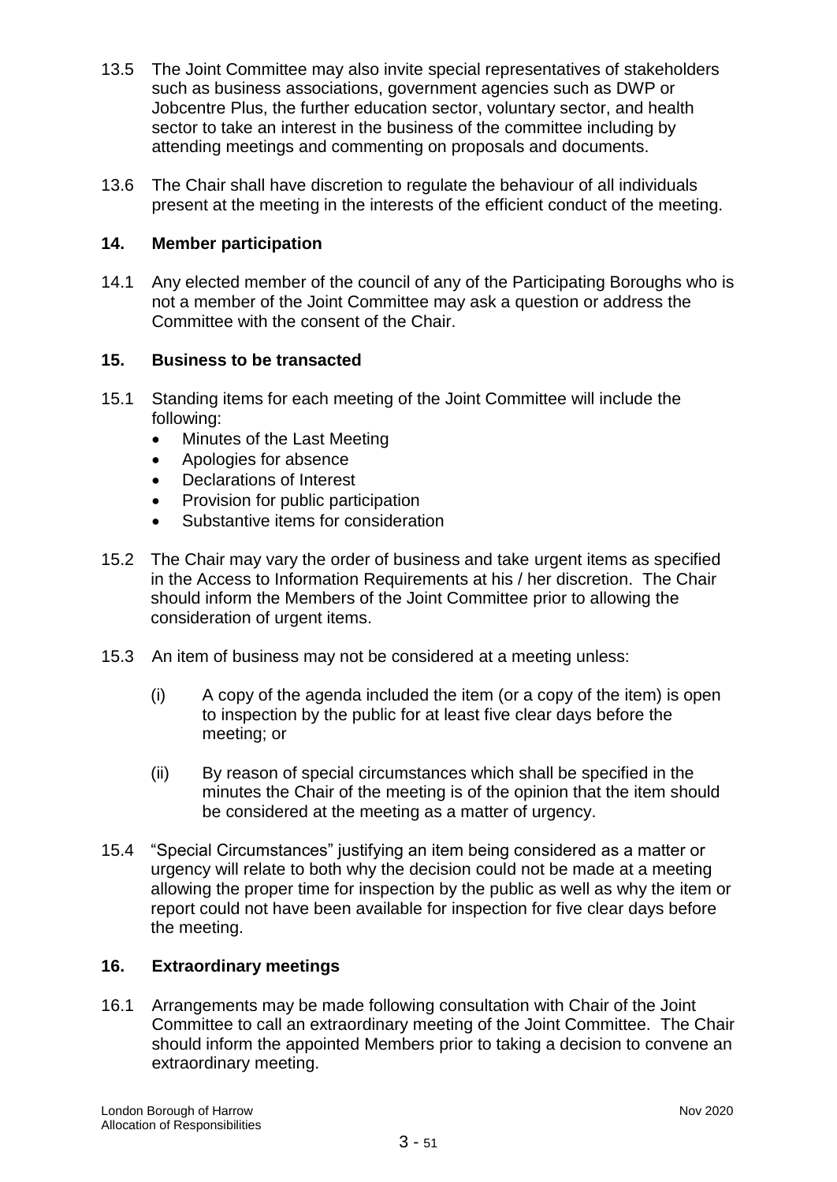13.5 The Joint Committee may also invite special representatives of stakeholders such as business associations, government agencies such as DWP or Jobcentre Plus, the further education sector, voluntary sector, and health sector to take an interest in the business of the committee including by attending meetings and commenting on proposals and documents.

13.6 The Chair shall have discretion to regulate the behaviour of all individuals present at the meeting in the interests of the efficient conduct of the meeting.

### 14. Member participation

14.1 Any elected member of the council of any of the Participating Boroughs who is not a member of the Joint Committee may ask a question or address the Committee with the consent of the Chair.

### 15. Business to be transacted

15.1 Standing items for each meeting of the Joint Committee will include the following:

- Minutes of the Last Meeting
- Apologies for absence
- Declarations of Interest
- Provision for public participation
- Substantive items for consideration

15.2 The Chair may vary the order of business and take urgent items as specified in the Access to Information Requirements at his / her discretion. The Chair should inform the Members of the Joint Committee prior to allowing the consideration of urgent items.

15.3 An item of business may not be considered at a meeting unless:

(i) A copy of the agenda included the item (or a copy of the item) is open to inspection by the public for at least five clear days before the meeting; or

(ii) By reason of special circumstances which shall be specified in the minutes the Chair of the meeting is of the opinion that the item should be considered at the meeting as a matter of urgency.

15.4 "Special Circumstances" justifying an item being considered as a matter or urgency will relate to both why the decision could not be made at a meeting allowing the proper time for inspection by the public as well as why the item or report could not have been available for inspection for five clear days before the meeting.

### 16. Extraordinary meetings

16.1 Arrangements may be made following consultation with Chair of the Joint Committee to call an extraordinary meeting of the Joint Committee. The Chair should inform the appointed Members prior to taking a decision to convene an extraordinary meeting.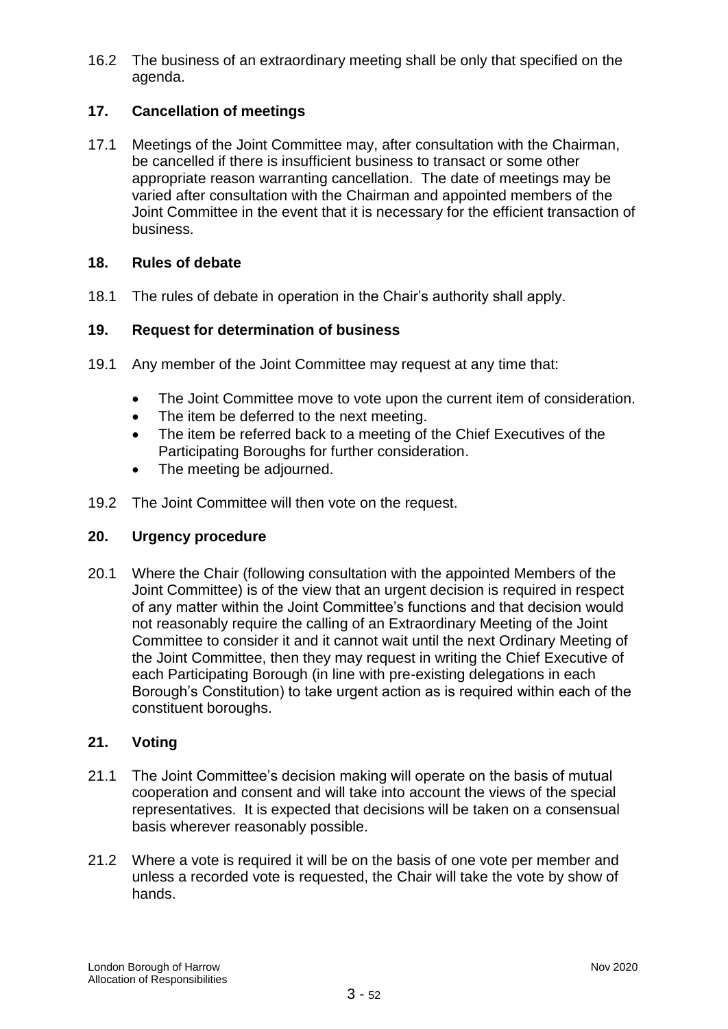16.2 The business of an extraordinary meeting shall be only that specified on the agenda.

## 17. Cancellation of meetings

17.1 Meetings of the Joint Committee may, after consultation with the Chairman, be cancelled if there is insufficient business to transact or some other appropriate reason warranting cancellation. The date of meetings may be varied after consultation with the Chairman and appointed members of the Joint Committee in the event that it is necessary for the efficient transaction of business.

## 18. Rules of debate

18.1 The rules of debate in operation in the Chair's authority shall apply.

## 19. Request for determination of business

19.1 Any member of the Joint Committee may request at any time that:

- The Joint Committee move to vote upon the current item of consideration.
- The item be deferred to the next meeting.
- The item be referred back to a meeting of the Chief Executives of the Participating Boroughs for further consideration.
- The meeting be adjourned.

19.2 The Joint Committee will then vote on the request.

## 20. Urgency procedure

20.1 Where the Chair (following consultation with the appointed Members of the Joint Committee) is of the view that an urgent decision is required in respect of any matter within the Joint Committee's functions and that decision would not reasonably require the calling of an Extraordinary Meeting of the Joint Committee to consider it and it cannot wait until the next Ordinary Meeting of the Joint Committee, then they may request in writing the Chief Executive of each Participating Borough (in line with pre-existing delegations in each Borough's Constitution) to take urgent action as is required within each of the constituent boroughs.

## 21. Voting

21.1 The Joint Committee's decision making will operate on the basis of mutual cooperation and consent and will take into account the views of the special representatives. It is expected that decisions will be taken on a consensual basis wherever reasonably possible.

21.2 Where a vote is required it will be on the basis of one vote per member and unless a recorded vote is requested, the Chair will take the vote by show of hands.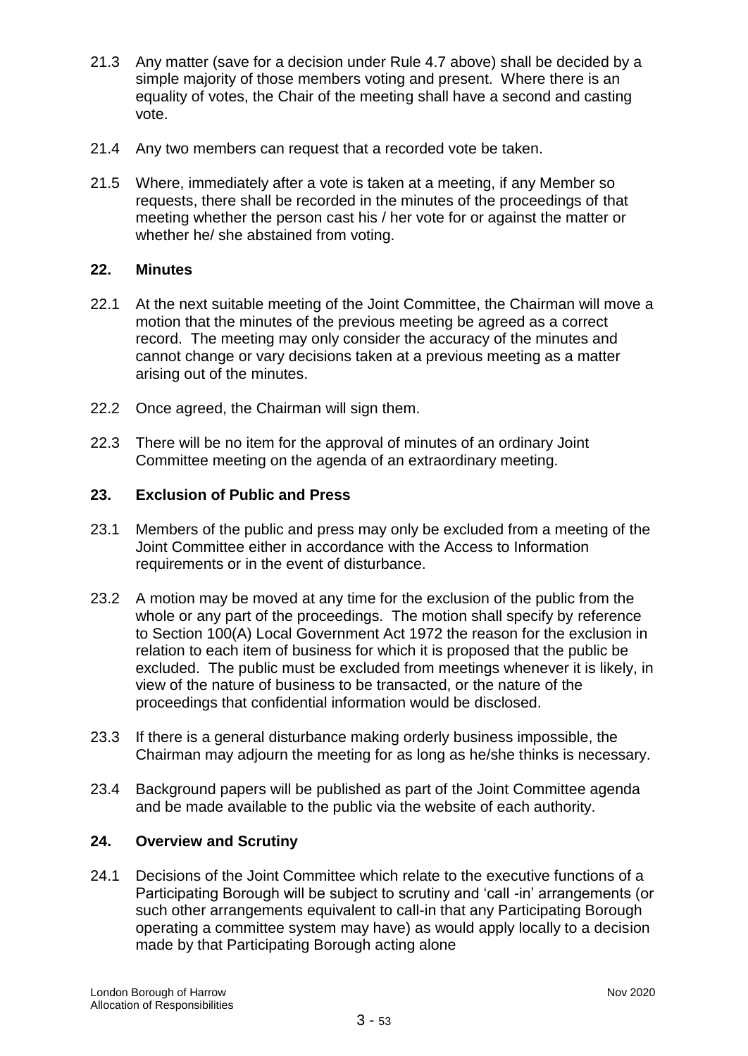21.3 Any matter (save for a decision under Rule 4.7 above) shall be decided by a simple majority of those members voting and present. Where there is an equality of votes, the Chair of the meeting shall have a second and casting vote.

21.4 Any two members can request that a recorded vote be taken.

21.5 Where, immediately after a vote is taken at a meeting, if any Member so requests, there shall be recorded in the minutes of the proceedings of that meeting whether the person cast his / her vote for or against the matter or whether he/ she abstained from voting.

## 22. Minutes

22.1 At the next suitable meeting of the Joint Committee, the Chairman will move a motion that the minutes of the previous meeting be agreed as a correct record. The meeting may only consider the accuracy of the minutes and cannot change or vary decisions taken at a previous meeting as a matter arising out of the minutes.

22.2 Once agreed, the Chairman will sign them.

22.3 There will be no item for the approval of minutes of an ordinary Joint Committee meeting on the agenda of an extraordinary meeting.

## 23. Exclusion of Public and Press

23.1 Members of the public and press may only be excluded from a meeting of the Joint Committee either in accordance with the Access to Information requirements or in the event of disturbance.

23.2 A motion may be moved at any time for the exclusion of the public from the whole or any part of the proceedings. The motion shall specify by reference to Section 100(A) Local Government Act 1972 the reason for the exclusion in relation to each item of business for which it is proposed that the public be excluded. The public must be excluded from meetings whenever it is likely, in view of the nature of business to be transacted, or the nature of the proceedings that confidential information would be disclosed.

23.3 If there is a general disturbance making orderly business impossible, the Chairman may adjourn the meeting for as long as he/she thinks is necessary.

23.4 Background papers will be published as part of the Joint Committee agenda and be made available to the public via the website of each authority.

## 24. Overview and Scrutiny

24.1 Decisions of the Joint Committee which relate to the executive functions of a Participating Borough will be subject to scrutiny and 'call -in' arrangements (or such other arrangements equivalent to call-in that any Participating Borough operating a committee system may have) as would apply locally to a decision made by that Participating Borough acting alone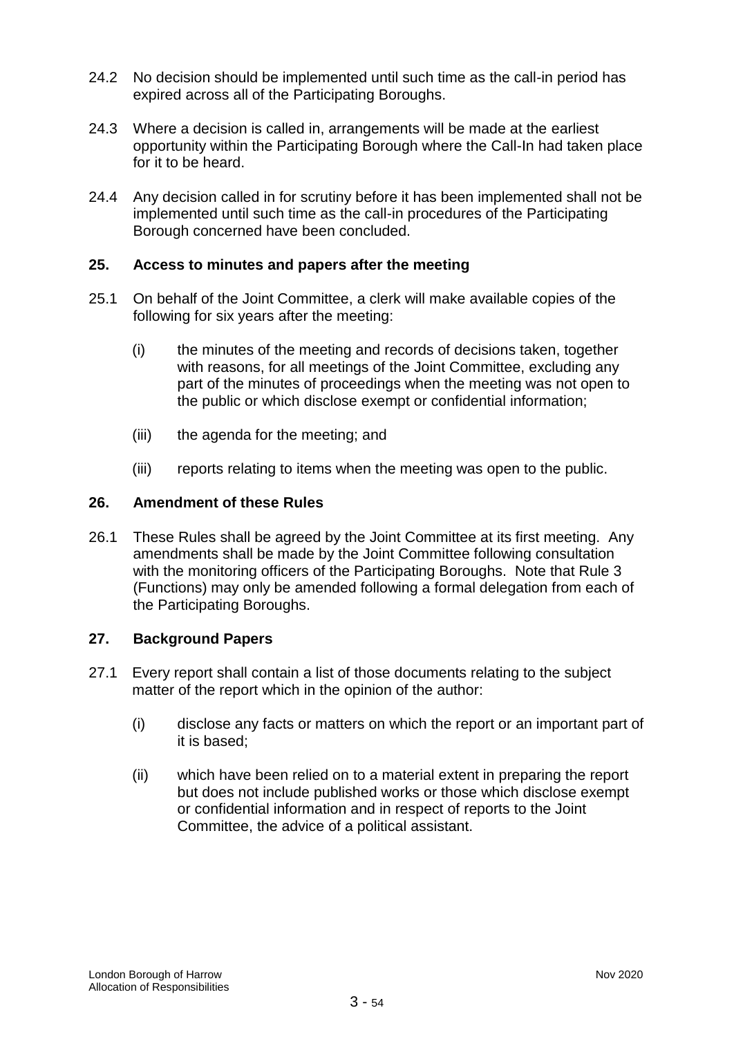24.2 No decision should be implemented until such time as the call-in period has expired across all of the Participating Boroughs.

24.3 Where a decision is called in, arrangements will be made at the earliest opportunity within the Participating Borough where the Call-In had taken place for it to be heard.

24.4 Any decision called in for scrutiny before it has been implemented shall not be implemented until such time as the call-in procedures of the Participating Borough concerned have been concluded.

## 25. Access to minutes and papers after the meeting

25.1 On behalf of the Joint Committee, a clerk will make available copies of the following for six years after the meeting:

(i) the minutes of the meeting and records of decisions taken, together with reasons, for all meetings of the Joint Committee, excluding any part of the minutes of proceedings when the meeting was not open to the public or which disclose exempt or confidential information;

(iii) the agenda for the meeting; and

(iii) reports relating to items when the meeting was open to the public.

## 26. Amendment of these Rules

26.1 These Rules shall be agreed by the Joint Committee at its first meeting. Any amendments shall be made by the Joint Committee following consultation with the monitoring officers of the Participating Boroughs. Note that Rule 3 (Functions) may only be amended following a formal delegation from each of the Participating Boroughs.

## 27. Background Papers

27.1 Every report shall contain a list of those documents relating to the subject matter of the report which in the opinion of the author:

(i) disclose any facts or matters on which the report or an important part of it is based;

(ii) which have been relied on to a material extent in preparing the report but does not include published works or those which disclose exempt or confidential information and in respect of reports to the Joint Committee, the advice of a political assistant.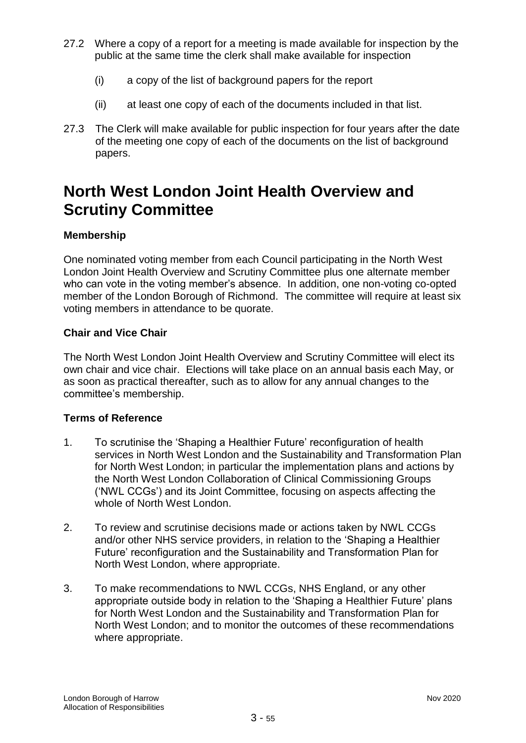27.2 Where a copy of a report for a meeting is made available for inspection by the public at the same time the clerk shall make available for inspection

(i) a copy of the list of background papers for the report

(ii) at least one copy of each of the documents included in that list.

27.3 The Clerk will make available for public inspection for four years after the date of the meeting one copy of each of the documents on the list of background papers.

# North West London Joint Health Overview and Scrutiny Committee

**Membership**

One nominated voting member from each Council participating in the North West London Joint Health Overview and Scrutiny Committee plus one alternate member who can vote in the voting member's absence. In addition, one non-voting co-opted member of the London Borough of Richmond. The committee will require at least six voting members in attendance to be quorate.

**Chair and Vice Chair**

The North West London Joint Health Overview and Scrutiny Committee will elect its own chair and vice chair. Elections will take place on an annual basis each May, or as soon as practical thereafter, such as to allow for any annual changes to the committee's membership.

**Terms of Reference**

1. To scrutinise the 'Shaping a Healthier Future' reconfiguration of health services in North West London and the Sustainability and Transformation Plan for North West London; in particular the implementation plans and actions by the North West London Collaboration of Clinical Commissioning Groups ('NWL CCGs') and its Joint Committee, focusing on aspects affecting the whole of North West London.

2. To review and scrutinise decisions made or actions taken by NWL CCGs and/or other NHS service providers, in relation to the 'Shaping a Healthier Future' reconfiguration and the Sustainability and Transformation Plan for North West London, where appropriate.

3. To make recommendations to NWL CCGs, NHS England, or any other appropriate outside body in relation to the 'Shaping a Healthier Future' plans for North West London and the Sustainability and Transformation Plan for North West London; and to monitor the outcomes of these recommendations where appropriate.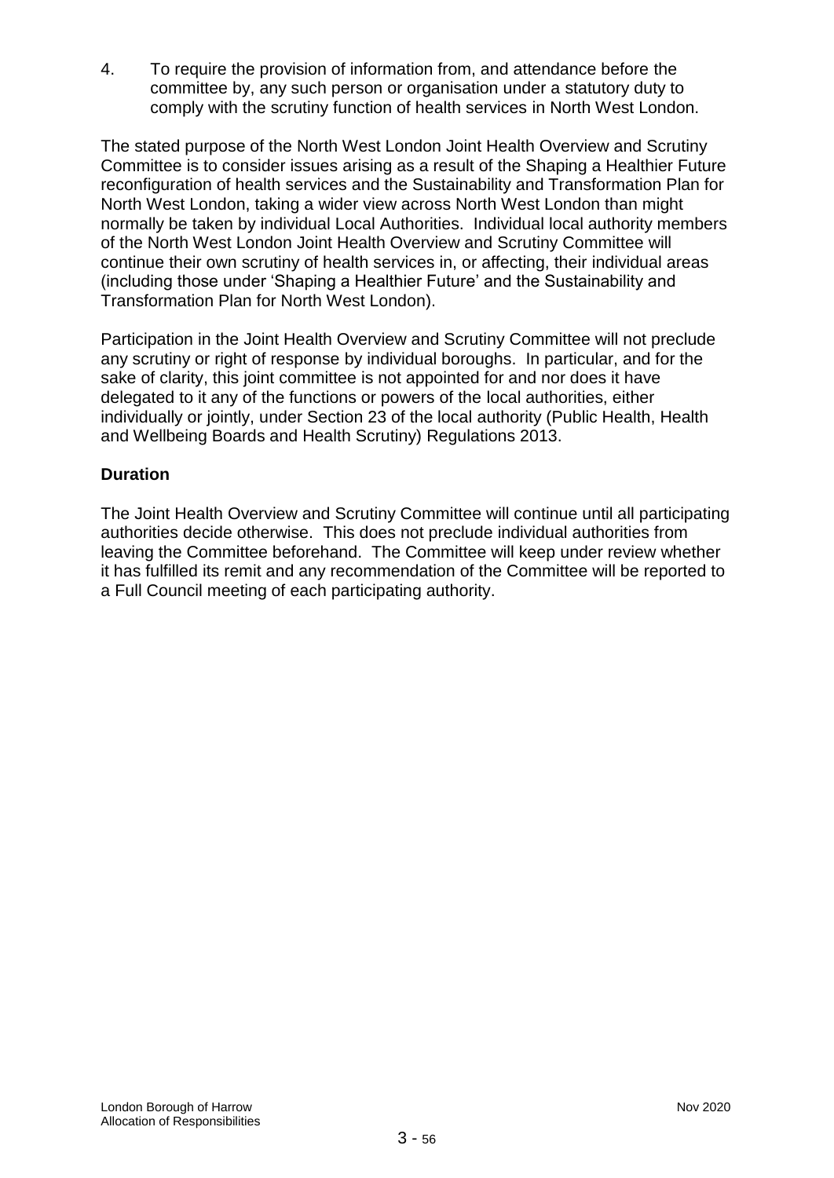4. To require the provision of information from, and attendance before the committee by, any such person or organisation under a statutory duty to comply with the scrutiny function of health services in North West London.

The stated purpose of the North West London Joint Health Overview and Scrutiny Committee is to consider issues arising as a result of the Shaping a Healthier Future reconfiguration of health services and the Sustainability and Transformation Plan for North West London, taking a wider view across North West London than might normally be taken by individual Local Authorities. Individual local authority members of the North West London Joint Health Overview and Scrutiny Committee will continue their own scrutiny of health services in, or affecting, their individual areas (including those under 'Shaping a Healthier Future' and the Sustainability and Transformation Plan for North West London).

Participation in the Joint Health Overview and Scrutiny Committee will not preclude any scrutiny or right of response by individual boroughs. In particular, and for the sake of clarity, this joint committee is not appointed for and nor does it have delegated to it any of the functions or powers of the local authorities, either individually or jointly, under Section 23 of the local authority (Public Health, Health and Wellbeing Boards and Health Scrutiny) Regulations 2013.

**Duration**

The Joint Health Overview and Scrutiny Committee will continue until all participating authorities decide otherwise. This does not preclude individual authorities from leaving the Committee beforehand. The Committee will keep under review whether it has fulfilled its remit and any recommendation of the Committee will be reported to a Full Council meeting of each participating authority.